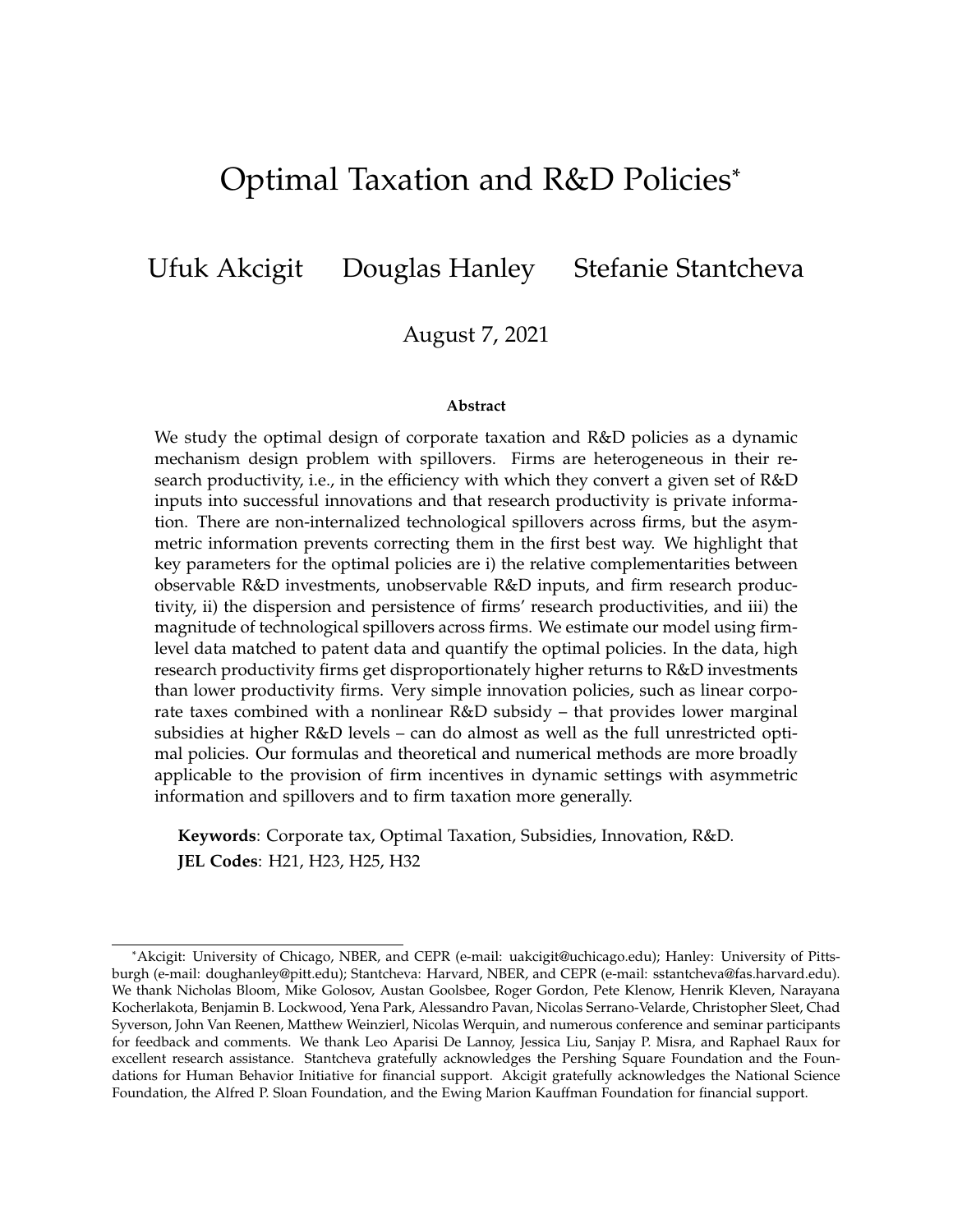# Optimal Taxation and R&D Policies[*]

Ufuk Akcigit    Douglas Hanley    Stefanie Stantcheva

August 7, 2021

**Abstract**

We study the optimal design of corporate taxation and R&D policies as a dynamic mechanism design problem with spillovers. Firms are heterogeneous in their research productivity, i.e., in the efficiency with which they convert a given set of R&D inputs into successful innovations and that research productivity is private information. There are non-internalized technological spillovers across firms, but the asymmetric information prevents correcting them in the first best way. We highlight that key parameters for the optimal policies are i) the relative complementarities between observable R&D investments, unobservable R&D inputs, and firm research productivity, ii) the dispersion and persistence of firms' research productivities, and iii) the magnitude of technological spillovers across firms. We estimate our model using firm-level data matched to patent data and quantify the optimal policies. In the data, high research productivity firms get disproportionately higher returns to R&D investments than lower productivity firms. Very simple innovation policies, such as linear corporate taxes combined with a nonlinear R&D subsidy – that provides lower marginal subsidies at higher R&D levels – can do almost as well as the full unrestricted optimal policies. Our formulas and theoretical and numerical methods are more broadly applicable to the provision of firm incentives in dynamic settings with asymmetric information and spillovers and to firm taxation more generally.

**Keywords**: Corporate tax, Optimal Taxation, Subsidies, Innovation, R&D.
**JEL Codes**: H21, H23, H25, H32

---

[*]Akcigit: University of Chicago, NBER, and CEPR (e-mail: uakcigit@uchicago.edu); Hanley: University of Pittsburgh (e-mail: doughanley@pitt.edu); Stantcheva: Harvard, NBER, and CEPR (e-mail: sstantcheva@fas.harvard.edu). We thank Nicholas Bloom, Mike Golosov, Austan Goolsbee, Roger Gordon, Pete Klenow, Henrik Kleven, Narayana Kocherlakota, Benjamin B. Lockwood, Yena Park, Alessandro Pavan, Nicolas Serrano-Velarde, Christopher Sleet, Chad Syverson, John Van Reenen, Matthew Weinzierl, Nicolas Werquin, and numerous conference and seminar participants for feedback and comments. We thank Leo Aparisi De Lannoy, Jessica Liu, Sanjay P. Misra, and Raphael Raux for excellent research assistance. Stantcheva gratefully acknowledges the Pershing Square Foundation and the Foundations for Human Behavior Initiative for financial support. Akcigit gratefully acknowledges the National Science Foundation, the Alfred P. Sloan Foundation, and the Ewing Marion Kauffman Foundation for financial support.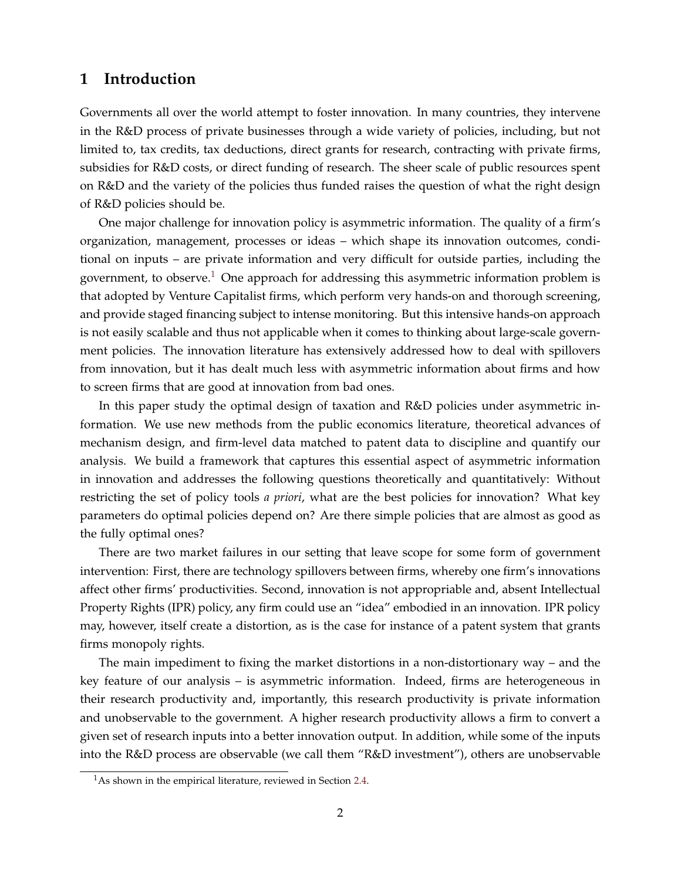# 1 Introduction

Governments all over the world attempt to foster innovation. In many countries, they intervene in the R&D process of private businesses through a wide variety of policies, including, but not limited to, tax credits, tax deductions, direct grants for research, contracting with private firms, subsidies for R&D costs, or direct funding of research. The sheer scale of public resources spent on R&D and the variety of the policies thus funded raises the question of what the right design of R&D policies should be.

One major challenge for innovation policy is asymmetric information. The quality of a firm's organization, management, processes or ideas – which shape its innovation outcomes, conditional on inputs – are private information and very difficult for outside parties, including the government, to observe.[1] One approach for addressing this asymmetric information problem is that adopted by Venture Capitalist firms, which perform very hands-on and thorough screening, and provide staged financing subject to intense monitoring. But this intensive hands-on approach is not easily scalable and thus not applicable when it comes to thinking about large-scale government policies. The innovation literature has extensively addressed how to deal with spillovers from innovation, but it has dealt much less with asymmetric information about firms and how to screen firms that are good at innovation from bad ones.

In this paper study the optimal design of taxation and R&D policies under asymmetric information. We use new methods from the public economics literature, theoretical advances of mechanism design, and firm-level data matched to patent data to discipline and quantify our analysis. We build a framework that captures this essential aspect of asymmetric information in innovation and addresses the following questions theoretically and quantitatively: Without restricting the set of policy tools *a priori*, what are the best policies for innovation? What key parameters do optimal policies depend on? Are there simple policies that are almost as good as the fully optimal ones?

There are two market failures in our setting that leave scope for some form of government intervention: First, there are technology spillovers between firms, whereby one firm's innovations affect other firms' productivities. Second, innovation is not appropriable and, absent Intellectual Property Rights (IPR) policy, any firm could use an "idea" embodied in an innovation. IPR policy may, however, itself create a distortion, as is the case for instance of a patent system that grants firms monopoly rights.

The main impediment to fixing the market distortions in a non-distortionary way – and the key feature of our analysis – is asymmetric information. Indeed, firms are heterogeneous in their research productivity and, importantly, this research productivity is private information and unobservable to the government. A higher research productivity allows a firm to convert a given set of research inputs into a better innovation output. In addition, while some of the inputs into the R&D process are observable (we call them "R&D investment"), others are unobservable

[1] As shown in the empirical literature, reviewed in Section 2.4.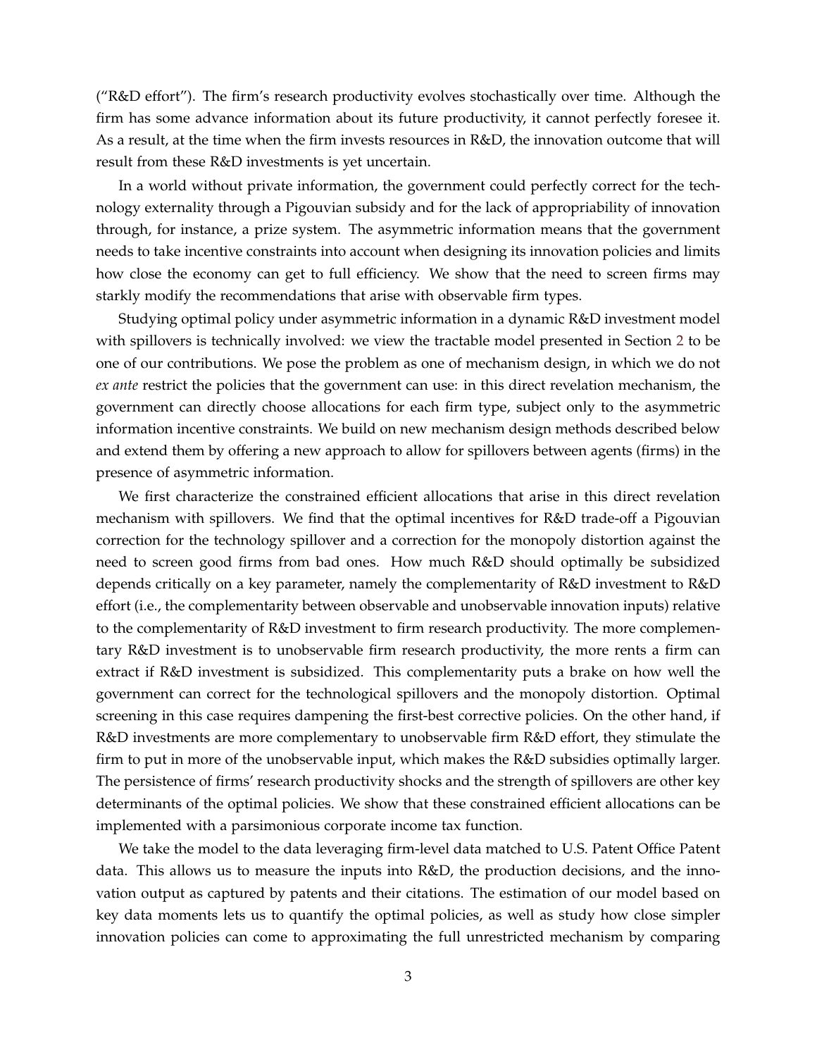("R&D effort"). The firm's research productivity evolves stochastically over time. Although the firm has some advance information about its future productivity, it cannot perfectly foresee it. As a result, at the time when the firm invests resources in R&D, the innovation outcome that will result from these R&D investments is yet uncertain.

In a world without private information, the government could perfectly correct for the technology externality through a Pigouvian subsidy and for the lack of appropriability of innovation through, for instance, a prize system. The asymmetric information means that the government needs to take incentive constraints into account when designing its innovation policies and limits how close the economy can get to full efficiency. We show that the need to screen firms may starkly modify the recommendations that arise with observable firm types.

Studying optimal policy under asymmetric information in a dynamic R&D investment model with spillovers is technically involved: we view the tractable model presented in Section 2 to be one of our contributions. We pose the problem as one of mechanism design, in which we do not *ex ante* restrict the policies that the government can use: in this direct revelation mechanism, the government can directly choose allocations for each firm type, subject only to the asymmetric information incentive constraints. We build on new mechanism design methods described below and extend them by offering a new approach to allow for spillovers between agents (firms) in the presence of asymmetric information.

We first characterize the constrained efficient allocations that arise in this direct revelation mechanism with spillovers. We find that the optimal incentives for R&D trade-off a Pigouvian correction for the technology spillover and a correction for the monopoly distortion against the need to screen good firms from bad ones. How much R&D should optimally be subsidized depends critically on a key parameter, namely the complementarity of R&D investment to R&D effort (i.e., the complementarity between observable and unobservable innovation inputs) relative to the complementarity of R&D investment to firm research productivity. The more complementary R&D investment is to unobservable firm research productivity, the more rents a firm can extract if R&D investment is subsidized. This complementarity puts a brake on how well the government can correct for the technological spillovers and the monopoly distortion. Optimal screening in this case requires dampening the first-best corrective policies. On the other hand, if R&D investments are more complementary to unobservable firm R&D effort, they stimulate the firm to put in more of the unobservable input, which makes the R&D subsidies optimally larger. The persistence of firms' research productivity shocks and the strength of spillovers are other key determinants of the optimal policies. We show that these constrained efficient allocations can be implemented with a parsimonious corporate income tax function.

We take the model to the data leveraging firm-level data matched to U.S. Patent Office Patent data. This allows us to measure the inputs into R&D, the production decisions, and the innovation output as captured by patents and their citations. The estimation of our model based on key data moments lets us to quantify the optimal policies, as well as study how close simpler innovation policies can come to approximating the full unrestricted mechanism by comparing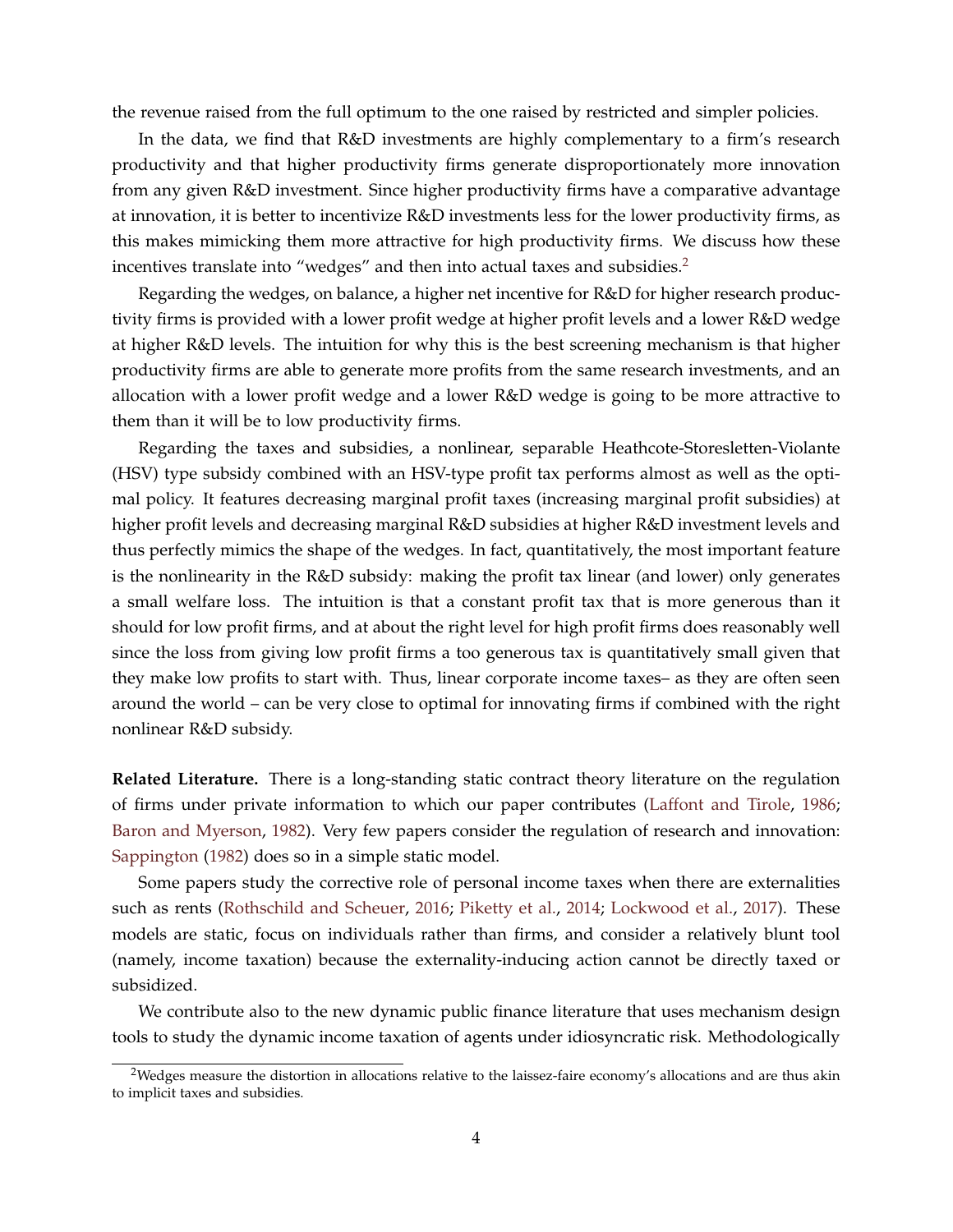the revenue raised from the full optimum to the one raised by restricted and simpler policies.

In the data, we find that R&D investments are highly complementary to a firm's research productivity and that higher productivity firms generate disproportionately more innovation from any given R&D investment. Since higher productivity firms have a comparative advantage at innovation, it is better to incentivize R&D investments less for the lower productivity firms, as this makes mimicking them more attractive for high productivity firms. We discuss how these incentives translate into "wedges" and then into actual taxes and subsidies.[2]

Regarding the wedges, on balance, a higher net incentive for R&D for higher research productivity firms is provided with a lower profit wedge at higher profit levels and a lower R&D wedge at higher R&D levels. The intuition for why this is the best screening mechanism is that higher productivity firms are able to generate more profits from the same research investments, and an allocation with a lower profit wedge and a lower R&D wedge is going to be more attractive to them than it will be to low productivity firms.

Regarding the taxes and subsidies, a nonlinear, separable Heathcote-Storesletten-Violante (HSV) type subsidy combined with an HSV-type profit tax performs almost as well as the optimal policy. It features decreasing marginal profit taxes (increasing marginal profit subsidies) at higher profit levels and decreasing marginal R&D subsidies at higher R&D investment levels and thus perfectly mimics the shape of the wedges. In fact, quantitatively, the most important feature is the nonlinearity in the R&D subsidy: making the profit tax linear (and lower) only generates a small welfare loss. The intuition is that a constant profit tax that is more generous than it should for low profit firms, and at about the right level for high profit firms does reasonably well since the loss from giving low profit firms a too generous tax is quantitatively small given that they make low profits to start with. Thus, linear corporate income taxes– as they are often seen around the world – can be very close to optimal for innovating firms if combined with the right nonlinear R&D subsidy.

**Related Literature.** There is a long-standing static contract theory literature on the regulation of firms under private information to which our paper contributes (Laffont and Tirole, 1986; Baron and Myerson, 1982). Very few papers consider the regulation of research and innovation: Sappington (1982) does so in a simple static model.

Some papers study the corrective role of personal income taxes when there are externalities such as rents (Rothschild and Scheuer, 2016; Piketty et al., 2014; Lockwood et al., 2017). These models are static, focus on individuals rather than firms, and consider a relatively blunt tool (namely, income taxation) because the externality-inducing action cannot be directly taxed or subsidized.

We contribute also to the new dynamic public finance literature that uses mechanism design tools to study the dynamic income taxation of agents under idiosyncratic risk. Methodologically

[2]Wedges measure the distortion in allocations relative to the laissez-faire economy's allocations and are thus akin to implicit taxes and subsidies.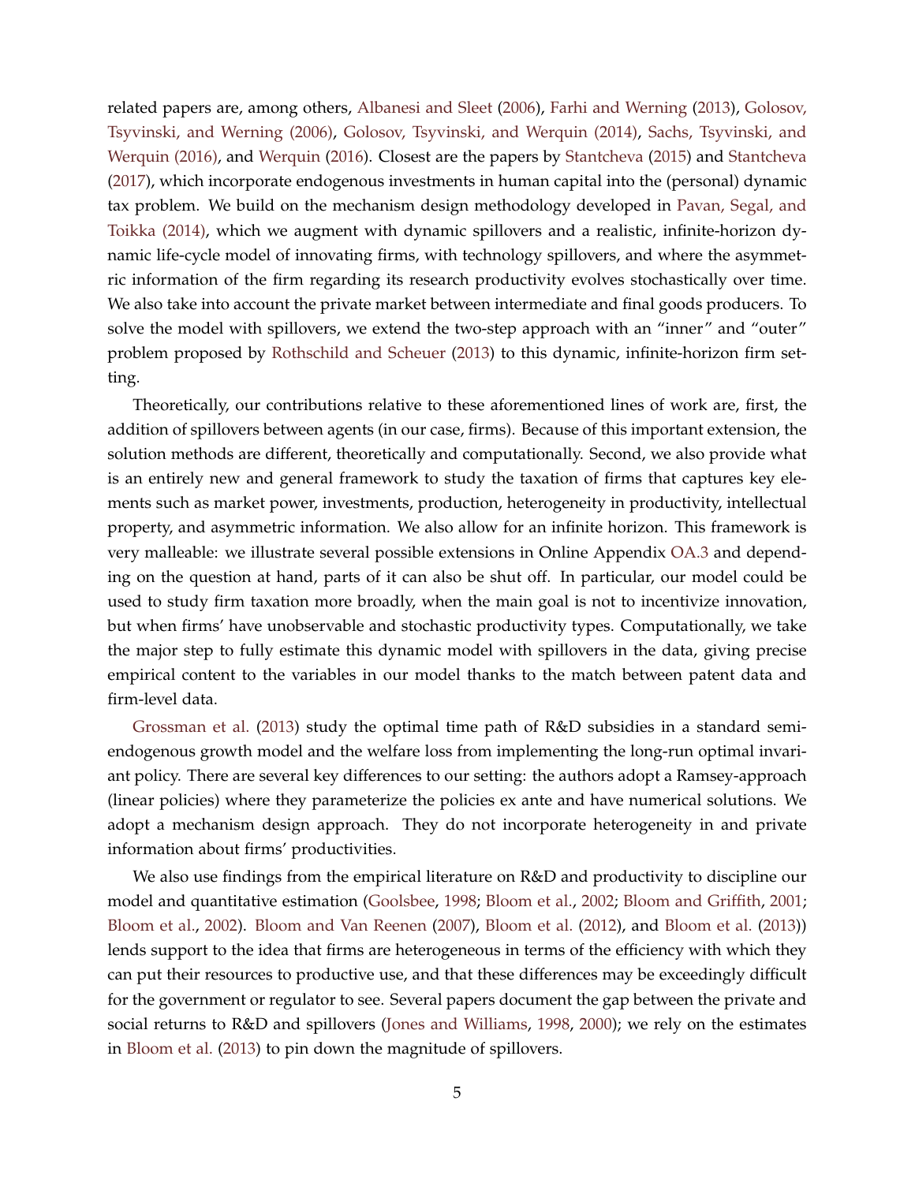related papers are, among others, Albanesi and Sleet (2006), Farhi and Werning (2013), Golosov, Tsyvinski, and Werning (2006), Golosov, Tsyvinski, and Werquin (2014), Sachs, Tsyvinski, and Werquin (2016), and Werquin (2016). Closest are the papers by Stantcheva (2015) and Stantcheva (2017), which incorporate endogenous investments in human capital into the (personal) dynamic tax problem. We build on the mechanism design methodology developed in Pavan, Segal, and Toikka (2014), which we augment with dynamic spillovers and a realistic, infinite-horizon dynamic life-cycle model of innovating firms, with technology spillovers, and where the asymmetric information of the firm regarding its research productivity evolves stochastically over time. We also take into account the private market between intermediate and final goods producers. To solve the model with spillovers, we extend the two-step approach with an "inner" and "outer" problem proposed by Rothschild and Scheuer (2013) to this dynamic, infinite-horizon firm setting.

Theoretically, our contributions relative to these aforementioned lines of work are, first, the addition of spillovers between agents (in our case, firms). Because of this important extension, the solution methods are different, theoretically and computationally. Second, we also provide what is an entirely new and general framework to study the taxation of firms that captures key elements such as market power, investments, production, heterogeneity in productivity, intellectual property, and asymmetric information. We also allow for an infinite horizon. This framework is very malleable: we illustrate several possible extensions in Online Appendix OA.3 and depending on the question at hand, parts of it can also be shut off. In particular, our model could be used to study firm taxation more broadly, when the main goal is not to incentivize innovation, but when firms' have unobservable and stochastic productivity types. Computationally, we take the major step to fully estimate this dynamic model with spillovers in the data, giving precise empirical content to the variables in our model thanks to the match between patent data and firm-level data.

Grossman et al. (2013) study the optimal time path of R&D subsidies in a standard semi-endogenous growth model and the welfare loss from implementing the long-run optimal invariant policy. There are several key differences to our setting: the authors adopt a Ramsey-approach (linear policies) where they parameterize the policies ex ante and have numerical solutions. We adopt a mechanism design approach. They do not incorporate heterogeneity in and private information about firms' productivities.

We also use findings from the empirical literature on R&D and productivity to discipline our model and quantitative estimation (Goolsbee, 1998; Bloom et al., 2002; Bloom and Griffith, 2001; Bloom et al., 2002). Bloom and Van Reenen (2007), Bloom et al. (2012), and Bloom et al. (2013)) lends support to the idea that firms are heterogeneous in terms of the efficiency with which they can put their resources to productive use, and that these differences may be exceedingly difficult for the government or regulator to see. Several papers document the gap between the private and social returns to R&D and spillovers (Jones and Williams, 1998, 2000); we rely on the estimates in Bloom et al. (2013) to pin down the magnitude of spillovers.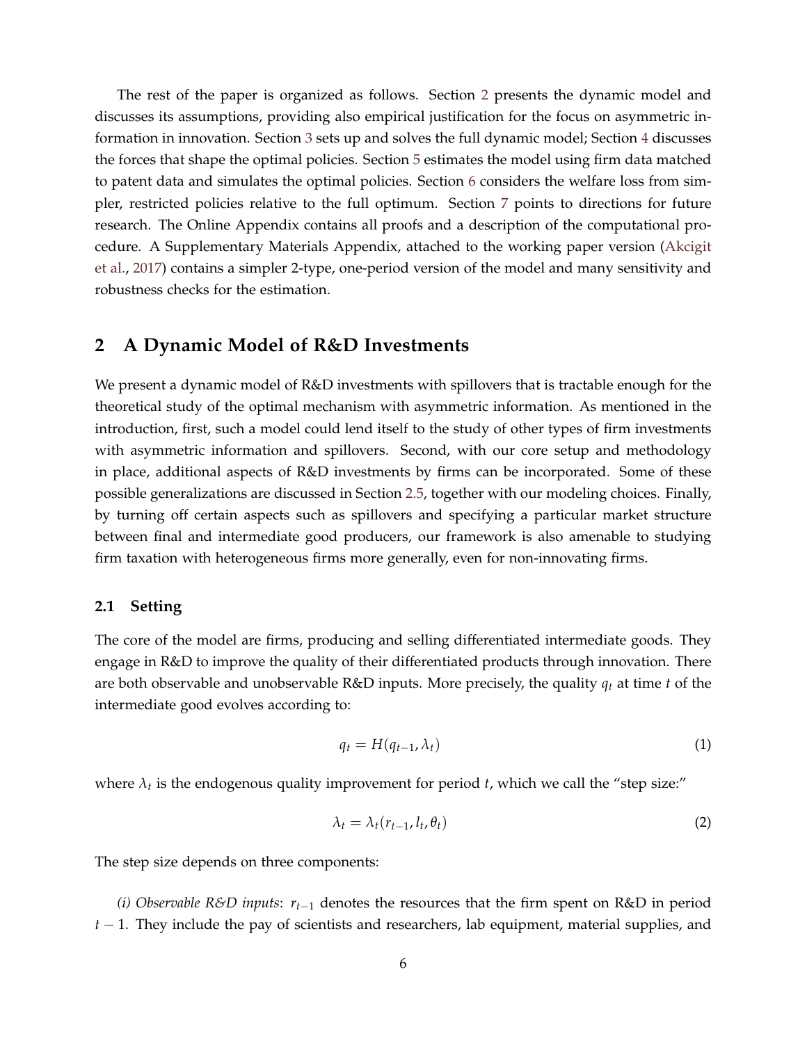The rest of the paper is organized as follows. Section 2 presents the dynamic model and discusses its assumptions, providing also empirical justification for the focus on asymmetric information in innovation. Section 3 sets up and solves the full dynamic model; Section 4 discusses the forces that shape the optimal policies. Section 5 estimates the model using firm data matched to patent data and simulates the optimal policies. Section 6 considers the welfare loss from simpler, restricted policies relative to the full optimum. Section 7 points to directions for future research. The Online Appendix contains all proofs and a description of the computational procedure. A Supplementary Materials Appendix, attached to the working paper version (Akcigit et al., 2017) contains a simpler 2-type, one-period version of the model and many sensitivity and robustness checks for the estimation.

## 2 A Dynamic Model of R&D Investments

We present a dynamic model of R&D investments with spillovers that is tractable enough for the theoretical study of the optimal mechanism with asymmetric information. As mentioned in the introduction, first, such a model could lend itself to the study of other types of firm investments with asymmetric information and spillovers. Second, with our core setup and methodology in place, additional aspects of R&D investments by firms can be incorporated. Some of these possible generalizations are discussed in Section 2.5, together with our modeling choices. Finally, by turning off certain aspects such as spillovers and specifying a particular market structure between final and intermediate good producers, our framework is also amenable to studying firm taxation with heterogeneous firms more generally, even for non-innovating firms.

### 2.1 Setting

The core of the model are firms, producing and selling differentiated intermediate goods. They engage in R&D to improve the quality of their differentiated products through innovation. There are both observable and unobservable R&D inputs. More precisely, the quality $q_t$ at time $t$ of the intermediate good evolves according to:

$$q_t = H(q_{t-1}, \lambda_t) \tag{1}$$

where $\lambda_t$ is the endogenous quality improvement for period $t$, which we call the "step size:"

$$\lambda_t = \lambda_t(r_{t-1}, l_t, \theta_t) \tag{2}$$

The step size depends on three components:

*(i) Observable R&D inputs*: $r_{t-1}$ denotes the resources that the firm spent on R&D in period $t-1$. They include the pay of scientists and researchers, lab equipment, material supplies, and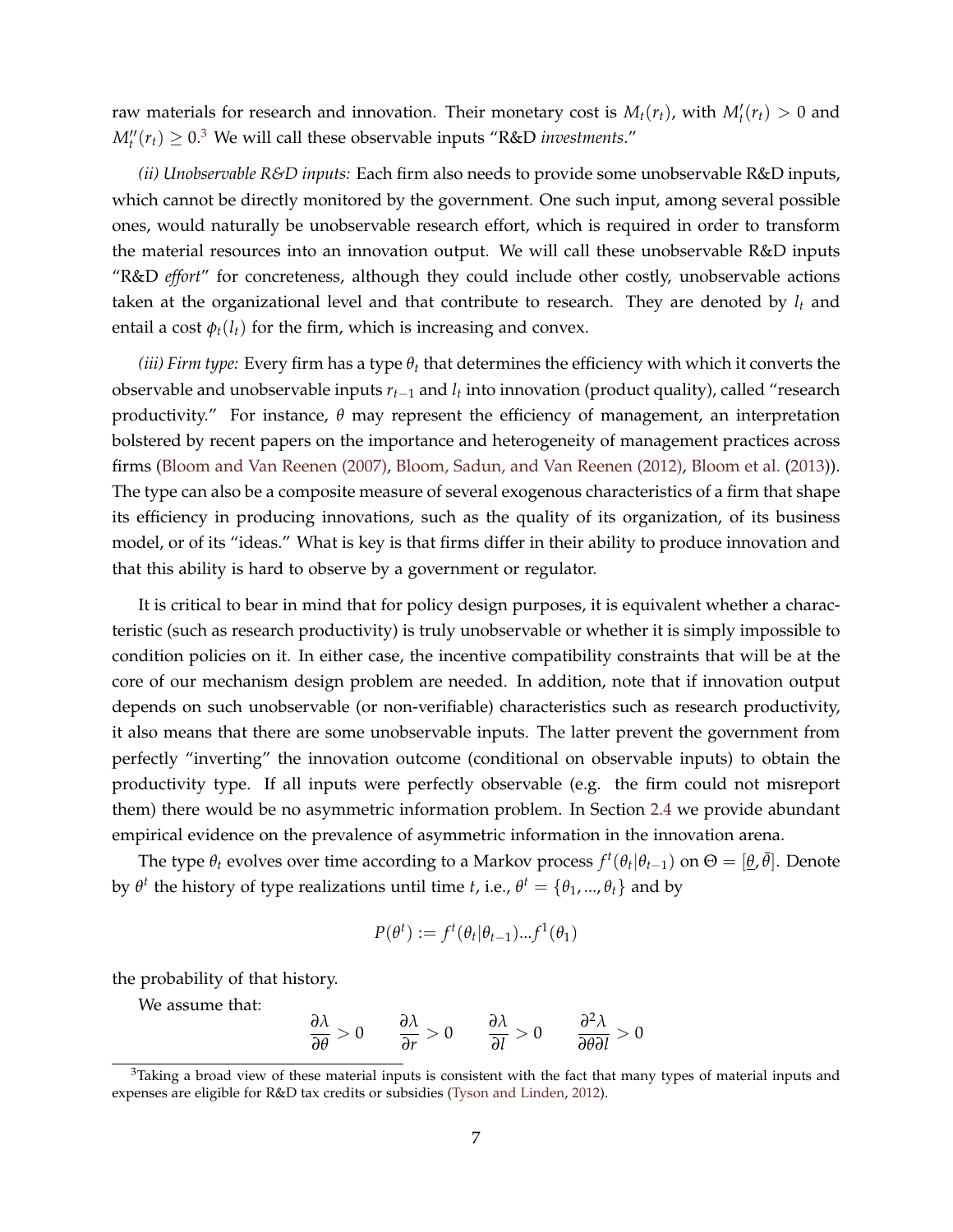raw materials for research and innovation. Their monetary cost is $M_t(r_t)$, with $M_t'(r_t) > 0$ and $M_t''(r_t) \geq 0$.[3] We will call these observable inputs "R&D *investments*."

*(ii) Unobservable R&D inputs:* Each firm also needs to provide some unobservable R&D inputs, which cannot be directly monitored by the government. One such input, among several possible ones, would naturally be unobservable research effort, which is required in order to transform the material resources into an innovation output. We will call these unobservable R&D inputs "R&D *effort*" for concreteness, although they could include other costly, unobservable actions taken at the organizational level and that contribute to research. They are denoted by $l_t$ and entail a cost $\phi_t(l_t)$ for the firm, which is increasing and convex.

*(iii) Firm type:* Every firm has a type $\theta_t$ that determines the efficiency with which it converts the observable and unobservable inputs $r_{t-1}$ and $l_t$ into innovation (product quality), called "research productivity." For instance, $\theta$ may represent the efficiency of management, an interpretation bolstered by recent papers on the importance and heterogeneity of management practices across firms (Bloom and Van Reenen (2007), Bloom, Sadun, and Van Reenen (2012), Bloom et al. (2013)). The type can also be a composite measure of several exogenous characteristics of a firm that shape its efficiency in producing innovations, such as the quality of its organization, of its business model, or of its "ideas." What is key is that firms differ in their ability to produce innovation and that this ability is hard to observe by a government or regulator.

It is critical to bear in mind that for policy design purposes, it is equivalent whether a characteristic (such as research productivity) is truly unobservable or whether it is simply impossible to condition policies on it. In either case, the incentive compatibility constraints that will be at the core of our mechanism design problem are needed. In addition, note that if innovation output depends on such unobservable (or non-verifiable) characteristics such as research productivity, it also means that there are some unobservable inputs. The latter prevent the government from perfectly "inverting" the innovation outcome (conditional on observable inputs) to obtain the productivity type. If all inputs were perfectly observable (e.g. the firm could not misreport them) there would be no asymmetric information problem. In Section 2.4 we provide abundant empirical evidence on the prevalence of asymmetric information in the innovation arena.

The type $\theta_t$ evolves over time according to a Markov process $f^t(\theta_t|\theta_{t-1})$ on $\Theta = [\underline{\theta}, \bar{\theta}]$. Denote by $\theta^t$ the history of type realizations until time $t$, i.e., $\theta^t = \{\theta_1, ..., \theta_t\}$ and by

$$P(\theta^t) := f^t(\theta_t|\theta_{t-1})...f^1(\theta_1)$$

the probability of that history.

We assume that:

$$\frac{\partial \lambda}{\partial \theta} > 0 \qquad \frac{\partial \lambda}{\partial r} > 0 \qquad \frac{\partial \lambda}{\partial l} > 0 \qquad \frac{\partial^2 \lambda}{\partial \theta \partial l} > 0$$

[3] Taking a broad view of these material inputs is consistent with the fact that many types of material inputs and expenses are eligible for R&D tax credits or subsidies (Tyson and Linden, 2012).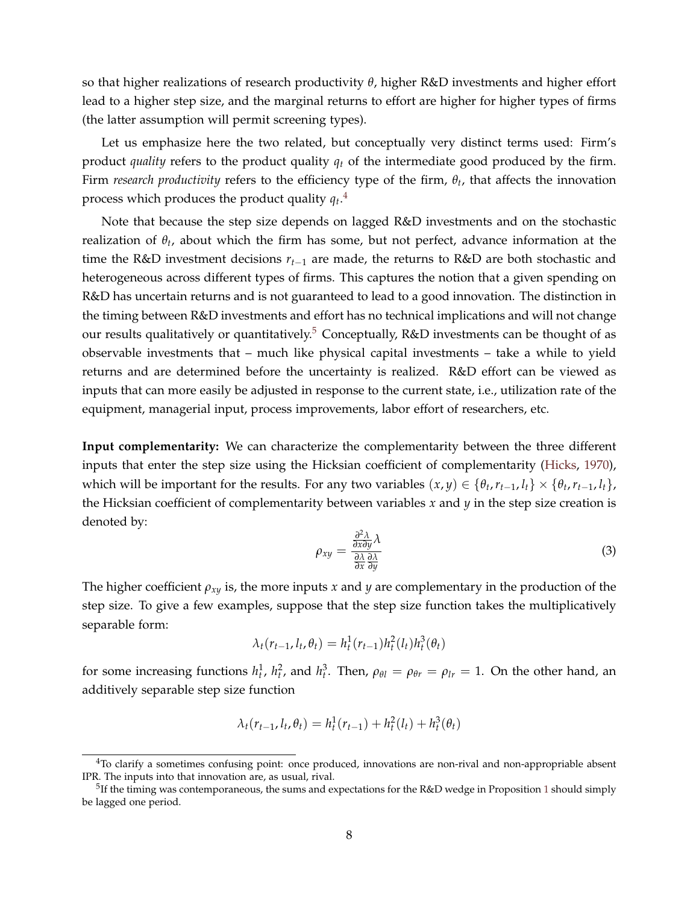so that higher realizations of research productivity $\theta$, higher R&D investments and higher effort lead to a higher step size, and the marginal returns to effort are higher for higher types of firms (the latter assumption will permit screening types).

Let us emphasize here the two related, but conceptually very distinct terms used: Firm's product *quality* refers to the product quality $q_t$ of the intermediate good produced by the firm. Firm *research productivity* refers to the efficiency type of the firm, $\theta_t$, that affects the innovation process which produces the product quality $q_t$.[4]

Note that because the step size depends on lagged R&D investments and on the stochastic realization of $\theta_t$, about which the firm has some, but not perfect, advance information at the time the R&D investment decisions $r_{t-1}$ are made, the returns to R&D are both stochastic and heterogeneous across different types of firms. This captures the notion that a given spending on R&D has uncertain returns and is not guaranteed to lead to a good innovation. The distinction in the timing between R&D investments and effort has no technical implications and will not change our results qualitatively or quantitatively.[5] Conceptually, R&D investments can be thought of as observable investments that – much like physical capital investments – take a while to yield returns and are determined before the uncertainty is realized. R&D effort can be viewed as inputs that can more easily be adjusted in response to the current state, i.e., utilization rate of the equipment, managerial input, process improvements, labor effort of researchers, etc.

**Input complementarity:** We can characterize the complementarity between the three different inputs that enter the step size using the Hicksian coefficient of complementarity (Hicks, 1970), which will be important for the results. For any two variables $(x, y) \in \{\theta_t, r_{t-1}, l_t\} \times \{\theta_t, r_{t-1}, l_t\}$, the Hicksian coefficient of complementarity between variables $x$ and $y$ in the step size creation is denoted by:

$$\rho_{xy} = \frac{\frac{\partial^2 \lambda}{\partial x \partial y} \lambda}{\frac{\partial \lambda}{\partial x} \frac{\partial \lambda}{\partial y}} \tag{3}$$

The higher coefficient $\rho_{xy}$ is, the more inputs $x$ and $y$ are complementary in the production of the step size. To give a few examples, suppose that the step size function takes the multiplicatively separable form:

$$\lambda_t(r_{t-1}, l_t, \theta_t) = h_t^1(r_{t-1}) h_t^2(l_t) h_t^3(\theta_t)$$

for some increasing functions $h_t^1$, $h_t^2$, and $h_t^3$. Then, $\rho_{\theta l} = \rho_{\theta r} = \rho_{lr} = 1$. On the other hand, an additively separable step size function

$$\lambda_t(r_{t-1}, l_t, \theta_t) = h_t^1(r_{t-1}) + h_t^2(l_t) + h_t^3(\theta_t)$$

[4] To clarify a sometimes confusing point: once produced, innovations are non-rival and non-appropriable absent IPR. The inputs into that innovation are, as usual, rival.

[5] If the timing was contemporaneous, the sums and expectations for the R&D wedge in Proposition 1 should simply be lagged one period.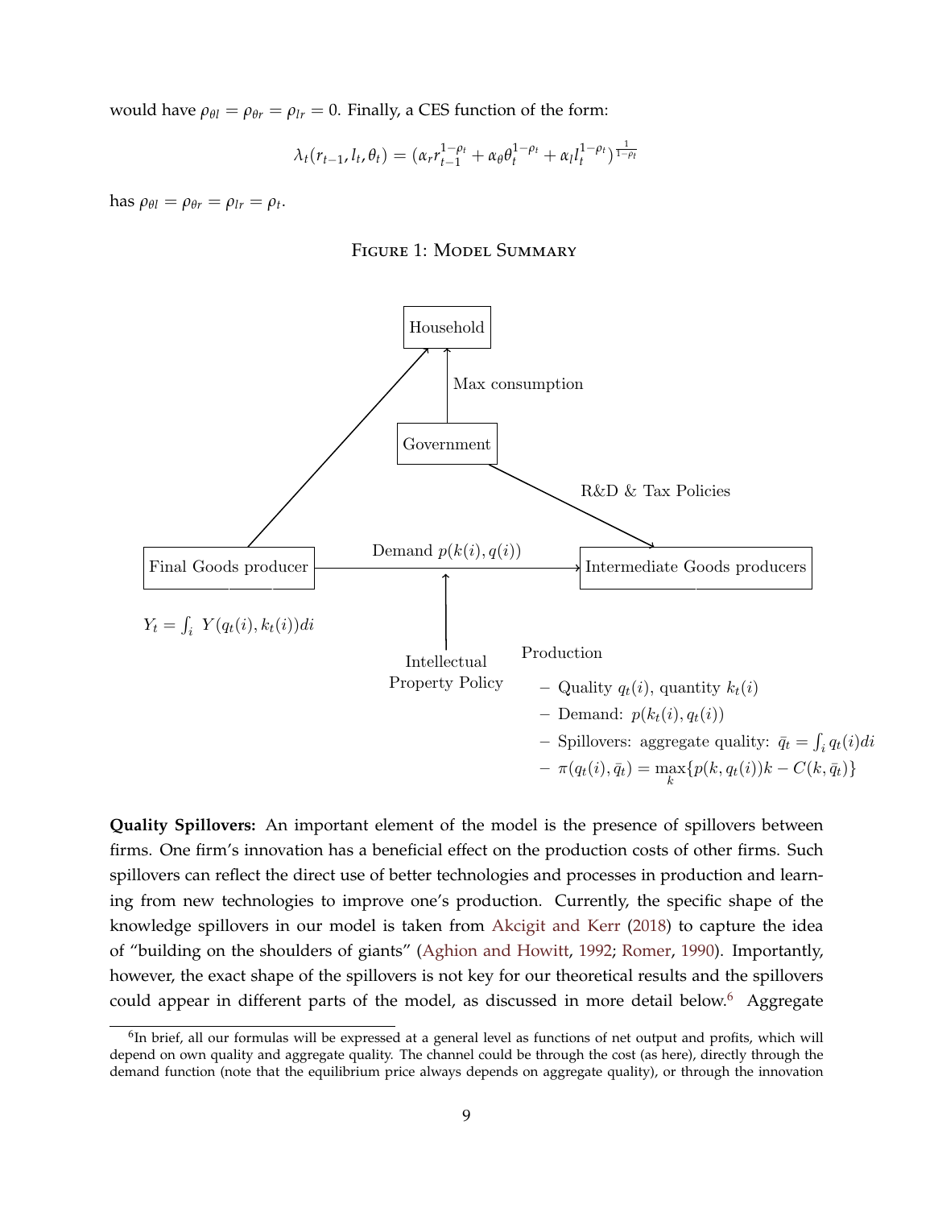would have $\rho_{\theta l} = \rho_{\theta r} = \rho_{lr} = 0$. Finally, a CES function of the form:

$$\lambda_t(r_{t-1}, l_t, \theta_t) = (\alpha_r r_{t-1}^{1-\rho_t} + \alpha_\theta \theta_t^{1-\rho_t} + \alpha_l l_t^{1-\rho_t})^{\frac{1}{1-\rho_t}}$$

has $\rho_{\theta l} = \rho_{\theta r} = \rho_{lr} = \rho_t$.

Figure 1: Model Summary

Household

Max consumption

Government

R&D & Tax Policies

Final Goods producer

Demand $p(k(i), q(i))$

Intermediate Goods producers

$Y_t = \int_i Y(q_t(i), k_t(i))di$

Intellectual Property Policy

Production

- Quality $q_t(i)$, quantity $k_t(i)$
- Demand: $p(k_t(i), q_t(i))$
- Spillovers: aggregate quality: $\bar{q}_t = \int_i q_t(i)di$
- $\pi(q_t(i), \bar{q}_t) = \max_k \{p(k, q_t(i))k - C(k, \bar{q}_t)\}$

**Quality Spillovers:** An important element of the model is the presence of spillovers between firms. One firm's innovation has a beneficial effect on the production costs of other firms. Such spillovers can reflect the direct use of better technologies and processes in production and learning from new technologies to improve one's production. Currently, the specific shape of the knowledge spillovers in our model is taken from Akcigit and Kerr (2018) to capture the idea of "building on the shoulders of giants" (Aghion and Howitt, 1992; Romer, 1990). Importantly, however, the exact shape of the spillovers is not key for our theoretical results and the spillovers could appear in different parts of the model, as discussed in more detail below.[6] Aggregate

[6]In brief, all our formulas will be expressed at a general level as functions of net output and profits, which will depend on own quality and aggregate quality. The channel could be through the cost (as here), directly through the demand function (note that the equilibrium price always depends on aggregate quality), or through the innovation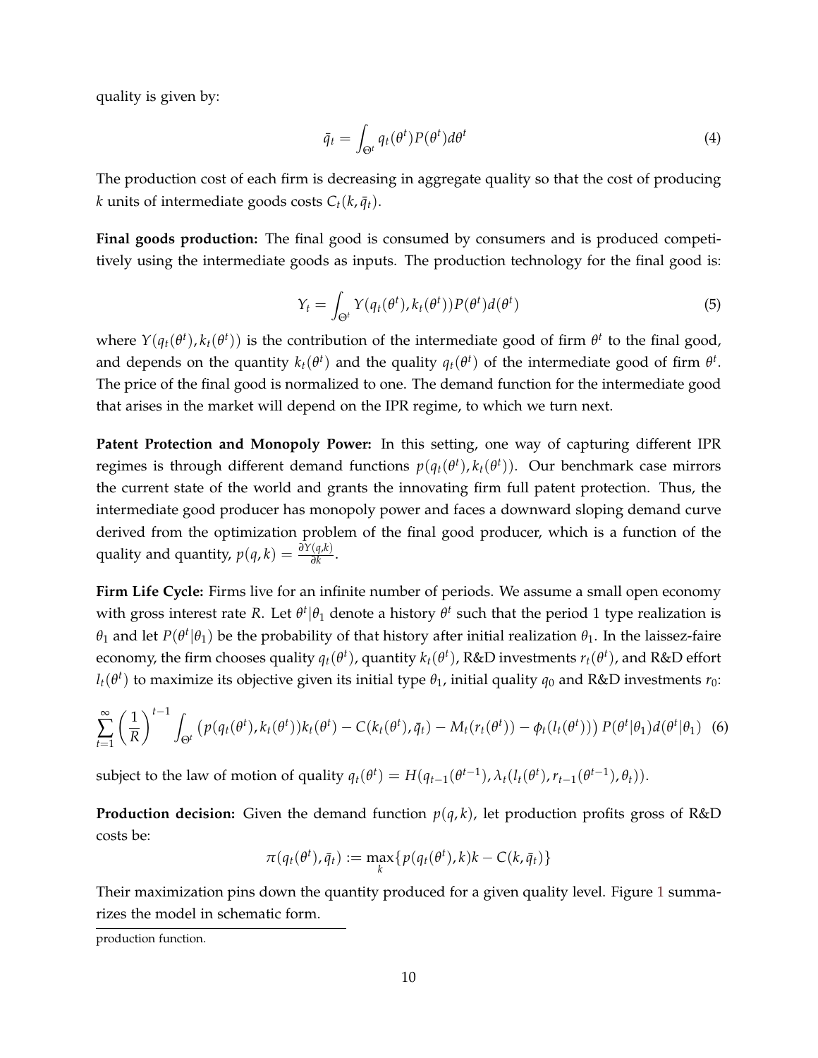quality is given by:

$$\bar{q}_t = \int_{\Theta^t} q_t(\theta^t) P(\theta^t) d\theta^t \tag{4}$$

The production cost of each firm is decreasing in aggregate quality so that the cost of producing $k$ units of intermediate goods costs $C_t(k, \bar{q}_t)$.

**Final goods production:** The final good is consumed by consumers and is produced competitively using the intermediate goods as inputs. The production technology for the final good is:

$$Y_t = \int_{\Theta^t} Y(q_t(\theta^t), k_t(\theta^t)) P(\theta^t) d(\theta^t) \tag{5}$$

where $Y(q_t(\theta^t), k_t(\theta^t))$ is the contribution of the intermediate good of firm $\theta^t$ to the final good, and depends on the quantity $k_t(\theta^t)$ and the quality $q_t(\theta^t)$ of the intermediate good of firm $\theta^t$. The price of the final good is normalized to one. The demand function for the intermediate good that arises in the market will depend on the IPR regime, to which we turn next.

**Patent Protection and Monopoly Power:** In this setting, one way of capturing different IPR regimes is through different demand functions $p(q_t(\theta^t), k_t(\theta^t))$. Our benchmark case mirrors the current state of the world and grants the innovating firm full patent protection. Thus, the intermediate good producer has monopoly power and faces a downward sloping demand curve derived from the optimization problem of the final good producer, which is a function of the quality and quantity, $p(q, k) = \frac{\partial Y(q,k)}{\partial k}$.

**Firm Life Cycle:** Firms live for an infinite number of periods. We assume a small open economy with gross interest rate $R$. Let $\theta^t|\theta_1$ denote a history $\theta^t$ such that the period 1 type realization is $\theta_1$ and let $P(\theta^t|\theta_1)$ be the probability of that history after initial realization $\theta_1$. In the laissez-faire economy, the firm chooses quality $q_t(\theta^t)$, quantity $k_t(\theta^t)$, R&D investments $r_t(\theta^t)$, and R&D effort $l_t(\theta^t)$ to maximize its objective given its initial type $\theta_1$, initial quality $q_0$ and R&D investments $r_0$:

$$\sum_{t=1}^{\infty} \left(\frac{1}{R}\right)^{t-1} \int_{\Theta^t} \left( p(q_t(\theta^t), k_t(\theta^t)) k_t(\theta^t) - C(k_t(\theta^t), \bar{q}_t) - M_t(r_t(\theta^t)) - \phi_t(l_t(\theta^t)) \right) P(\theta^t|\theta_1) d(\theta^t|\theta_1) \tag{6}$$

subject to the law of motion of quality $q_t(\theta^t) = H(q_{t-1}(\theta^{t-1}), \lambda_t(l_t(\theta^t), r_{t-1}(\theta^{t-1}), \theta_t))$.

**Production decision:** Given the demand function $p(q, k)$, let production profits gross of R&D costs be:

$$\pi(q_t(\theta^t), \bar{q}_t) := \max_k \{ p(q_t(\theta^t), k)k - C(k, \bar{q}_t) \}$$

Their maximization pins down the quantity produced for a given quality level. Figure 1 summarizes the model in schematic form.

production function.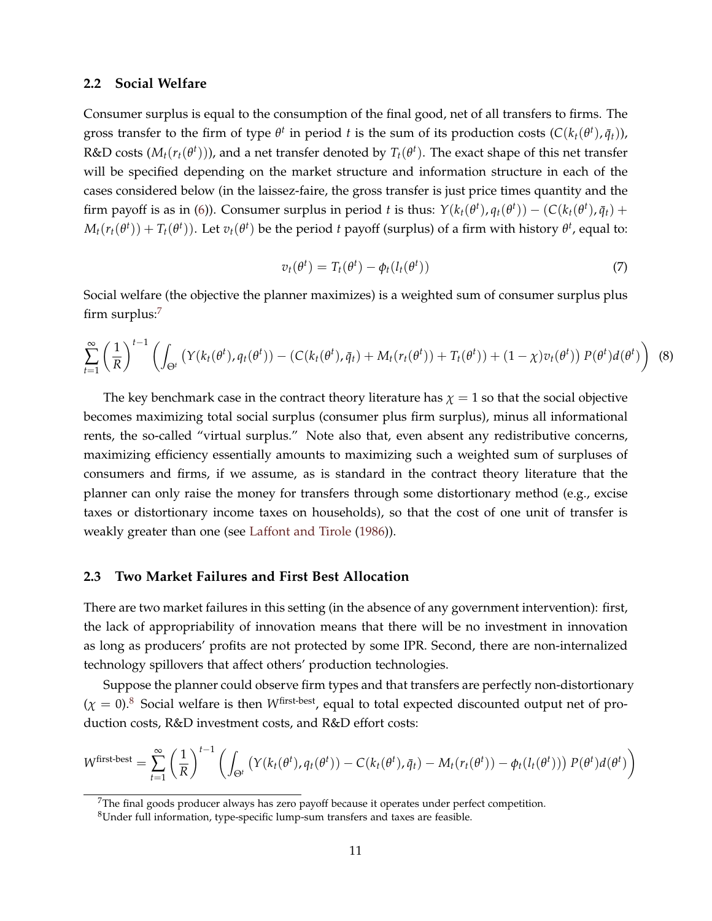### 2.2 Social Welfare

Consumer surplus is equal to the consumption of the final good, net of all transfers to firms. The gross transfer to the firm of type $\theta^t$ in period $t$ is the sum of its production costs ($C(k_t(\theta^t), \bar{q}_t)$), R&D costs ($M_t(r_t(\theta^t))$), and a net transfer denoted by $T_t(\theta^t)$. The exact shape of this net transfer will be specified depending on the market structure and information structure in each of the cases considered below (in the laissez-faire, the gross transfer is just price times quantity and the firm payoff is as in (6)). Consumer surplus in period $t$ is thus: $Y(k_t(\theta^t), q_t(\theta^t)) - (C(k_t(\theta^t), \bar{q}_t) + M_t(r_t(\theta^t)) + T_t(\theta^t))$. Let $v_t(\theta^t)$ be the period $t$ payoff (surplus) of a firm with history $\theta^t$, equal to:

$$v_t(\theta^t) = T_t(\theta^t) - \phi_t(l_t(\theta^t)) \tag{7}$$

Social welfare (the objective the planner maximizes) is a weighted sum of consumer surplus plus firm surplus:[7]

$$\sum_{t=1}^{\infty} \left(\frac{1}{R}\right)^{t-1} \left( \int_{\Theta^t} \left( Y(k_t(\theta^t), q_t(\theta^t)) - (C(k_t(\theta^t), \bar{q}_t) + M_t(r_t(\theta^t)) + T_t(\theta^t)) + (1-\chi) v_t(\theta^t) \right) P(\theta^t) d(\theta^t) \right) \tag{8}$$

The key benchmark case in the contract theory literature has $\chi = 1$ so that the social objective becomes maximizing total social surplus (consumer plus firm surplus), minus all informational rents, the so-called "virtual surplus." Note also that, even absent any redistributive concerns, maximizing efficiency essentially amounts to maximizing such a weighted sum of surpluses of consumers and firms, if we assume, as is standard in the contract theory literature that the planner can only raise the money for transfers through some distortionary method (e.g., excise taxes or distortionary income taxes on households), so that the cost of one unit of transfer is weakly greater than one (see Laffont and Tirole (1986)).

### 2.3 Two Market Failures and First Best Allocation

There are two market failures in this setting (in the absence of any government intervention): first, the lack of appropriability of innovation means that there will be no investment in innovation as long as producers' profits are not protected by some IPR. Second, there are non-internalized technology spillovers that affect others' production technologies.

Suppose the planner could observe firm types and that transfers are perfectly non-distortionary ($\chi = 0$).[8] Social welfare is then $W^{\text{first-best}}$, equal to total expected discounted output net of production costs, R&D investment costs, and R&D effort costs:

$$W^{\text{first-best}} = \sum_{t=1}^{\infty} \left(\frac{1}{R}\right)^{t-1} \left( \int_{\Theta^t} \left( Y(k_t(\theta^t), q_t(\theta^t)) - C(k_t(\theta^t), \bar{q}_t) - M_t(r_t(\theta^t)) - \phi_t(l_t(\theta^t)) \right) P(\theta^t) d(\theta^t) \right)$$

[7] The final goods producer always has zero payoff because it operates under perfect competition.

[8] Under full information, type-specific lump-sum transfers and taxes are feasible.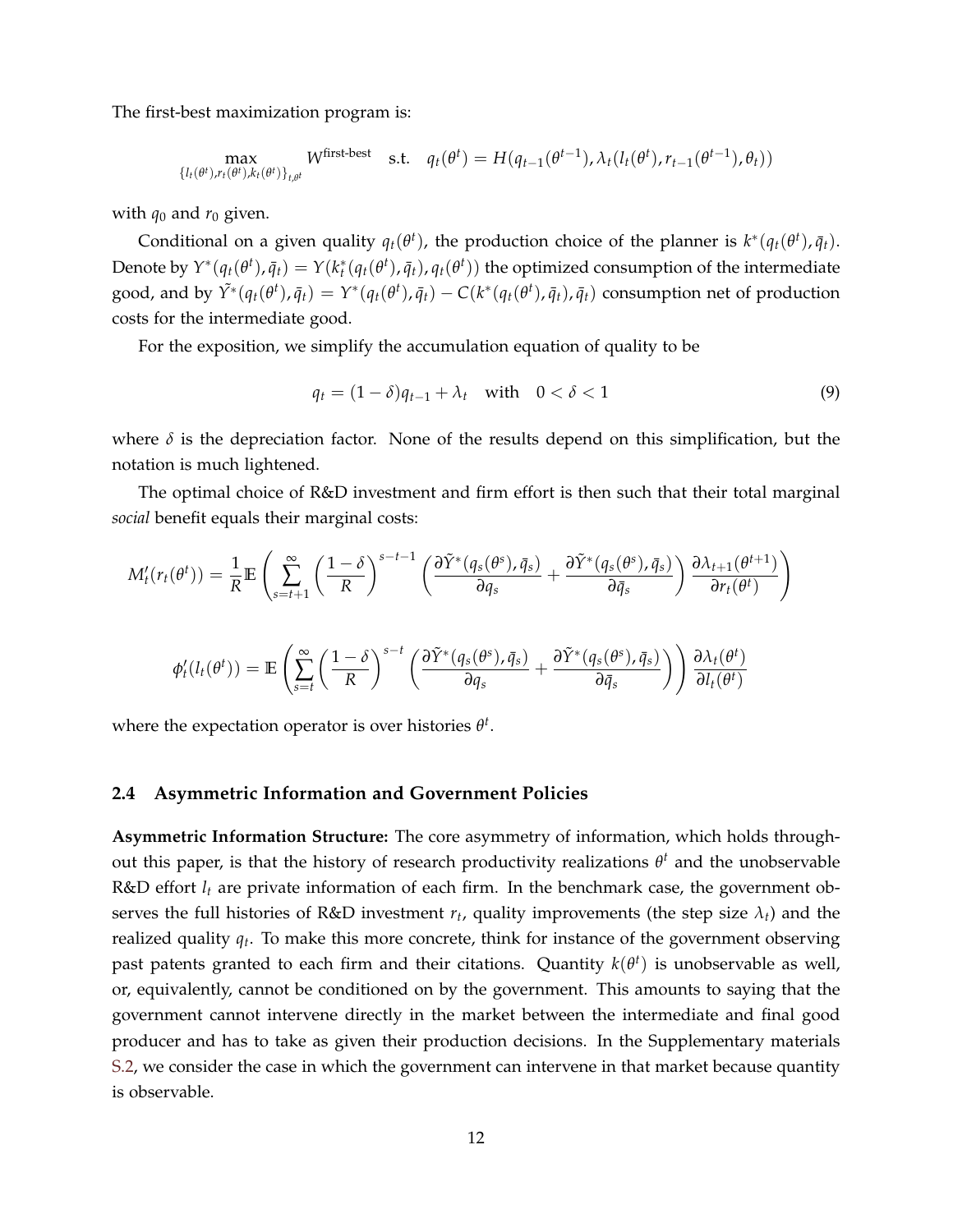The first-best maximization program is:

$$\max_{\{l_t(\theta^t), r_t(\theta^t), k_t(\theta^t)\}_{t,\theta^t}} W^{\text{first-best}} \quad \text{s.t.} \quad q_t(\theta^t) = H(q_{t-1}(\theta^{t-1}), \lambda_t(l_t(\theta^t), r_{t-1}(\theta^{t-1}), \theta_t))$$

with $q_0$ and $r_0$ given.

Conditional on a given quality $q_t(\theta^t)$, the production choice of the planner is $k^*(q_t(\theta^t), \bar{q}_t)$. Denote by $Y^*(q_t(\theta^t), \bar{q}_t) = Y(k_t^*(q_t(\theta^t), \bar{q}_t), q_t(\theta^t))$ the optimized consumption of the intermediate good, and by $\tilde{Y}^*(q_t(\theta^t), \bar{q}_t) = Y^*(q_t(\theta^t), \bar{q}_t) - C(k^*(q_t(\theta^t), \bar{q}_t), \bar{q}_t)$ consumption net of production costs for the intermediate good.

For the exposition, we simplify the accumulation equation of quality to be

$$q_t = (1-\delta) q_{t-1} + \lambda_t \quad \text{with} \quad 0 < \delta < 1 \tag{9}$$

where $\delta$ is the depreciation factor. None of the results depend on this simplification, but the notation is much lightened.

The optimal choice of R&D investment and firm effort is then such that their total marginal *social* benefit equals their marginal costs:

$$M_t'(r_t(\theta^t)) = \frac{1}{R} \mathbb{E} \left( \sum_{s=t+1}^{\infty} \left( \frac{1-\delta}{R} \right)^{s-t-1} \left( \frac{\partial \tilde{Y}^*(q_s(\theta^s), \bar{q}_s)}{\partial q_s} + \frac{\partial \tilde{Y}^*(q_s(\theta^s), \bar{q}_s)}{\partial \bar{q}_s} \right) \frac{\partial \lambda_{t+1}(\theta^{t+1})}{\partial r_t(\theta^t)} \right)$$

$$\phi_t'(l_t(\theta^t)) = \mathbb{E} \left( \sum_{s=t}^{\infty} \left( \frac{1-\delta}{R} \right)^{s-t} \left( \frac{\partial \tilde{Y}^*(q_s(\theta^s), \bar{q}_s)}{\partial q_s} + \frac{\partial \tilde{Y}^*(q_s(\theta^s), \bar{q}_s)}{\partial \bar{q}_s} \right) \right) \frac{\partial \lambda_t(\theta^t)}{\partial l_t(\theta^t)}$$

where the expectation operator is over histories $\theta^t$.

### 2.4 Asymmetric Information and Government Policies

**Asymmetric Information Structure:** The core asymmetry of information, which holds throughout this paper, is that the history of research productivity realizations $\theta^t$ and the unobservable R&D effort $l_t$ are private information of each firm. In the benchmark case, the government observes the full histories of R&D investment $r_t$, quality improvements (the step size $\lambda_t$) and the realized quality $q_t$. To make this more concrete, think for instance of the government observing past patents granted to each firm and their citations. Quantity $k(\theta^t)$ is unobservable as well, or, equivalently, cannot be conditioned on by the government. This amounts to saying that the government cannot intervene directly in the market between the intermediate and final good producer and has to take as given their production decisions. In the Supplementary materials S.2, we consider the case in which the government can intervene in that market because quantity is observable.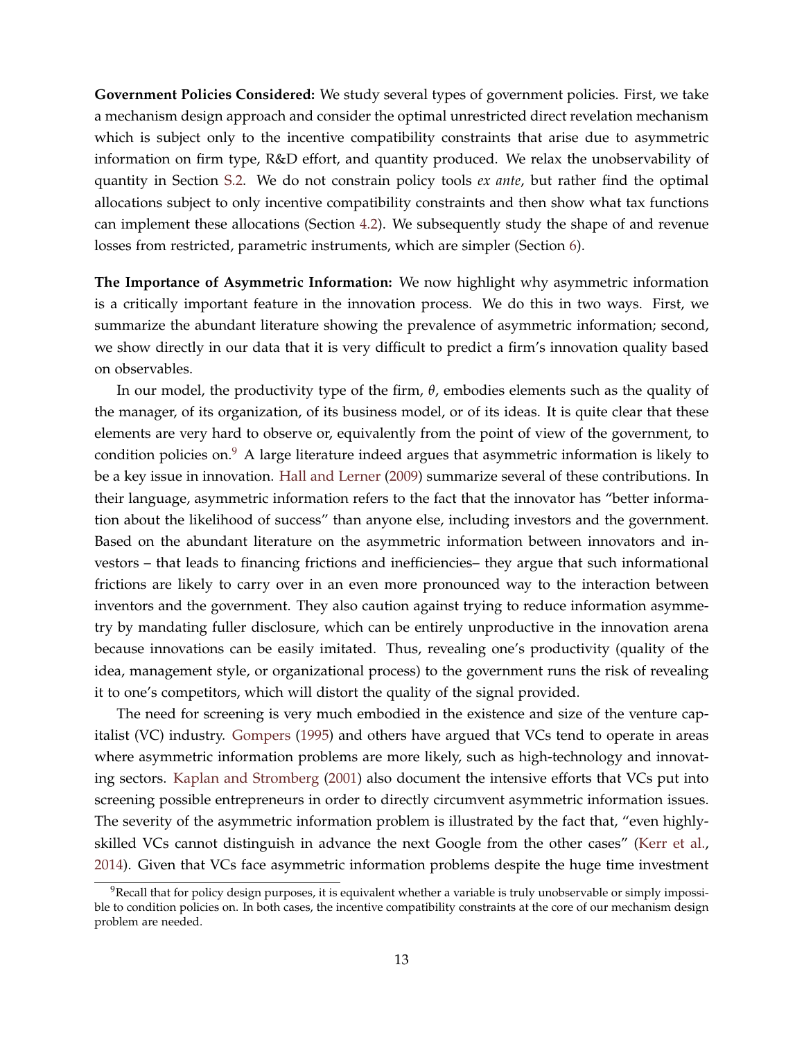**Government Policies Considered:** We study several types of government policies. First, we take a mechanism design approach and consider the optimal unrestricted direct revelation mechanism which is subject only to the incentive compatibility constraints that arise due to asymmetric information on firm type, R&D effort, and quantity produced. We relax the unobservability of quantity in Section S.2. We do not constrain policy tools *ex ante*, but rather find the optimal allocations subject to only incentive compatibility constraints and then show what tax functions can implement these allocations (Section 4.2). We subsequently study the shape of and revenue losses from restricted, parametric instruments, which are simpler (Section 6).

**The Importance of Asymmetric Information:** We now highlight why asymmetric information is a critically important feature in the innovation process. We do this in two ways. First, we summarize the abundant literature showing the prevalence of asymmetric information; second, we show directly in our data that it is very difficult to predict a firm's innovation quality based on observables.

In our model, the productivity type of the firm, $\theta$, embodies elements such as the quality of the manager, of its organization, of its business model, or of its ideas. It is quite clear that these elements are very hard to observe or, equivalently from the point of view of the government, to condition policies on.[9] A large literature indeed argues that asymmetric information is likely to be a key issue in innovation. Hall and Lerner (2009) summarize several of these contributions. In their language, asymmetric information refers to the fact that the innovator has "better information about the likelihood of success" than anyone else, including investors and the government. Based on the abundant literature on the asymmetric information between innovators and investors – that leads to financing frictions and inefficiencies– they argue that such informational frictions are likely to carry over in an even more pronounced way to the interaction between inventors and the government. They also caution against trying to reduce information asymmetry by mandating fuller disclosure, which can be entirely unproductive in the innovation arena because innovations can be easily imitated. Thus, revealing one's productivity (quality of the idea, management style, or organizational process) to the government runs the risk of revealing it to one's competitors, which will distort the quality of the signal provided.

The need for screening is very much embodied in the existence and size of the venture capitalist (VC) industry. Gompers (1995) and others have argued that VCs tend to operate in areas where asymmetric information problems are more likely, such as high-technology and innovating sectors. Kaplan and Stromberg (2001) also document the intensive efforts that VCs put into screening possible entrepreneurs in order to directly circumvent asymmetric information issues. The severity of the asymmetric information problem is illustrated by the fact that, "even highly-skilled VCs cannot distinguish in advance the next Google from the other cases" (Kerr et al., 2014). Given that VCs face asymmetric information problems despite the huge time investment

[9] Recall that for policy design purposes, it is equivalent whether a variable is truly unobservable or simply impossible to condition policies on. In both cases, the incentive compatibility constraints at the core of our mechanism design problem are needed.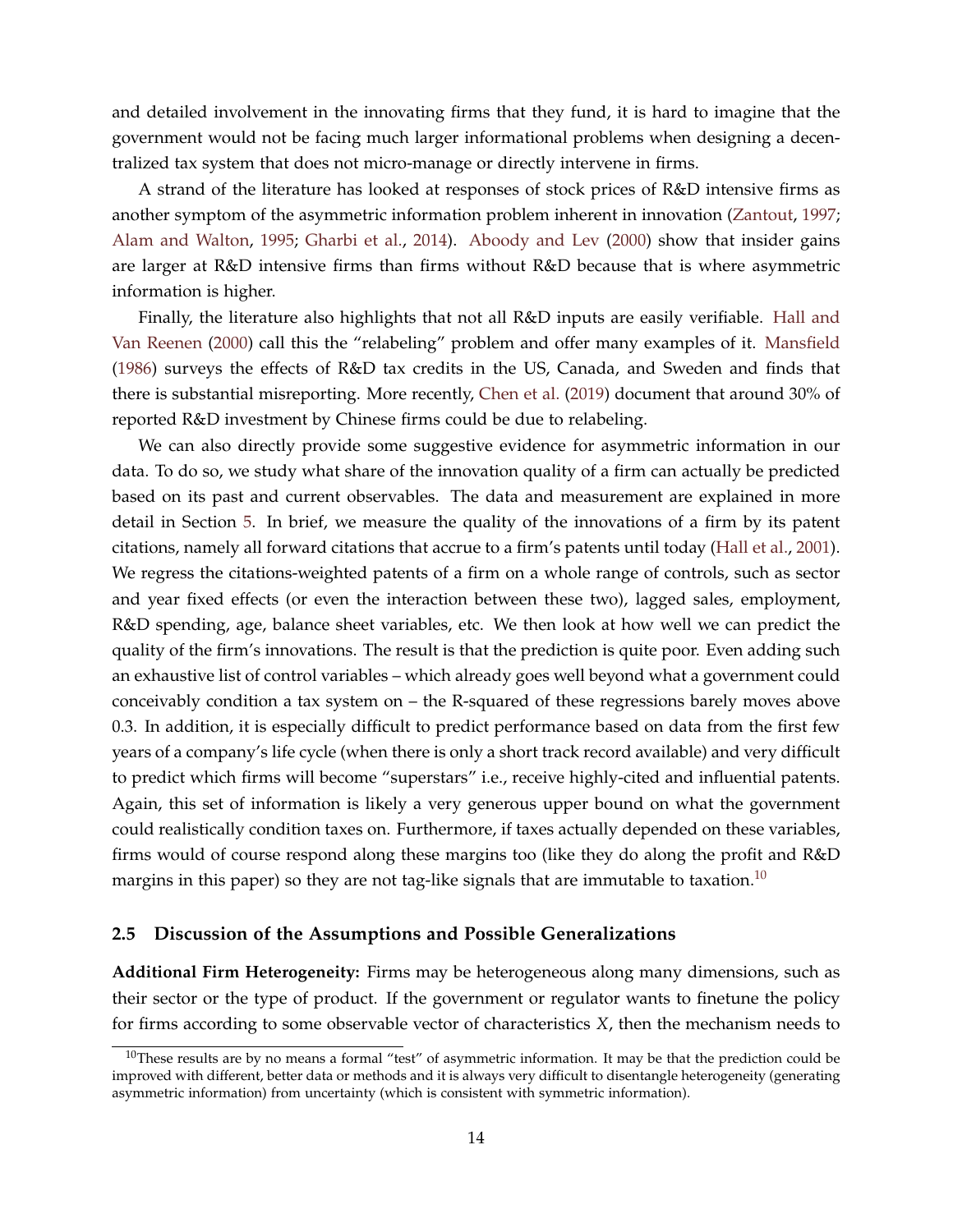and detailed involvement in the innovating firms that they fund, it is hard to imagine that the government would not be facing much larger informational problems when designing a decentralized tax system that does not micro-manage or directly intervene in firms.

A strand of the literature has looked at responses of stock prices of R&D intensive firms as another symptom of the asymmetric information problem inherent in innovation (Zantout, 1997; Alam and Walton, 1995; Gharbi et al., 2014). Aboody and Lev (2000) show that insider gains are larger at R&D intensive firms than firms without R&D because that is where asymmetric information is higher.

Finally, the literature also highlights that not all R&D inputs are easily verifiable. Hall and Van Reenen (2000) call this the "relabeling" problem and offer many examples of it. Mansfield (1986) surveys the effects of R&D tax credits in the US, Canada, and Sweden and finds that there is substantial misreporting. More recently, Chen et al. (2019) document that around 30% of reported R&D investment by Chinese firms could be due to relabeling.

We can also directly provide some suggestive evidence for asymmetric information in our data. To do so, we study what share of the innovation quality of a firm can actually be predicted based on its past and current observables. The data and measurement are explained in more detail in Section 5. In brief, we measure the quality of the innovations of a firm by its patent citations, namely all forward citations that accrue to a firm's patents until today (Hall et al., 2001). We regress the citations-weighted patents of a firm on a whole range of controls, such as sector and year fixed effects (or even the interaction between these two), lagged sales, employment, R&D spending, age, balance sheet variables, etc. We then look at how well we can predict the quality of the firm's innovations. The result is that the prediction is quite poor. Even adding such an exhaustive list of control variables – which already goes well beyond what a government could conceivably condition a tax system on – the R-squared of these regressions barely moves above 0.3. In addition, it is especially difficult to predict performance based on data from the first few years of a company's life cycle (when there is only a short track record available) and very difficult to predict which firms will become "superstars" i.e., receive highly-cited and influential patents. Again, this set of information is likely a very generous upper bound on what the government could realistically condition taxes on. Furthermore, if taxes actually depended on these variables, firms would of course respond along these margins too (like they do along the profit and R&D margins in this paper) so they are not tag-like signals that are immutable to taxation.[10]

### 2.5 Discussion of the Assumptions and Possible Generalizations

**Additional Firm Heterogeneity:** Firms may be heterogeneous along many dimensions, such as their sector or the type of product. If the government or regulator wants to finetune the policy for firms according to some observable vector of characteristics $X$, then the mechanism needs to

[10] These results are by no means a formal "test" of asymmetric information. It may be that the prediction could be improved with different, better data or methods and it is always very difficult to disentangle heterogeneity (generating asymmetric information) from uncertainty (which is consistent with symmetric information).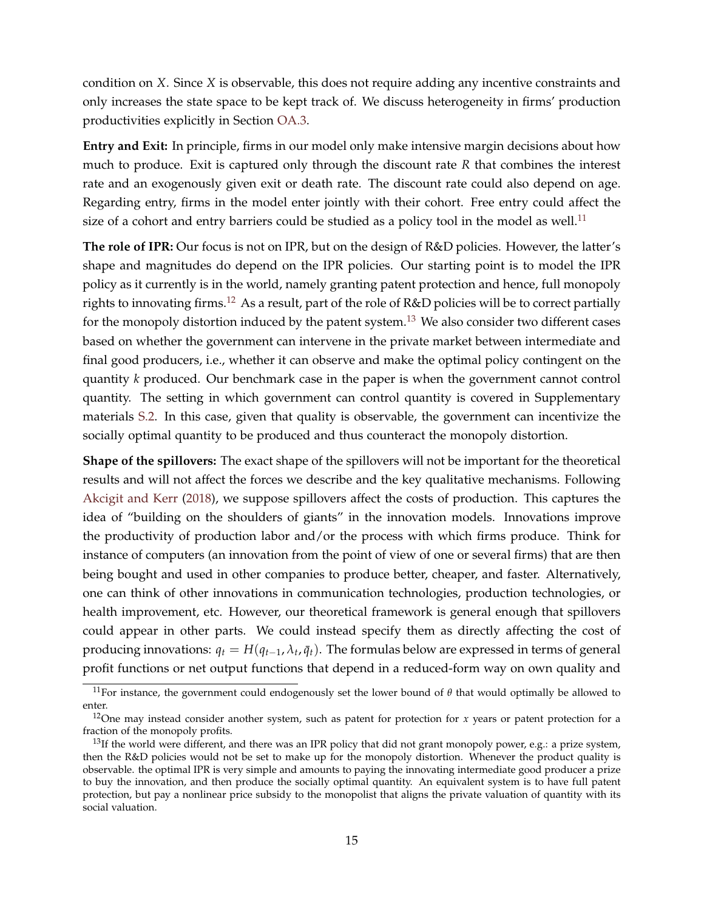condition on $X$. Since $X$ is observable, this does not require adding any incentive constraints and only increases the state space to be kept track of. We discuss heterogeneity in firms' production productivities explicitly in Section OA.3.

**Entry and Exit:** In principle, firms in our model only make intensive margin decisions about how much to produce. Exit is captured only through the discount rate $R$ that combines the interest rate and an exogenously given exit or death rate. The discount rate could also depend on age. Regarding entry, firms in the model enter jointly with their cohort. Free entry could affect the size of a cohort and entry barriers could be studied as a policy tool in the model as well.[11]

**The role of IPR:** Our focus is not on IPR, but on the design of R&D policies. However, the latter's shape and magnitudes do depend on the IPR policies. Our starting point is to model the IPR policy as it currently is in the world, namely granting patent protection and hence, full monopoly rights to innovating firms.[12] As a result, part of the role of R&D policies will be to correct partially for the monopoly distortion induced by the patent system.[13] We also consider two different cases based on whether the government can intervene in the private market between intermediate and final good producers, i.e., whether it can observe and make the optimal policy contingent on the quantity $k$ produced. Our benchmark case in the paper is when the government cannot control quantity. The setting in which government can control quantity is covered in Supplementary materials S.2. In this case, given that quality is observable, the government can incentivize the socially optimal quantity to be produced and thus counteract the monopoly distortion.

**Shape of the spillovers:** The exact shape of the spillovers will not be important for the theoretical results and will not affect the forces we describe and the key qualitative mechanisms. Following Akcigit and Kerr (2018), we suppose spillovers affect the costs of production. This captures the idea of "building on the shoulders of giants" in the innovation models. Innovations improve the productivity of production labor and/or the process with which firms produce. Think for instance of computers (an innovation from the point of view of one or several firms) that are then being bought and used in other companies to produce better, cheaper, and faster. Alternatively, one can think of other innovations in communication technologies, production technologies, or health improvement, etc. However, our theoretical framework is general enough that spillovers could appear in other parts. We could instead specify them as directly affecting the cost of producing innovations: $q_t = H(q_{t-1}, \lambda_t, \bar{q}_t)$. The formulas below are expressed in terms of general profit functions or net output functions that depend in a reduced-form way on own quality and

---

[11] For instance, the government could endogenously set the lower bound of $\theta$ that would optimally be allowed to enter.

[12] One may instead consider another system, such as patent for protection for $x$ years or patent protection for a fraction of the monopoly profits.

[13] If the world were different, and there was an IPR policy that did not grant monopoly power, e.g.: a prize system, then the R&D policies would not be set to make up for the monopoly distortion. Whenever the product quality is observable. the optimal IPR is very simple and amounts to paying the innovating intermediate good producer a prize to buy the innovation, and then produce the socially optimal quantity. An equivalent system is to have full patent protection, but pay a nonlinear price subsidy to the monopolist that aligns the private valuation of quantity with its social valuation.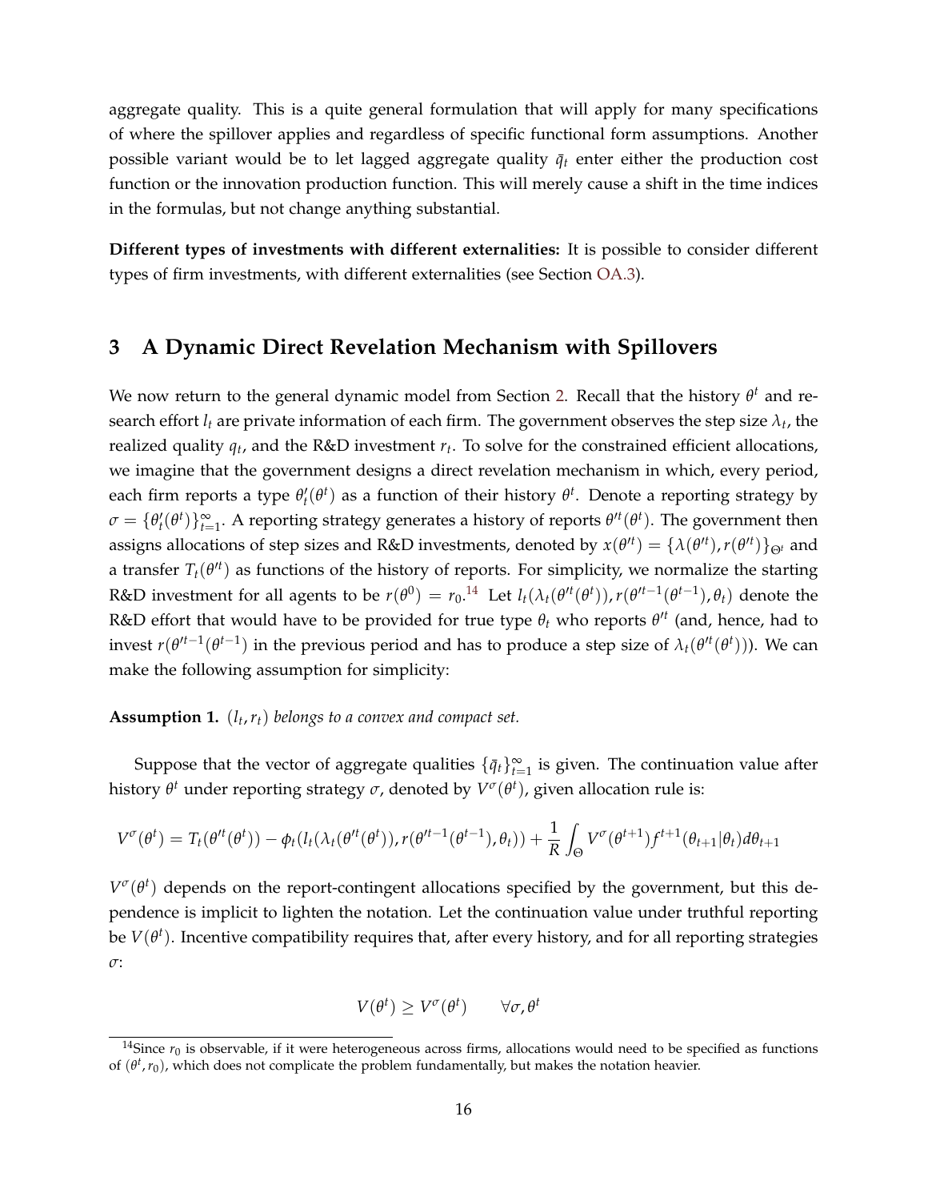aggregate quality. This is a quite general formulation that will apply for many specifications of where the spillover applies and regardless of specific functional form assumptions. Another possible variant would be to let lagged aggregate quality $\bar{q}_t$ enter either the production cost function or the innovation production function. This will merely cause a shift in the time indices in the formulas, but not change anything substantial.

**Different types of investments with different externalities:** It is possible to consider different types of firm investments, with different externalities (see Section OA.3).

## 3 A Dynamic Direct Revelation Mechanism with Spillovers

We now return to the general dynamic model from Section 2. Recall that the history $\theta^t$ and research effort $l_t$ are private information of each firm. The government observes the step size $\lambda_t$, the realized quality $q_t$, and the R&D investment $r_t$. To solve for the constrained efficient allocations, we imagine that the government designs a direct revelation mechanism in which, every period, each firm reports a type $\theta'_t(\theta^t)$ as a function of their history $\theta^t$. Denote a reporting strategy by $\sigma = \{\theta'_t(\theta^t)\}_{t=1}^{\infty}$. A reporting strategy generates a history of reports $\theta'^t(\theta^t)$. The government then assigns allocations of step sizes and R&D investments, denoted by $x(\theta'^t) = \{\lambda(\theta'^t), r(\theta'^t)\}_{\Theta^t}$ and a transfer $T_t(\theta'^t)$ as functions of the history of reports. For simplicity, we normalize the starting R&D investment for all agents to be $r(\theta^0) = r_0$.[14] Let $l_t(\lambda_t(\theta'^t(\theta^t)), r(\theta'^{t-1}(\theta^{t-1}), \theta_t)$ denote the R&D effort that would have to be provided for true type $\theta_t$ who reports $\theta'^t$ (and, hence, had to invest $r(\theta'^{t-1}(\theta^{t-1})$ in the previous period and has to produce a step size of $\lambda_t(\theta'^t(\theta^t))$). We can make the following assumption for simplicity:

**Assumption 1.** *$(l_t, r_t)$ belongs to a convex and compact set.*

Suppose that the vector of aggregate qualities $\{\bar{q}_t\}_{t=1}^{\infty}$ is given. The continuation value after history $\theta^t$ under reporting strategy $\sigma$, denoted by $V^{\sigma}(\theta^t)$, given allocation rule is:

$$V^{\sigma}(\theta^t) = T_t(\theta'^t(\theta^t)) - \phi_t(l_t(\lambda_t(\theta'^t(\theta^t)), r(\theta'^{t-1}(\theta^{t-1}), \theta_t)) + \frac{1}{R}\int_{\Theta} V^{\sigma}(\theta^{t+1}) f^{t+1}(\theta_{t+1}|\theta_t) d\theta_{t+1}$$

$V^{\sigma}(\theta^t)$ depends on the report-contingent allocations specified by the government, but this dependence is implicit to lighten the notation. Let the continuation value under truthful reporting be $V(\theta^t)$. Incentive compatibility requires that, after every history, and for all reporting strategies $\sigma$:

$$V(\theta^t) \geq V^{\sigma}(\theta^t) \qquad \forall \sigma, \theta^t$$

[14] Since $r_0$ is observable, if it were heterogeneous across firms, allocations would need to be specified as functions of $(\theta^t, r_0)$, which does not complicate the problem fundamentally, but makes the notation heavier.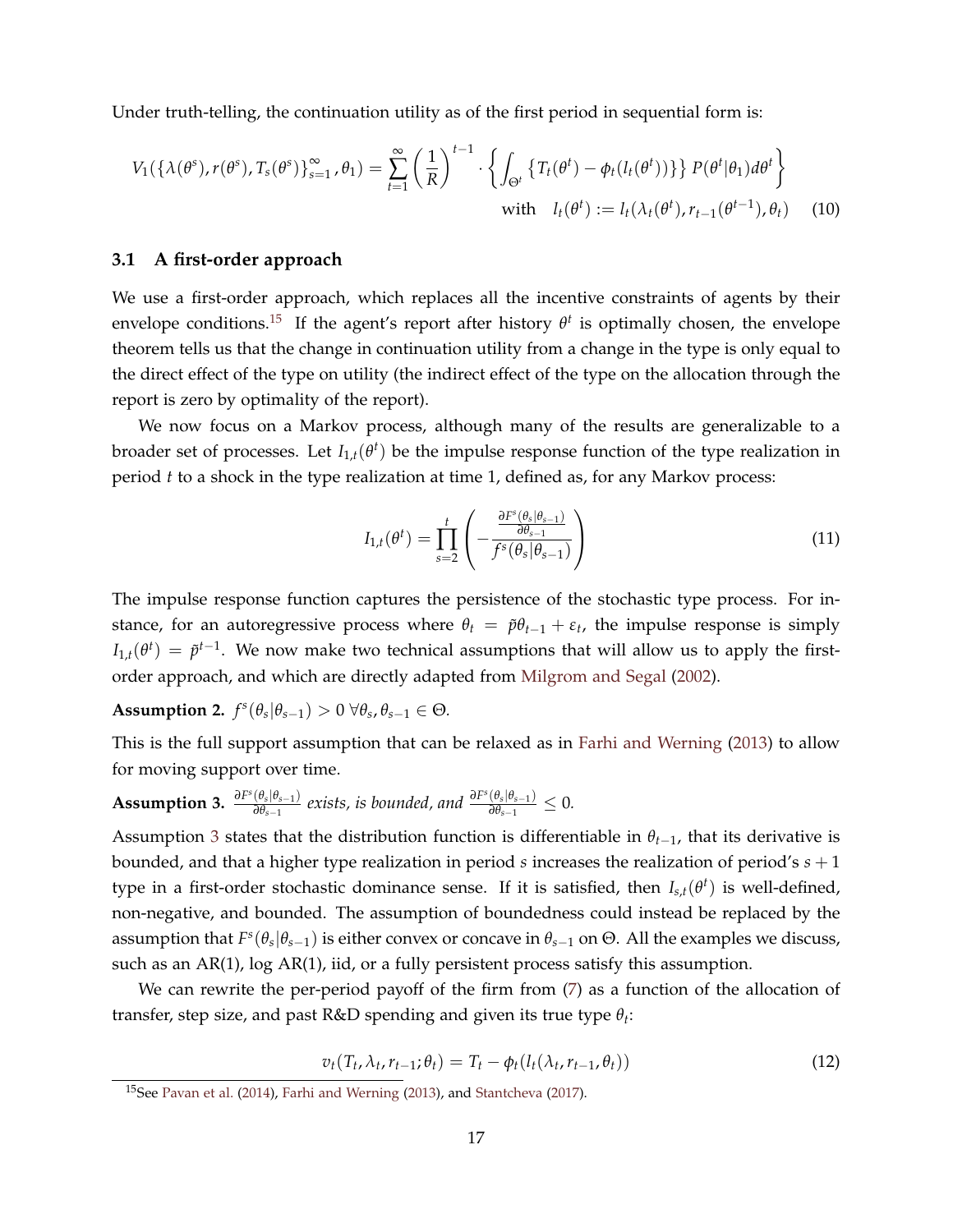Under truth-telling, the continuation utility as of the first period in sequential form is:

$$V_1(\{\lambda(\theta^s), r(\theta^s), T_s(\theta^s)\}_{s=1}^{\infty}, \theta_1) = \sum_{t=1}^{\infty} \left(\frac{1}{R}\right)^{t-1} \cdot \left\{ \int_{\Theta^t} \left\{ T_t(\theta^t) - \phi_t(l_t(\theta^t)) \right\} P(\theta^t|\theta_1) d\theta^t \right\}$$
$$\text{with} \quad l_t(\theta^t) := l_t(\lambda_t(\theta^t), r_{t-1}(\theta^{t-1}), \theta_t) \tag{10}$$

### 3.1 A first-order approach

We use a first-order approach, which replaces all the incentive constraints of agents by their envelope conditions.[15] If the agent's report after history $\theta^t$ is optimally chosen, the envelope theorem tells us that the change in continuation utility from a change in the type is only equal to the direct effect of the type on utility (the indirect effect of the type on the allocation through the report is zero by optimality of the report).

We now focus on a Markov process, although many of the results are generalizable to a broader set of processes. Let $I_{1,t}(\theta^t)$ be the impulse response function of the type realization in period $t$ to a shock in the type realization at time 1, defined as, for any Markov process:

$$I_{1,t}(\theta^t) = \prod_{s=2}^{t} \left( -\frac{\frac{\partial F^s(\theta_s|\theta_{s-1})}{\partial \theta_{s-1}}}{f^s(\theta_s|\theta_{s-1})} \right) \tag{11}$$

The impulse response function captures the persistence of the stochastic type process. For instance, for an autoregressive process where $\theta_t = \tilde{p}\theta_{t-1} + \varepsilon_t$, the impulse response is simply $I_{1,t}(\theta^t) = \tilde{p}^{t-1}$. We now make two technical assumptions that will allow us to apply the first-order approach, and which are directly adapted from Milgrom and Segal (2002).

**Assumption 2.** *$f^s(\theta_s|\theta_{s-1}) > 0 \ \forall \theta_s, \theta_{s-1} \in \Theta$.*

This is the full support assumption that can be relaxed as in Farhi and Werning (2013) to allow for moving support over time.

**Assumption 3.** *$\frac{\partial F^s(\theta_s|\theta_{s-1})}{\partial \theta_{s-1}}$ exists, is bounded, and $\frac{\partial F^s(\theta_s|\theta_{s-1})}{\partial \theta_{s-1}} \leq 0$.*

Assumption 3 states that the distribution function is differentiable in $\theta_{t-1}$, that its derivative is bounded, and that a higher type realization in period $s$ increases the realization of period's $s+1$ type in a first-order stochastic dominance sense. If it is satisfied, then $I_{s,t}(\theta^t)$ is well-defined, non-negative, and bounded. The assumption of boundedness could instead be replaced by the assumption that $F^s(\theta_s|\theta_{s-1})$ is either convex or concave in $\theta_{s-1}$ on $\Theta$. All the examples we discuss, such as an AR(1), log AR(1), iid, or a fully persistent process satisfy this assumption.

We can rewrite the per-period payoff of the firm from (7) as a function of the allocation of transfer, step size, and past R&D spending and given its true type $\theta_t$:

$$v_t(T_t, \lambda_t, r_{t-1}; \theta_t) = T_t - \phi_t(l_t(\lambda_t, r_{t-1}, \theta_t)) \tag{12}$$

[15] See Pavan et al. (2014), Farhi and Werning (2013), and Stantcheva (2017).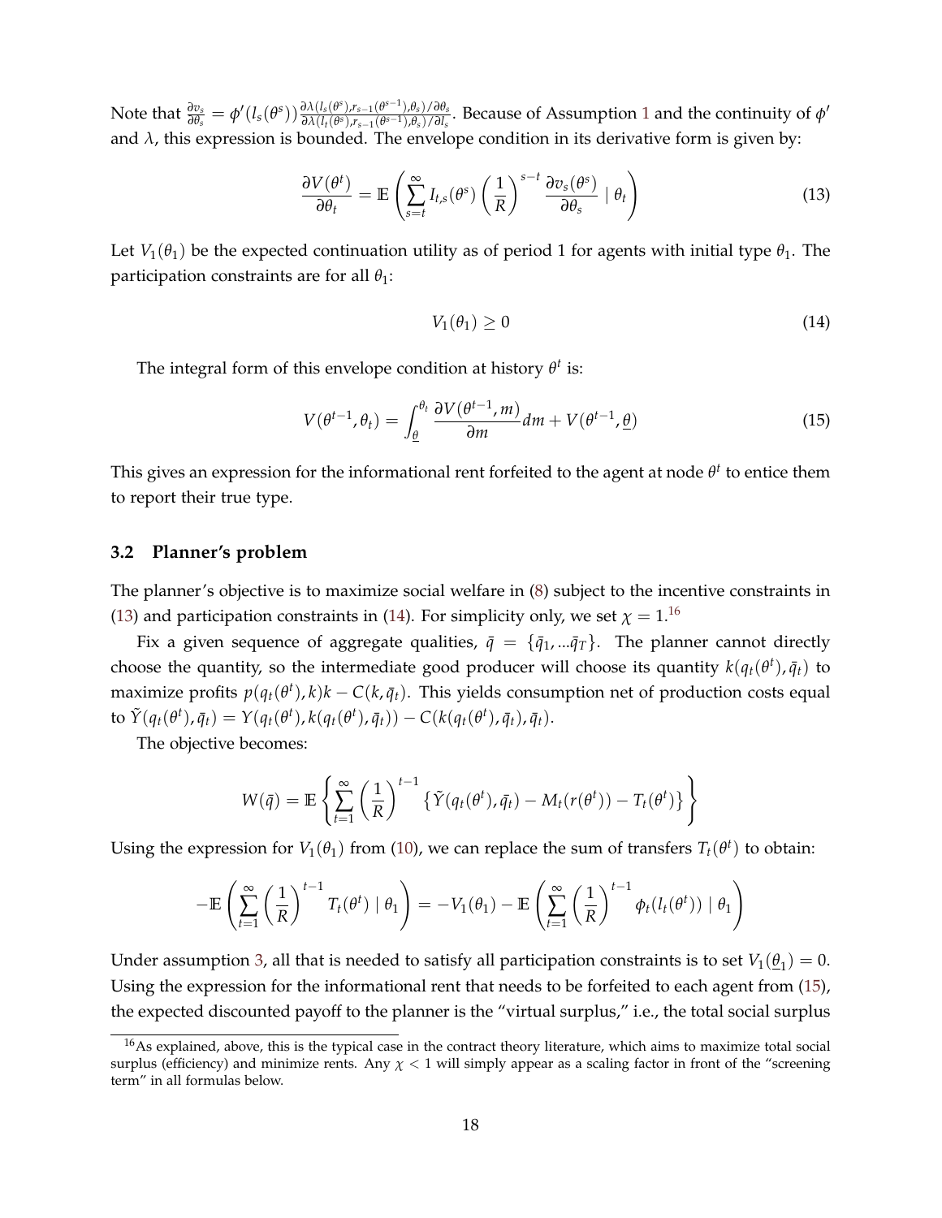Note that $\frac{\partial v_s}{\partial \theta_s} = \phi'(l_s(\theta^s)) \frac{\partial \lambda(l_s(\theta^s), r_{s-1}(\theta^{s-1}), \theta_s)/\partial \theta_s}{\partial \lambda(l_t(\theta^s), r_{s-1}(\theta^{s-1}), \theta_s)/\partial l_s}$. Because of Assumption 1 and the continuity of $\phi'$ and $\lambda$, this expression is bounded. The envelope condition in its derivative form is given by:

$$\frac{\partial V(\theta^t)}{\partial \theta_t} = \mathbb{E}\left(\sum_{s=t}^{\infty} I_{t,s}(\theta^s) \left(\frac{1}{R}\right)^{s-t} \frac{\partial v_s(\theta^s)}{\partial \theta_s} \mid \theta_t\right) \tag{13}$$

Let $V_1(\theta_1)$ be the expected continuation utility as of period 1 for agents with initial type $\theta_1$. The participation constraints are for all $\theta_1$:

$$V_1(\theta_1) \geq 0 \tag{14}$$

The integral form of this envelope condition at history $\theta^t$ is:

$$V(\theta^{t-1}, \theta_t) = \int_{\underline{\theta}}^{\theta_t} \frac{\partial V(\theta^{t-1}, m)}{\partial m} dm + V(\theta^{t-1}, \underline{\theta}) \tag{15}$$

This gives an expression for the informational rent forfeited to the agent at node $\theta^t$ to entice them to report their true type.

### 3.2 Planner's problem

The planner's objective is to maximize social welfare in (8) subject to the incentive constraints in (13) and participation constraints in (14). For simplicity only, we set $\chi = 1$.[16]

Fix a given sequence of aggregate qualities, $\bar{q} = \{\bar{q}_1, ...\bar{q}_T\}$. The planner cannot directly choose the quantity, so the intermediate good producer will choose its quantity $k(q_t(\theta^t), \bar{q}_t)$ to maximize profits $p(q_t(\theta^t), k)k - C(k, \bar{q}_t)$. This yields consumption net of production costs equal to $\tilde{Y}(q_t(\theta^t), \bar{q}_t) = Y(q_t(\theta^t), k(q_t(\theta^t), \bar{q}_t)) - C(k(q_t(\theta^t), \bar{q}_t), \bar{q}_t)$.

The objective becomes:

$$W(\bar{q}) = \mathbb{E}\left\{\sum_{t=1}^{\infty} \left(\frac{1}{R}\right)^{t-1} \left\{\tilde{Y}(q_t(\theta^t), \bar{q}_t) - M_t(r(\theta^t)) - T_t(\theta^t)\right\}\right\}$$

Using the expression for $V_1(\theta_1)$ from (10), we can replace the sum of transfers $T_t(\theta^t)$ to obtain:

$$-\mathbb{E}\left(\sum_{t=1}^{\infty} \left(\frac{1}{R}\right)^{t-1} T_t(\theta^t) \mid \theta_1\right) = -V_1(\theta_1) - \mathbb{E}\left(\sum_{t=1}^{\infty} \left(\frac{1}{R}\right)^{t-1} \phi_t(l_t(\theta^t)) \mid \theta_1\right)$$

Under assumption 3, all that is needed to satisfy all participation constraints is to set $V_1(\underline{\theta}_1) = 0$. Using the expression for the informational rent that needs to be forfeited to each agent from (15), the expected discounted payoff to the planner is the "virtual surplus," i.e., the total social surplus

[16] As explained, above, this is the typical case in the contract theory literature, which aims to maximize total social surplus (efficiency) and minimize rents. Any $\chi < 1$ will simply appear as a scaling factor in front of the "screening term" in all formulas below.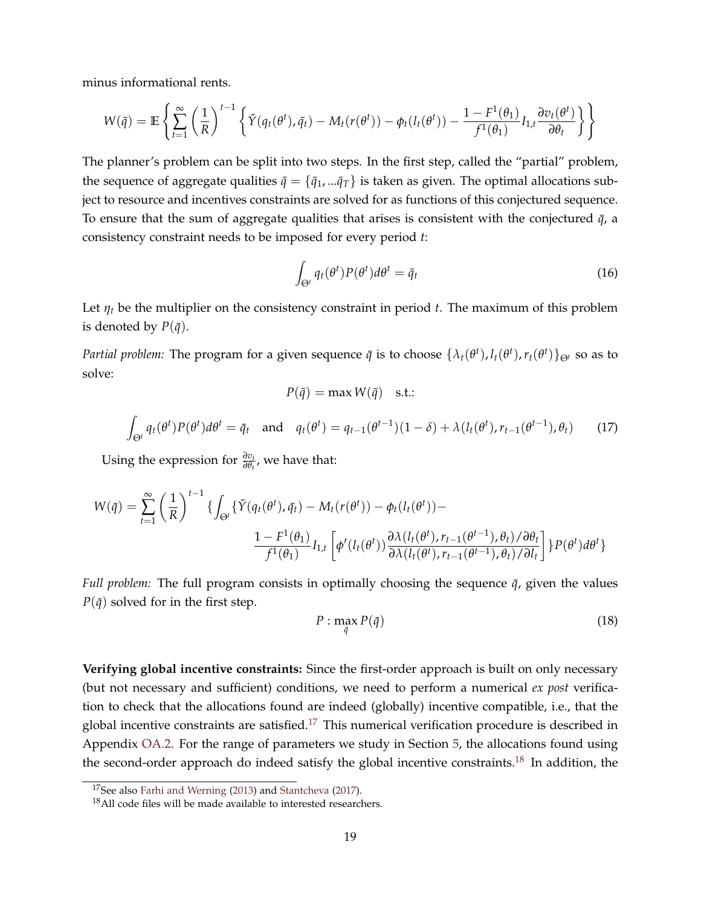minus informational rents.

$$W(\bar{q}) = \mathbb{E}\left\{\sum_{t=1}^{\infty}\left(\frac{1}{R}\right)^{t-1}\left\{\tilde{Y}(q_t(\theta^t), \bar{q}_t) - M_t(r(\theta^t)) - \phi_t(l_t(\theta^t)) - \frac{1-F^1(\theta_1)}{f^1(\theta_1)} I_{1,t}\frac{\partial v_t(\theta^t)}{\partial \theta_t}\right\}\right\}$$

The planner's problem can be split into two steps. In the first step, called the "partial" problem, the sequence of aggregate qualities $\bar{q} = \{\bar{q}_1, ...\bar{q}_T\}$ is taken as given. The optimal allocations subject to resource and incentives constraints are solved for as functions of this conjectured sequence. To ensure that the sum of aggregate qualities that arises is consistent with the conjectured $\bar{q}$, a consistency constraint needs to be imposed for every period $t$:

$$\int_{\Theta^t} q_t(\theta^t) P(\theta^t) d\theta^t = \bar{q}_t \tag{16}$$

Let $\eta_t$ be the multiplier on the consistency constraint in period $t$. The maximum of this problem is denoted by $P(\bar{q})$.

*Partial problem:* The program for a given sequence $\bar{q}$ is to choose $\{\lambda_t(\theta^t), l_t(\theta^t), r_t(\theta^t)\}_{\Theta^t}$ so as to solve:

$$P(\bar{q}) = \max W(\bar{q}) \quad \text{s.t.:}$$

$$\int_{\Theta^t} q_t(\theta^t) P(\theta^t) d\theta^t = \bar{q}_t \quad \text{and} \quad q_t(\theta^t) = q_{t-1}(\theta^{t-1})(1-\delta) + \lambda(l_t(\theta^t), r_{t-1}(\theta^{t-1}), \theta_t) \tag{17}$$

Using the expression for $\frac{\partial v_t}{\partial \theta_t}$, we have that:

$$W(\bar{q}) = \sum_{t=1}^{\infty}\left(\frac{1}{R}\right)^{t-1}\{\int_{\Theta^t}\{\tilde{Y}(q_t(\theta^t), \bar{q}_t) - M_t(r(\theta^t)) - \phi_t(l_t(\theta^t)) - \frac{1-F^1(\theta_1)}{f^1(\theta_1)} I_{1,t}\left[\phi'(l_t(\theta^t))\frac{\partial\lambda(l_t(\theta^t), r_{t-1}(\theta^{t-1}), \theta_t)/\partial\theta_t}{\partial\lambda(l_t(\theta^t), r_{t-1}(\theta^{t-1}), \theta_t)/\partial l_t}\right]\}P(\theta^t)d\theta^t\}$$

*Full problem:* The full program consists in optimally choosing the sequence $\bar{q}$, given the values $P(\bar{q})$ solved for in the first step.

$$P : \max_{\bar{q}} P(\bar{q}) \tag{18}$$

**Verifying global incentive constraints:** Since the first-order approach is built on only necessary (but not necessary and sufficient) conditions, we need to perform a numerical *ex post* verification to check that the allocations found are indeed (globally) incentive compatible, i.e., that the global incentive constraints are satisfied.[17] This numerical verification procedure is described in Appendix OA.2. For the range of parameters we study in Section 5, the allocations found using the second-order approach do indeed satisfy the global incentive constraints.[18] In addition, the

[17]See also Farhi and Werning (2013) and Stantcheva (2017).

[18]All code files will be made available to interested researchers.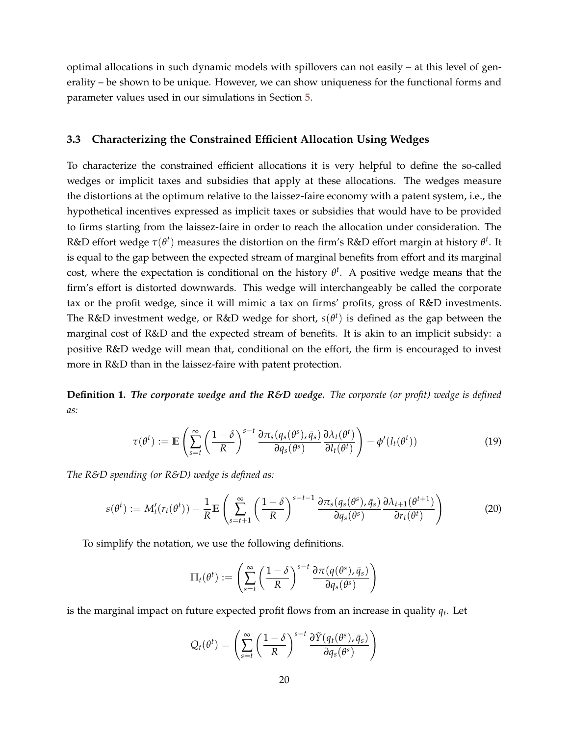optimal allocations in such dynamic models with spillovers can not easily – at this level of generality – be shown to be unique. However, we can show uniqueness for the functional forms and parameter values used in our simulations in Section 5.

### 3.3 Characterizing the Constrained Efficient Allocation Using Wedges

To characterize the constrained efficient allocations it is very helpful to define the so-called wedges or implicit taxes and subsidies that apply at these allocations. The wedges measure the distortions at the optimum relative to the laissez-faire economy with a patent system, i.e., the hypothetical incentives expressed as implicit taxes or subsidies that would have to be provided to firms starting from the laissez-faire in order to reach the allocation under consideration. The R&D effort wedge $\tau(\theta^t)$ measures the distortion on the firm's R&D effort margin at history $\theta^t$. It is equal to the gap between the expected stream of marginal benefits from effort and its marginal cost, where the expectation is conditional on the history $\theta^t$. A positive wedge means that the firm's effort is distorted downwards. This wedge will interchangeably be called the corporate tax or the profit wedge, since it will mimic a tax on firms' profits, gross of R&D investments. The R&D investment wedge, or R&D wedge for short, $s(\theta^t)$ is defined as the gap between the marginal cost of R&D and the expected stream of benefits. It is akin to an implicit subsidy: a positive R&D wedge will mean that, conditional on the effort, the firm is encouraged to invest more in R&D than in the laissez-faire with patent protection.

**Definition 1.** ***The corporate wedge and the R&D wedge.*** *The corporate (or profit) wedge is defined as:*

$$\tau(\theta^t) := \mathbb{E}\left(\sum_{s=t}^{\infty}\left(\frac{1-\delta}{R}\right)^{s-t}\frac{\partial \pi_s(q_s(\theta^s),\bar{q}_s)}{\partial q_s(\theta^s)}\frac{\partial \lambda_t(\theta^t)}{\partial l_t(\theta^t)}\right)-\phi'(l_t(\theta^t)) \tag{19}$$

*The R&D spending (or R&D) wedge is defined as:*

$$s(\theta^t) := M_t'(r_t(\theta^t))-\frac{1}{R}\mathbb{E}\left(\sum_{s=t+1}^{\infty}\left(\frac{1-\delta}{R}\right)^{s-t-1}\frac{\partial \pi_s(q_s(\theta^s),\bar{q}_s)}{\partial q_s(\theta^s)}\frac{\partial \lambda_{t+1}(\theta^{t+1})}{\partial r_t(\theta^t)}\right) \tag{20}$$

To simplify the notation, we use the following definitions.

$$\Pi_t(\theta^t) := \left(\sum_{s=t}^{\infty}\left(\frac{1-\delta}{R}\right)^{s-t}\frac{\partial \pi(q(\theta^s),\bar{q}_s)}{\partial q_s(\theta^s)}\right)$$

is the marginal impact on future expected profit flows from an increase in quality $q_t$. Let

$$Q_t(\theta^t) = \left(\sum_{s=t}^{\infty}\left(\frac{1-\delta}{R}\right)^{s-t}\frac{\partial \tilde{Y}(q_t(\theta^s),\bar{q}_s)}{\partial q_s(\theta^s)}\right)$$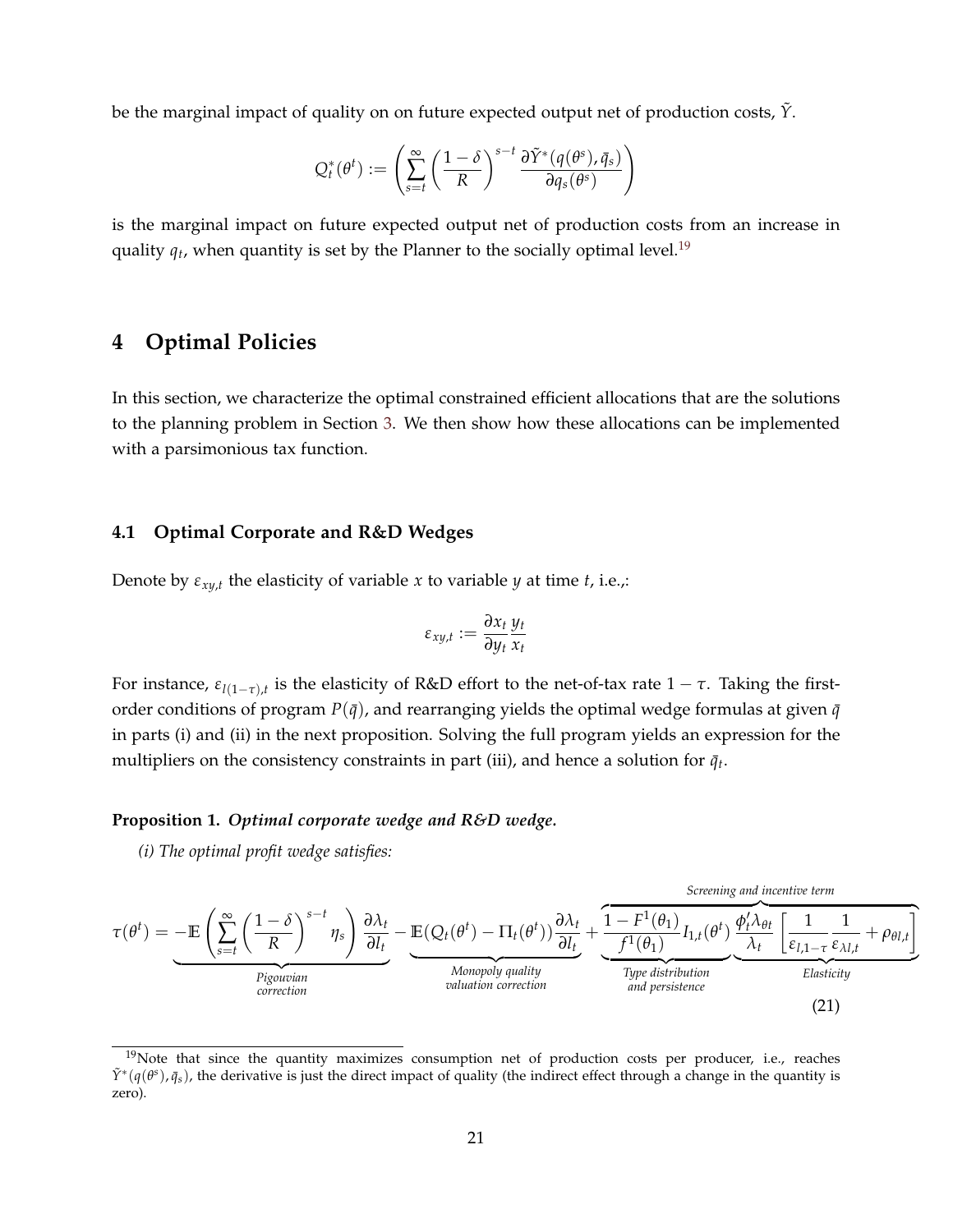be the marginal impact of quality on on future expected output net of production costs, $\tilde{Y}$.

$$Q_t^*(\theta^t) := \left( \sum_{s=t}^{\infty} \left( \frac{1-\delta}{R} \right)^{s-t} \frac{\partial \tilde{Y}^*(q(\theta^s), \bar{q}_s)}{\partial q_s(\theta^s)} \right)$$

is the marginal impact on future expected output net of production costs from an increase in quality $q_t$, when quantity is set by the Planner to the socially optimal level.[19]

# 4 Optimal Policies

In this section, we characterize the optimal constrained efficient allocations that are the solutions to the planning problem in Section 3. We then show how these allocations can be implemented with a parsimonious tax function.

## 4.1 Optimal Corporate and R&D Wedges

Denote by $\varepsilon_{xy,t}$ the elasticity of variable $x$ to variable $y$ at time $t$, i.e.,:

$$\varepsilon_{xy,t} := \frac{\partial x_t}{\partial y_t} \frac{y_t}{x_t}$$

For instance, $\varepsilon_{l(1-\tau),t}$ is the elasticity of R&D effort to the net-of-tax rate $1-\tau$. Taking the first-order conditions of program $P(\bar{q})$, and rearranging yields the optimal wedge formulas at given $\bar{q}$ in parts (i) and (ii) in the next proposition. Solving the full program yields an expression for the multipliers on the consistency constraints in part (iii), and hence a solution for $\bar{q}_t$.

**Proposition 1.** ***Optimal corporate wedge and R&D wedge.***

*(i) The optimal profit wedge satisfies:*

$$\tau(\theta^t) = \underbrace{-\mathbb{E}\left( \sum_{s=t}^{\infty} \left( \frac{1-\delta}{R} \right)^{s-t} \eta_s \right) \frac{\partial \lambda_t}{\partial l_t}}_{\substack{\text{Pigouvian} \\ \text{correction}}} \underbrace{- \mathbb{E}(Q_t(\theta^t) - \Pi_t(\theta^t)) \frac{\partial \lambda_t}{\partial l_t}}_{\substack{\text{Monopoly quality} \\ \text{valuation correction}}} + \overbrace{\underbrace{\frac{1-F^1(\theta_1)}{f^1(\theta_1)} I_{1,t}(\theta^t)}_{\substack{\text{Type distribution} \\ \text{and persistence}}} \underbrace{\frac{\phi_t' \lambda_{\theta t}}{\lambda_t} \left[ \frac{1}{\varepsilon_{l,1-\tau}} \frac{1}{\varepsilon_{\lambda l,t}} + \rho_{\theta l,t} \right]}_{\text{Elasticity}}}^{\text{Screening and incentive term}} \tag{21}$$

[19] Note that since the quantity maximizes consumption net of production costs per producer, i.e., reaches $\tilde{Y}^*(q(\theta^s), \bar{q}_s)$, the derivative is just the direct impact of quality (the indirect effect through a change in the quantity is zero).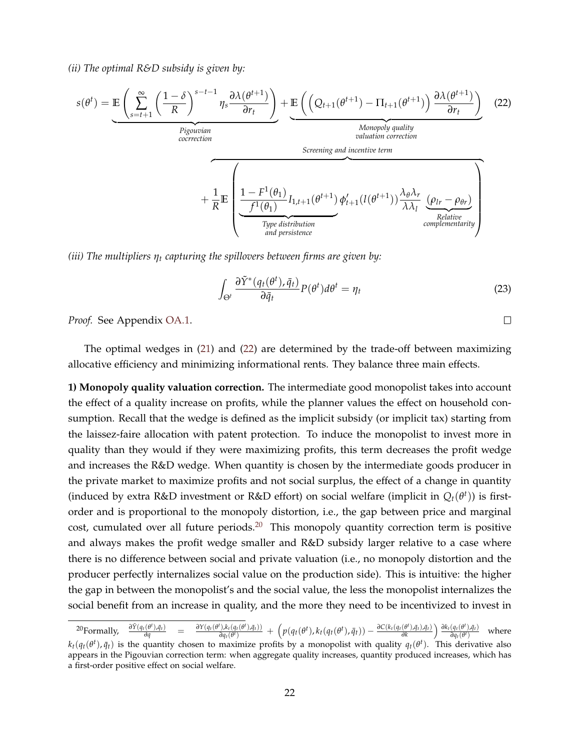*(ii) The optimal R&D subsidy is given by:*

$$
s(\theta^t) = \underbrace{\mathbb{E}\left(\sum_{s=t+1}^{\infty}\left(\frac{1-\delta}{R}\right)^{s-t-1}\eta_s\frac{\partial\lambda(\theta^{t+1})}{\partial r_t}\right)}_{\substack{\text{Pigouvian}\\ \text{cocrrection}}} + \underbrace{\mathbb{E}\left(\left(Q_{t+1}(\theta^{t+1}) - \Pi_{t+1}(\theta^{t+1})\right)\frac{\partial\lambda(\theta^{t+1})}{\partial r_t}\right)}_{\substack{\text{Monopoly quality}\\ \text{valuation correction}}} \tag{22}
$$

$$
+\overbrace{\frac{1}{R}\mathbb{E}\left(\underbrace{\frac{1-F^1(\theta_1)}{f^1(\theta_1)}I_{1,t+1}(\theta^{t+1})}_{\substack{\text{Type distribution}\\ \text{and persistence}}}\phi'_{t+1}(l(\theta^{t+1}))\frac{\lambda_\theta\lambda_r}{\lambda\lambda_l}\underbrace{(\rho_{lr}-\rho_{\theta r})}_{\substack{\text{Relative}\\ \text{complementarity}}}\right)}^{\text{Screening and incentive term}}
$$

*(iii) The multipliers $\eta_t$ capturing the spillovers between firms are given by:*

$$
\int_{\Theta^t}\frac{\partial\tilde{Y}^*(q_t(\theta^t),\bar{q}_t)}{\partial\bar{q}_t}P(\theta^t)d\theta^t = \eta_t \tag{23}
$$

*Proof.* See Appendix OA.1. □

The optimal wedges in (21) and (22) are determined by the trade-off between maximizing allocative efficiency and minimizing informational rents. They balance three main effects.

**1) Monopoly quality valuation correction.** The intermediate good monopolist takes into account the effect of a quality increase on profits, while the planner values the effect on household consumption. Recall that the wedge is defined as the implicit subsidy (or implicit tax) starting from the laissez-faire allocation with patent protection. To induce the monopolist to invest more in quality than they would if they were maximizing profits, this term decreases the profit wedge and increases the R&D wedge. When quantity is chosen by the intermediate goods producer in the private market to maximize profits and not social surplus, the effect of a change in quantity (induced by extra R&D investment or R&D effort) on social welfare (implicit in $Q_t(\theta^t)$) is first-order and is proportional to the monopoly distortion, i.e., the gap between price and marginal cost, cumulated over all future periods.[20] This monopoly quantity correction term is positive and always makes the profit wedge smaller and R&D subsidy larger relative to a case where there is no difference between social and private valuation (i.e., no monopoly distortion and the producer perfectly internalizes social value on the production side). This is intuitive: the higher the gap in between the monopolist's and the social value, the less the monopolist internalizes the social benefit from an increase in quality, and the more they need to be incentivized to invest in

[20]Formally, $\frac{\partial\tilde{Y}(q_t(\theta^t),\bar{q}_t)}{\partial q} = \frac{\partial Y(q_t(\theta^t),k_t(q_t(\theta^t),\bar{q}_t))}{\partial q_t(\theta^t)} + \left(p(q_t(\theta^t),k_t(q_t(\theta^t),\bar{q}_t)) - \frac{\partial C(k_t(q_t(\theta^t),\bar{q}_t)}{\partial k}\right)\frac{\partial k_t(q_t(\theta^t),\bar{q}_t)}{\partial q_t(\theta^t)}$ where $k_t(q_t(\theta^t),\bar{q}_t)$ is the quantity chosen to maximize profits by a monopolist with quality $q_t(\theta^t)$. This derivative also appears in the Pigouvian correction term: when aggregate quality increases, quantity produced increases, which has a first-order positive effect on social welfare.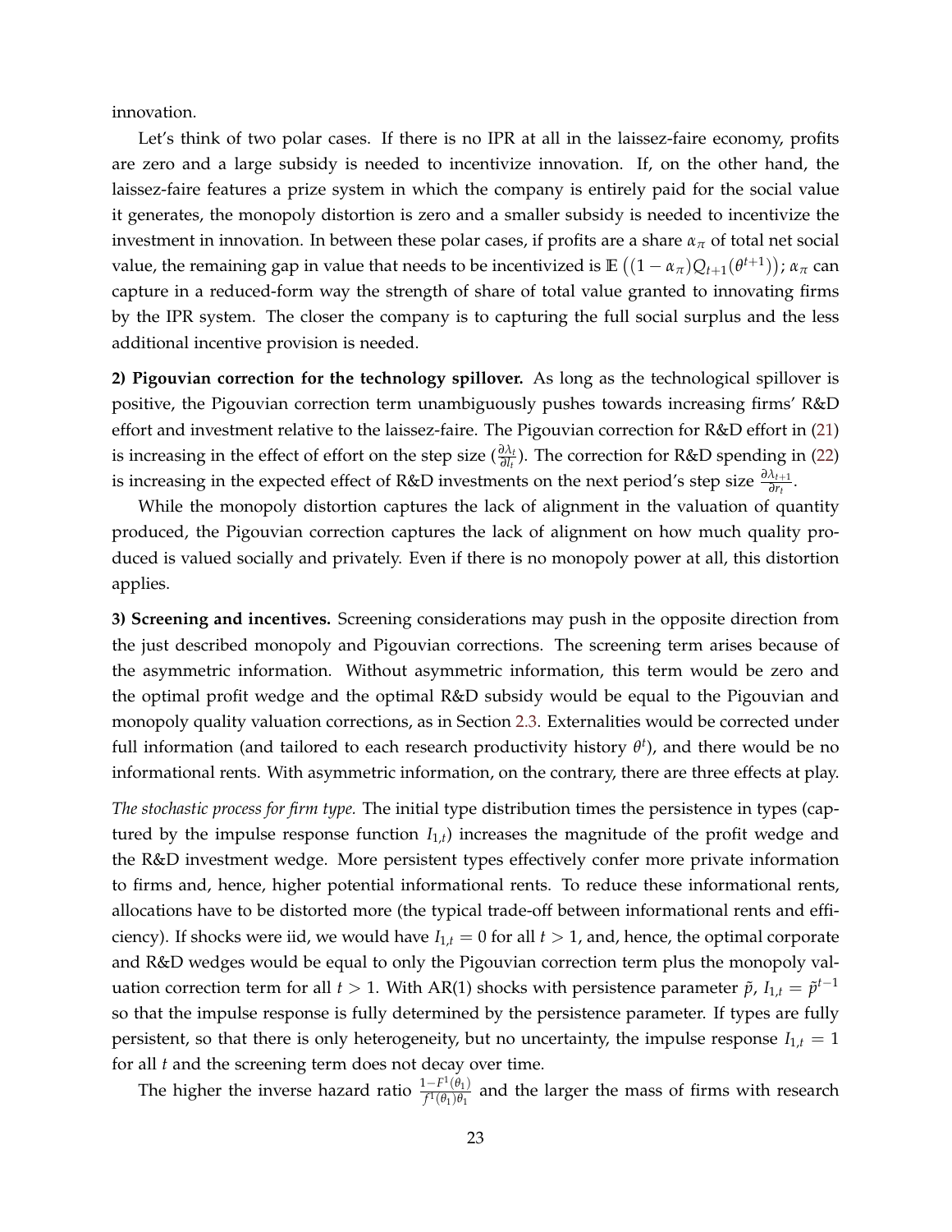innovation.

Let's think of two polar cases. If there is no IPR at all in the laissez-faire economy, profits are zero and a large subsidy is needed to incentivize innovation. If, on the other hand, the laissez-faire features a prize system in which the company is entirely paid for the social value it generates, the monopoly distortion is zero and a smaller subsidy is needed to incentivize the investment in innovation. In between these polar cases, if profits are a share $\alpha_\pi$ of total net social value, the remaining gap in value that needs to be incentivized is $\mathbb{E}\left((1-\alpha_\pi)Q_{t+1}(\theta^{t+1})\right)$; $\alpha_\pi$ can capture in a reduced-form way the strength of share of total value granted to innovating firms by the IPR system. The closer the company is to capturing the full social surplus and the less additional incentive provision is needed.

**2) Pigouvian correction for the technology spillover.** As long as the technological spillover is positive, the Pigouvian correction term unambiguously pushes towards increasing firms' R&D effort and investment relative to the laissez-faire. The Pigouvian correction for R&D effort in (21) is increasing in the effect of effort on the step size ($\frac{\partial \lambda_t}{\partial l_t}$). The correction for R&D spending in (22) is increasing in the expected effect of R&D investments on the next period's step size $\frac{\partial \lambda_{t+1}}{\partial r_t}$.

While the monopoly distortion captures the lack of alignment in the valuation of quantity produced, the Pigouvian correction captures the lack of alignment on how much quality produced is valued socially and privately. Even if there is no monopoly power at all, this distortion applies.

**3) Screening and incentives.** Screening considerations may push in the opposite direction from the just described monopoly and Pigouvian corrections. The screening term arises because of the asymmetric information. Without asymmetric information, this term would be zero and the optimal profit wedge and the optimal R&D subsidy would be equal to the Pigouvian and monopoly quality valuation corrections, as in Section 2.3. Externalities would be corrected under full information (and tailored to each research productivity history $\theta^t$), and there would be no informational rents. With asymmetric information, on the contrary, there are three effects at play.

*The stochastic process for firm type.* The initial type distribution times the persistence in types (captured by the impulse response function $I_{1,t}$) increases the magnitude of the profit wedge and the R&D investment wedge. More persistent types effectively confer more private information to firms and, hence, higher potential informational rents. To reduce these informational rents, allocations have to be distorted more (the typical trade-off between informational rents and efficiency). If shocks were iid, we would have $I_{1,t} = 0$ for all $t > 1$, and, hence, the optimal corporate and R&D wedges would be equal to only the Pigouvian correction term plus the monopoly valuation correction term for all $t > 1$. With AR(1) shocks with persistence parameter $\tilde{p}$, $I_{1,t} = \tilde{p}^{t-1}$ so that the impulse response is fully determined by the persistence parameter. If types are fully persistent, so that there is only heterogeneity, but no uncertainty, the impulse response $I_{1,t} = 1$ for all $t$ and the screening term does not decay over time.

The higher the inverse hazard ratio $\frac{1-F^1(\theta_1)}{f^1(\theta_1)\theta_1}$ and the larger the mass of firms with research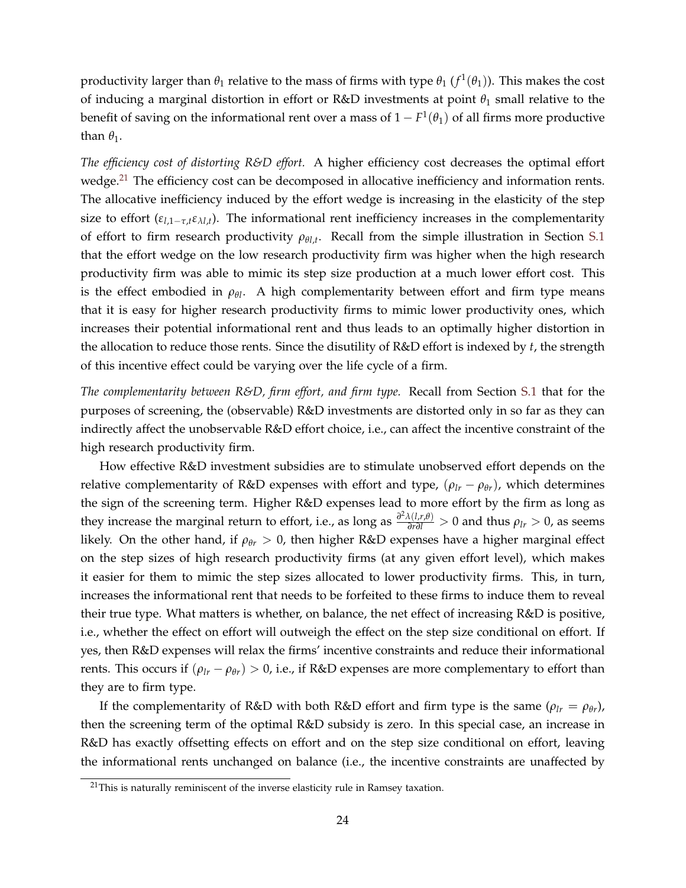productivity larger than $\theta_1$ relative to the mass of firms with type $\theta_1$ ($f^1(\theta_1)$). This makes the cost of inducing a marginal distortion in effort or R&D investments at point $\theta_1$ small relative to the benefit of saving on the informational rent over a mass of $1 - F^1(\theta_1)$ of all firms more productive than $\theta_1$.

*The efficiency cost of distorting R&D effort.* A higher efficiency cost decreases the optimal effort wedge.[21] The efficiency cost can be decomposed in allocative inefficiency and information rents. The allocative inefficiency induced by the effort wedge is increasing in the elasticity of the step size to effort ($\varepsilon_{l,1-\tau,t}\varepsilon_{\lambda l,t}$). The informational rent inefficiency increases in the complementarity of effort to firm research productivity $\rho_{\theta l,t}$. Recall from the simple illustration in Section S.1 that the effort wedge on the low research productivity firm was higher when the high research productivity firm was able to mimic its step size production at a much lower effort cost. This is the effect embodied in $\rho_{\theta l}$. A high complementarity between effort and firm type means that it is easy for higher research productivity firms to mimic lower productivity ones, which increases their potential informational rent and thus leads to an optimally higher distortion in the allocation to reduce those rents. Since the disutility of R&D effort is indexed by $t$, the strength of this incentive effect could be varying over the life cycle of a firm.

*The complementarity between R&D, firm effort, and firm type.* Recall from Section S.1 that for the purposes of screening, the (observable) R&D investments are distorted only in so far as they can indirectly affect the unobservable R&D effort choice, i.e., can affect the incentive constraint of the high research productivity firm.

How effective R&D investment subsidies are to stimulate unobserved effort depends on the relative complementarity of R&D expenses with effort and type, $(\rho_{lr} - \rho_{\theta r})$, which determines the sign of the screening term. Higher R&D expenses lead to more effort by the firm as long as they increase the marginal return to effort, i.e., as long as $\frac{\partial^2 \lambda(l,r,\theta)}{\partial r \partial l} > 0$ and thus $\rho_{lr} > 0$, as seems likely. On the other hand, if $\rho_{\theta r} > 0$, then higher R&D expenses have a higher marginal effect on the step sizes of high research productivity firms (at any given effort level), which makes it easier for them to mimic the step sizes allocated to lower productivity firms. This, in turn, increases the informational rent that needs to be forfeited to these firms to induce them to reveal their true type. What matters is whether, on balance, the net effect of increasing R&D is positive, i.e., whether the effect on effort will outweigh the effect on the step size conditional on effort. If yes, then R&D expenses will relax the firms' incentive constraints and reduce their informational rents. This occurs if $(\rho_{lr} - \rho_{\theta r}) > 0$, i.e., if R&D expenses are more complementary to effort than they are to firm type.

If the complementarity of R&D with both R&D effort and firm type is the same ($\rho_{lr} = \rho_{\theta r}$), then the screening term of the optimal R&D subsidy is zero. In this special case, an increase in R&D has exactly offsetting effects on effort and on the step size conditional on effort, leaving the informational rents unchanged on balance (i.e., the incentive constraints are unaffected by

[21] This is naturally reminiscent of the inverse elasticity rule in Ramsey taxation.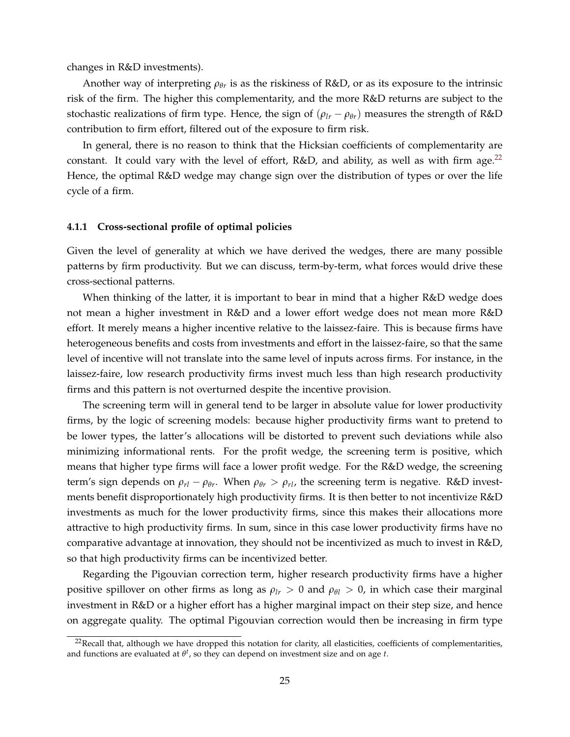changes in R&D investments).

Another way of interpreting $\rho_{\theta r}$ is as the riskiness of R&D, or as its exposure to the intrinsic risk of the firm. The higher this complementarity, and the more R&D returns are subject to the stochastic realizations of firm type. Hence, the sign of $(\rho_{lr} - \rho_{\theta r})$ measures the strength of R&D contribution to firm effort, filtered out of the exposure to firm risk.

In general, there is no reason to think that the Hicksian coefficients of complementarity are constant. It could vary with the level of effort, R&D, and ability, as well as with firm age.[22] Hence, the optimal R&D wedge may change sign over the distribution of types or over the life cycle of a firm.

### 4.1.1 Cross-sectional profile of optimal policies

Given the level of generality at which we have derived the wedges, there are many possible patterns by firm productivity. But we can discuss, term-by-term, what forces would drive these cross-sectional patterns.

When thinking of the latter, it is important to bear in mind that a higher R&D wedge does not mean a higher investment in R&D and a lower effort wedge does not mean more R&D effort. It merely means a higher incentive relative to the laissez-faire. This is because firms have heterogeneous benefits and costs from investments and effort in the laissez-faire, so that the same level of incentive will not translate into the same level of inputs across firms. For instance, in the laissez-faire, low research productivity firms invest much less than high research productivity firms and this pattern is not overturned despite the incentive provision.

The screening term will in general tend to be larger in absolute value for lower productivity firms, by the logic of screening models: because higher productivity firms want to pretend to be lower types, the latter's allocations will be distorted to prevent such deviations while also minimizing informational rents. For the profit wedge, the screening term is positive, which means that higher type firms will face a lower profit wedge. For the R&D wedge, the screening term's sign depends on $\rho_{rl} - \rho_{\theta r}$. When $\rho_{\theta r} > \rho_{rl}$, the screening term is negative. R&D investments benefit disproportionately high productivity firms. It is then better to not incentivize R&D investments as much for the lower productivity firms, since this makes their allocations more attractive to high productivity firms. In sum, since in this case lower productivity firms have no comparative advantage at innovation, they should not be incentivized as much to invest in R&D, so that high productivity firms can be incentivized better.

Regarding the Pigouvian correction term, higher research productivity firms have a higher positive spillover on other firms as long as $\rho_{lr} > 0$ and $\rho_{\theta l} > 0$, in which case their marginal investment in R&D or a higher effort has a higher marginal impact on their step size, and hence on aggregate quality. The optimal Pigouvian correction would then be increasing in firm type

[22] Recall that, although we have dropped this notation for clarity, all elasticities, coefficients of complementarities, and functions are evaluated at $\theta^t$, so they can depend on investment size and on age $t$.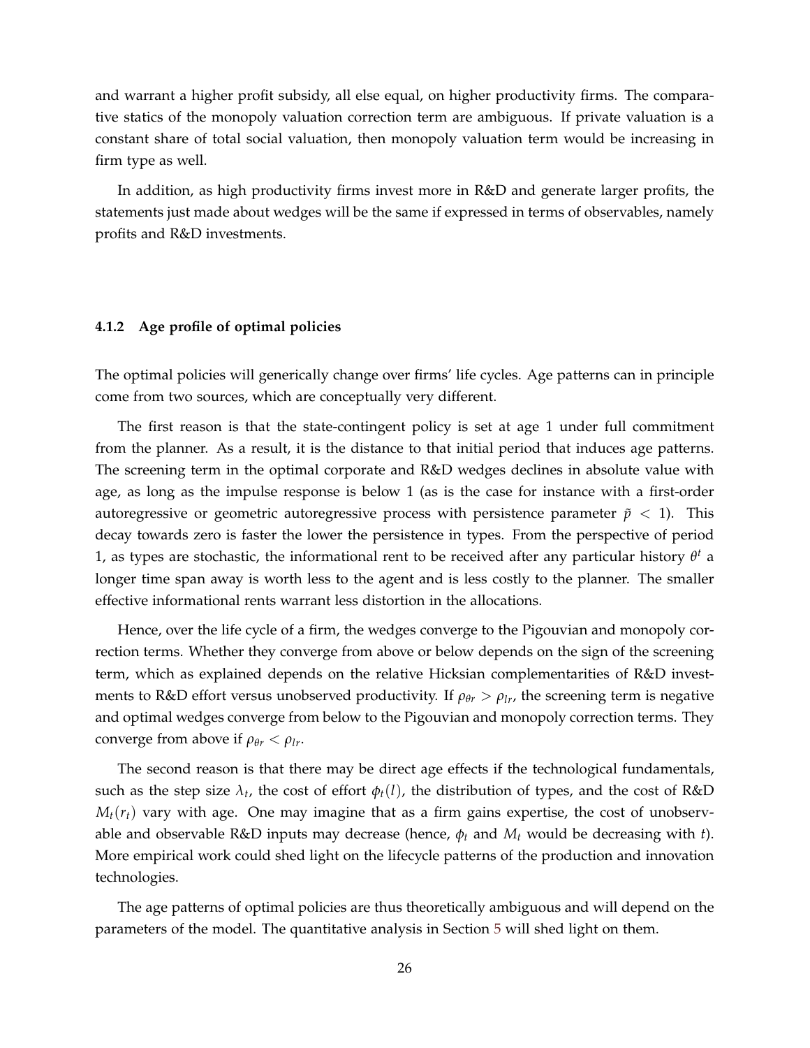and warrant a higher profit subsidy, all else equal, on higher productivity firms. The comparative statics of the monopoly valuation correction term are ambiguous. If private valuation is a constant share of total social valuation, then monopoly valuation term would be increasing in firm type as well.

In addition, as high productivity firms invest more in R&D and generate larger profits, the statements just made about wedges will be the same if expressed in terms of observables, namely profits and R&D investments.

#### 4.1.2 Age profile of optimal policies

The optimal policies will generically change over firms' life cycles. Age patterns can in principle come from two sources, which are conceptually very different.

The first reason is that the state-contingent policy is set at age 1 under full commitment from the planner. As a result, it is the distance to that initial period that induces age patterns. The screening term in the optimal corporate and R&D wedges declines in absolute value with age, as long as the impulse response is below 1 (as is the case for instance with a first-order autoregressive or geometric autoregressive process with persistence parameter $\tilde{p} < 1$). This decay towards zero is faster the lower the persistence in types. From the perspective of period 1, as types are stochastic, the informational rent to be received after any particular history $\theta^t$ a longer time span away is worth less to the agent and is less costly to the planner. The smaller effective informational rents warrant less distortion in the allocations.

Hence, over the life cycle of a firm, the wedges converge to the Pigouvian and monopoly correction terms. Whether they converge from above or below depends on the sign of the screening term, which as explained depends on the relative Hicksian complementarities of R&D investments to R&D effort versus unobserved productivity. If $\rho_{\theta r} > \rho_{lr}$, the screening term is negative and optimal wedges converge from below to the Pigouvian and monopoly correction terms. They converge from above if $\rho_{\theta r} < \rho_{lr}$.

The second reason is that there may be direct age effects if the technological fundamentals, such as the step size $\lambda_t$, the cost of effort $\phi_t(l)$, the distribution of types, and the cost of R&D $M_t(r_t)$ vary with age. One may imagine that as a firm gains expertise, the cost of unobservable and observable R&D inputs may decrease (hence, $\phi_t$ and $M_t$ would be decreasing with $t$). More empirical work could shed light on the lifecycle patterns of the production and innovation technologies.

The age patterns of optimal policies are thus theoretically ambiguous and will depend on the parameters of the model. The quantitative analysis in Section 5 will shed light on them.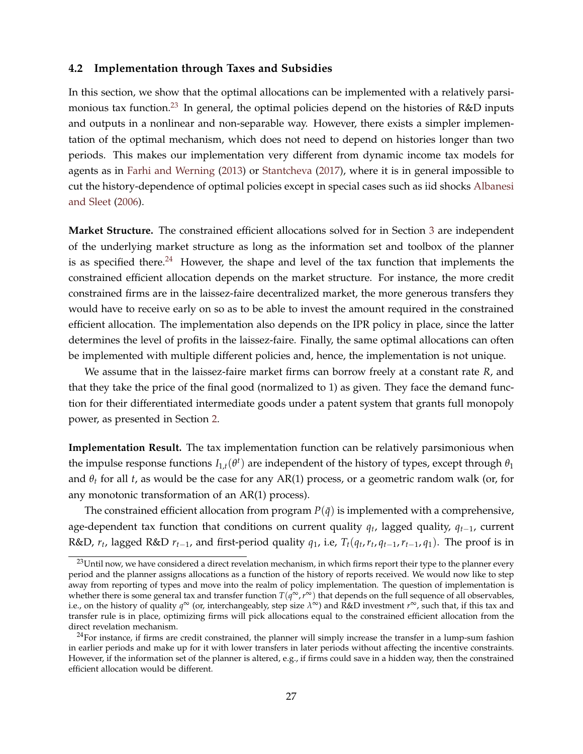### 4.2 Implementation through Taxes and Subsidies

In this section, we show that the optimal allocations can be implemented with a relatively parsimonious tax function.[23] In general, the optimal policies depend on the histories of R&D inputs and outputs in a nonlinear and non-separable way. However, there exists a simpler implementation of the optimal mechanism, which does not need to depend on histories longer than two periods. This makes our implementation very different from dynamic income tax models for agents as in Farhi and Werning (2013) or Stantcheva (2017), where it is in general impossible to cut the history-dependence of optimal policies except in special cases such as iid shocks Albanesi and Sleet (2006).

**Market Structure.** The constrained efficient allocations solved for in Section 3 are independent of the underlying market structure as long as the information set and toolbox of the planner is as specified there.[24] However, the shape and level of the tax function that implements the constrained efficient allocation depends on the market structure. For instance, the more credit constrained firms are in the laissez-faire decentralized market, the more generous transfers they would have to receive early on so as to be able to invest the amount required in the constrained efficient allocation. The implementation also depends on the IPR policy in place, since the latter determines the level of profits in the laissez-faire. Finally, the same optimal allocations can often be implemented with multiple different policies and, hence, the implementation is not unique.

We assume that in the laissez-faire market firms can borrow freely at a constant rate $R$, and that they take the price of the final good (normalized to 1) as given. They face the demand function for their differentiated intermediate goods under a patent system that grants full monopoly power, as presented in Section 2.

**Implementation Result.** The tax implementation function can be relatively parsimonious when the impulse response functions $I_{1,t}(\theta^t)$ are independent of the history of types, except through $\theta_1$ and $\theta_t$ for all $t$, as would be the case for any AR(1) process, or a geometric random walk (or, for any monotonic transformation of an AR(1) process).

The constrained efficient allocation from program $P(\bar{q})$ is implemented with a comprehensive, age-dependent tax function that conditions on current quality $q_t$, lagged quality, $q_{t-1}$, current R&D, $r_t$, lagged R&D $r_{t-1}$, and first-period quality $q_1$, i.e, $T_t(q_t, r_t, q_{t-1}, r_{t-1}, q_1)$. The proof is in

[23] Until now, we have considered a direct revelation mechanism, in which firms report their type to the planner every period and the planner assigns allocations as a function of the history of reports received. We would now like to step away from reporting of types and move into the realm of policy implementation. The question of implementation is whether there is some general tax and transfer function $T(q^\infty, r^\infty)$ that depends on the full sequence of all observables, i.e., on the history of quality $q^\infty$ (or, interchangeably, step size $\lambda^\infty$) and R&D investment $r^\infty$, such that, if this tax and transfer rule is in place, optimizing firms will pick allocations equal to the constrained efficient allocation from the direct revelation mechanism.

[24] For instance, if firms are credit constrained, the planner will simply increase the transfer in a lump-sum fashion in earlier periods and make up for it with lower transfers in later periods without affecting the incentive constraints. However, if the information set of the planner is altered, e.g., if firms could save in a hidden way, then the constrained efficient allocation would be different.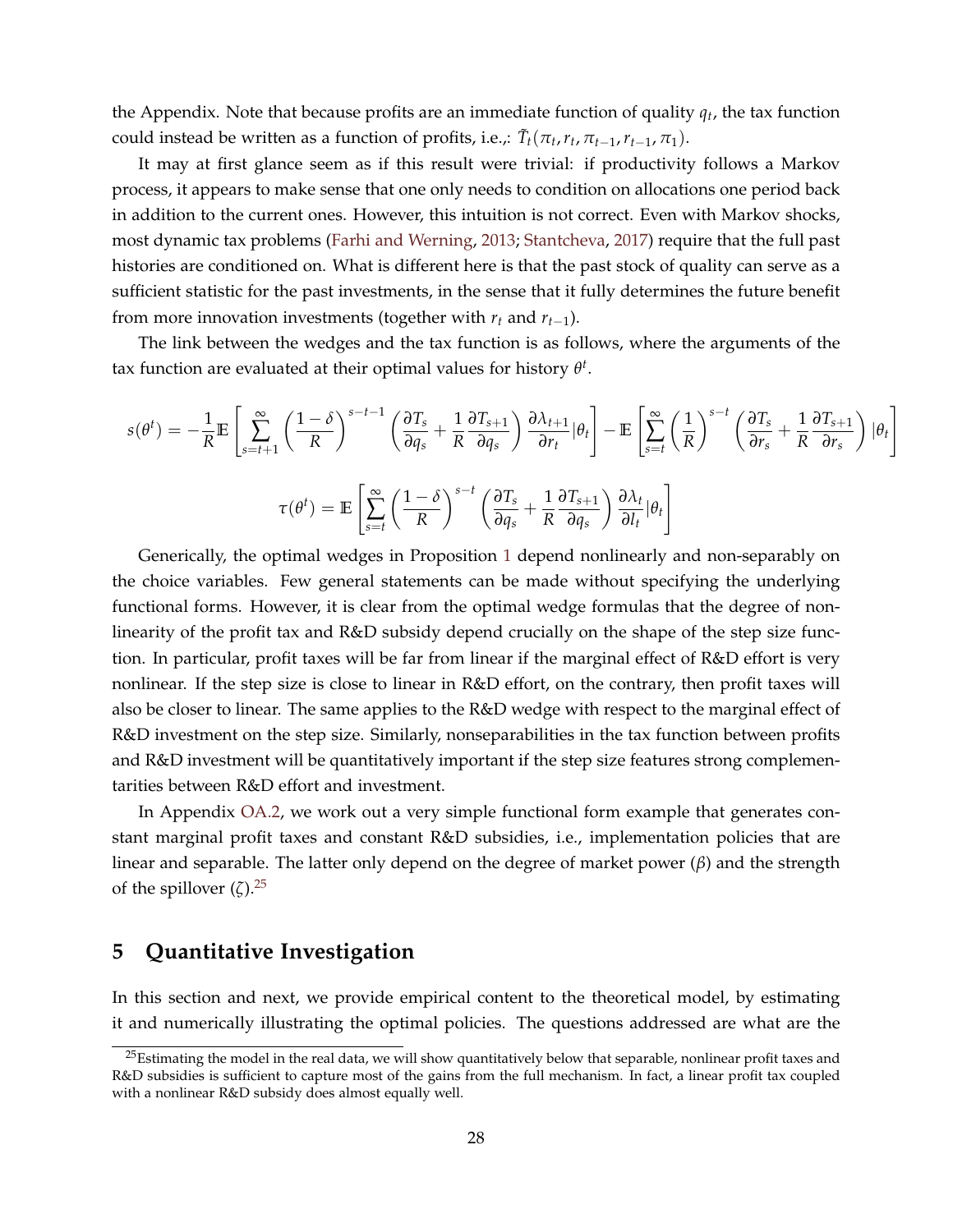the Appendix. Note that because profits are an immediate function of quality $q_t$, the tax function could instead be written as a function of profits, i.e.,: $\tilde{T}_t(\pi_t, r_t, \pi_{t-1}, r_{t-1}, \pi_1)$.

It may at first glance seem as if this result were trivial: if productivity follows a Markov process, it appears to make sense that one only needs to condition on allocations one period back in addition to the current ones. However, this intuition is not correct. Even with Markov shocks, most dynamic tax problems (Farhi and Werning, 2013; Stantcheva, 2017) require that the full past histories are conditioned on. What is different here is that the past stock of quality can serve as a sufficient statistic for the past investments, in the sense that it fully determines the future benefit from more innovation investments (together with $r_t$ and $r_{t-1}$).

The link between the wedges and the tax function is as follows, where the arguments of the tax function are evaluated at their optimal values for history $\theta^t$.

$$s(\theta^t) = -\frac{1}{R}\mathbb{E}\left[\sum_{s=t+1}^{\infty}\left(\frac{1-\delta}{R}\right)^{s-t-1}\left(\frac{\partial T_s}{\partial q_s} + \frac{1}{R}\frac{\partial T_{s+1}}{\partial q_s}\right)\frac{\partial \lambda_{t+1}}{\partial r_t}|\theta_t\right] - \mathbb{E}\left[\sum_{s=t}^{\infty}\left(\frac{1}{R}\right)^{s-t}\left(\frac{\partial T_s}{\partial r_s} + \frac{1}{R}\frac{\partial T_{s+1}}{\partial r_s}\right)|\theta_t\right]$$

$$\tau(\theta^t) = \mathbb{E}\left[\sum_{s=t}^{\infty}\left(\frac{1-\delta}{R}\right)^{s-t}\left(\frac{\partial T_s}{\partial q_s} + \frac{1}{R}\frac{\partial T_{s+1}}{\partial q_s}\right)\frac{\partial \lambda_t}{\partial l_t}|\theta_t\right]$$

Generically, the optimal wedges in Proposition 1 depend nonlinearly and non-separably on the choice variables. Few general statements can be made without specifying the underlying functional forms. However, it is clear from the optimal wedge formulas that the degree of nonlinearity of the profit tax and R&D subsidy depend crucially on the shape of the step size function. In particular, profit taxes will be far from linear if the marginal effect of R&D effort is very nonlinear. If the step size is close to linear in R&D effort, on the contrary, then profit taxes will also be closer to linear. The same applies to the R&D wedge with respect to the marginal effect of R&D investment on the step size. Similarly, nonseparabilities in the tax function between profits and R&D investment will be quantitatively important if the step size features strong complementarities between R&D effort and investment.

In Appendix OA.2, we work out a very simple functional form example that generates constant marginal profit taxes and constant R&D subsidies, i.e., implementation policies that are linear and separable. The latter only depend on the degree of market power ($\beta$) and the strength of the spillover ($\zeta$).[25]

## 5 Quantitative Investigation

In this section and next, we provide empirical content to the theoretical model, by estimating it and numerically illustrating the optimal policies. The questions addressed are what are the

[25] Estimating the model in the real data, we will show quantitatively below that separable, nonlinear profit taxes and R&D subsidies is sufficient to capture most of the gains from the full mechanism. In fact, a linear profit tax coupled with a nonlinear R&D subsidy does almost equally well.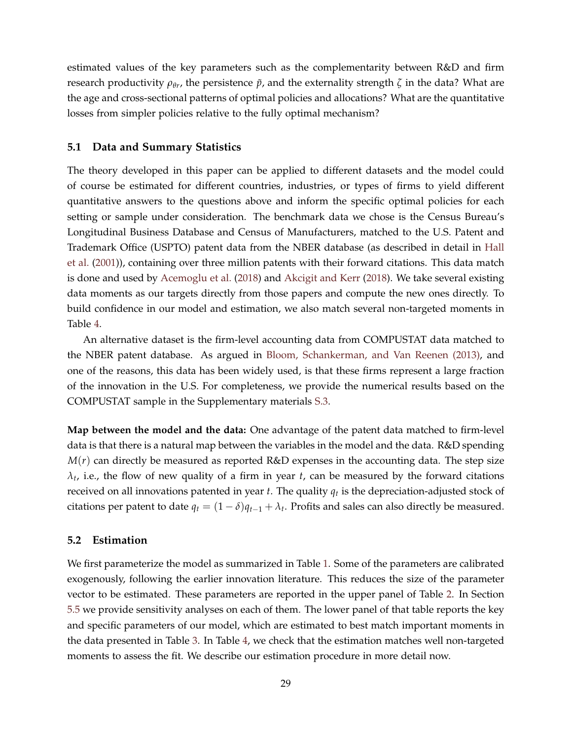estimated values of the key parameters such as the complementarity between R&D and firm research productivity $\rho_{\theta r}$, the persistence $\tilde{p}$, and the externality strength $\zeta$ in the data? What are the age and cross-sectional patterns of optimal policies and allocations? What are the quantitative losses from simpler policies relative to the fully optimal mechanism?

### 5.1 Data and Summary Statistics

The theory developed in this paper can be applied to different datasets and the model could of course be estimated for different countries, industries, or types of firms to yield different quantitative answers to the questions above and inform the specific optimal policies for each setting or sample under consideration. The benchmark data we chose is the Census Bureau's Longitudinal Business Database and Census of Manufacturers, matched to the U.S. Patent and Trademark Office (USPTO) patent data from the NBER database (as described in detail in Hall et al. (2001)), containing over three million patents with their forward citations. This data match is done and used by Acemoglu et al. (2018) and Akcigit and Kerr (2018). We take several existing data moments as our targets directly from those papers and compute the new ones directly. To build confidence in our model and estimation, we also match several non-targeted moments in Table 4.

An alternative dataset is the firm-level accounting data from COMPUSTAT data matched to the NBER patent database. As argued in Bloom, Schankerman, and Van Reenen (2013), and one of the reasons, this data has been widely used, is that these firms represent a large fraction of the innovation in the U.S. For completeness, we provide the numerical results based on the COMPUSTAT sample in the Supplementary materials S.3.

**Map between the model and the data:** One advantage of the patent data matched to firm-level data is that there is a natural map between the variables in the model and the data. R&D spending $M(r)$ can directly be measured as reported R&D expenses in the accounting data. The step size $\lambda_t$, i.e., the flow of new quality of a firm in year $t$, can be measured by the forward citations received on all innovations patented in year $t$. The quality $q_t$ is the depreciation-adjusted stock of citations per patent to date $q_t = (1-\delta)q_{t-1} + \lambda_t$. Profits and sales can also directly be measured.

### 5.2 Estimation

We first parameterize the model as summarized in Table 1. Some of the parameters are calibrated exogenously, following the earlier innovation literature. This reduces the size of the parameter vector to be estimated. These parameters are reported in the upper panel of Table 2. In Section 5.5 we provide sensitivity analyses on each of them. The lower panel of that table reports the key and specific parameters of our model, which are estimated to best match important moments in the data presented in Table 3. In Table 4, we check that the estimation matches well non-targeted moments to assess the fit. We describe our estimation procedure in more detail now.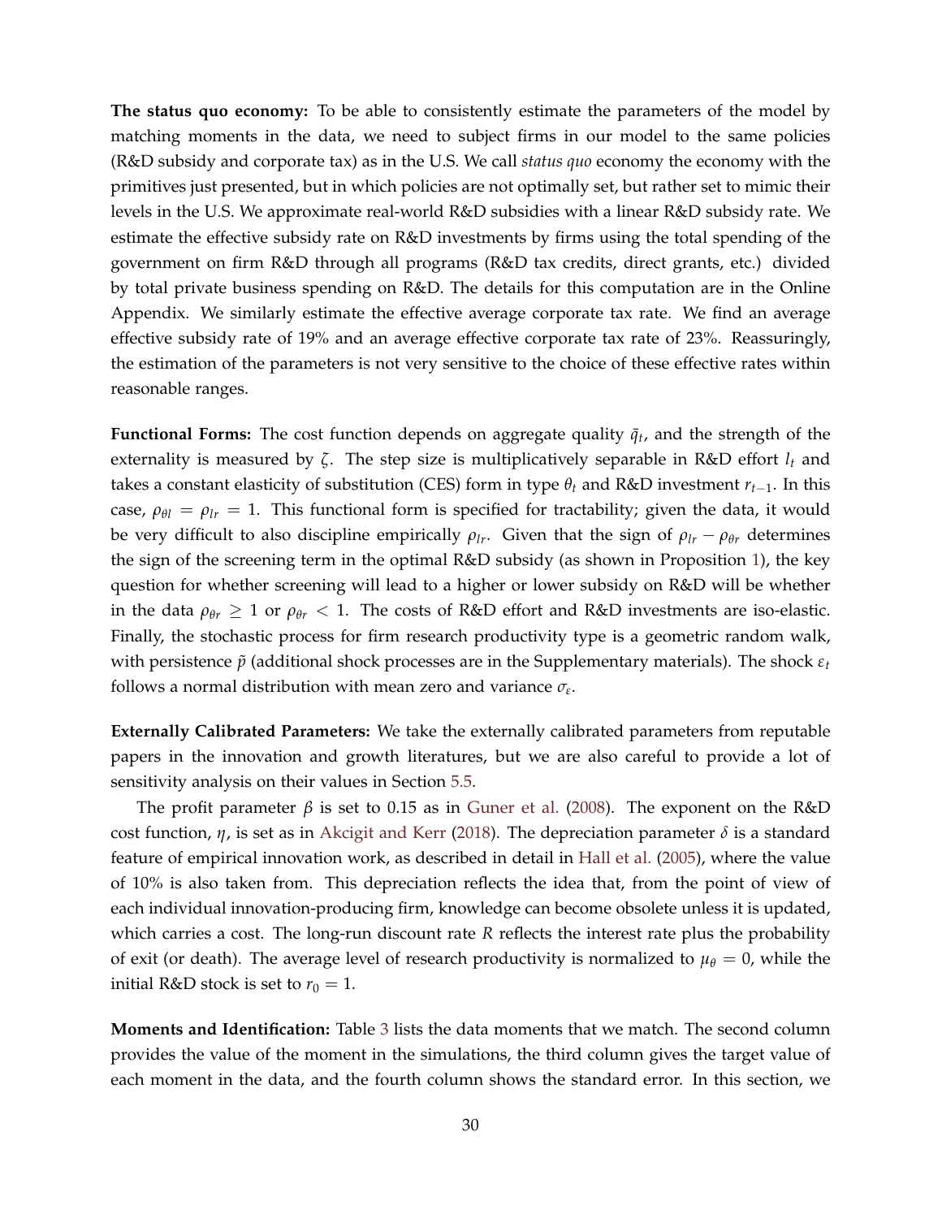**The status quo economy:** To be able to consistently estimate the parameters of the model by matching moments in the data, we need to subject firms in our model to the same policies (R&D subsidy and corporate tax) as in the U.S. We call *status quo* economy the economy with the primitives just presented, but in which policies are not optimally set, but rather set to mimic their levels in the U.S. We approximate real-world R&D subsidies with a linear R&D subsidy rate. We estimate the effective subsidy rate on R&D investments by firms using the total spending of the government on firm R&D through all programs (R&D tax credits, direct grants, etc.) divided by total private business spending on R&D. The details for this computation are in the Online Appendix. We similarly estimate the effective average corporate tax rate. We find an average effective subsidy rate of 19% and an average effective corporate tax rate of 23%. Reassuringly, the estimation of the parameters is not very sensitive to the choice of these effective rates within reasonable ranges.

**Functional Forms:** The cost function depends on aggregate quality $\bar{q}_t$, and the strength of the externality is measured by $\zeta$. The step size is multiplicatively separable in R&D effort $l_t$ and takes a constant elasticity of substitution (CES) form in type $\theta_t$ and R&D investment $r_{t-1}$. In this case, $\rho_{\theta l} = \rho_{lr} = 1$. This functional form is specified for tractability; given the data, it would be very difficult to also discipline empirically $\rho_{lr}$. Given that the sign of $\rho_{lr} - \rho_{\theta r}$ determines the sign of the screening term in the optimal R&D subsidy (as shown in Proposition 1), the key question for whether screening will lead to a higher or lower subsidy on R&D will be whether in the data $\rho_{\theta r} \geq 1$ or $\rho_{\theta r} < 1$. The costs of R&D effort and R&D investments are iso-elastic. Finally, the stochastic process for firm research productivity type is a geometric random walk, with persistence $\tilde{p}$ (additional shock processes are in the Supplementary materials). The shock $\varepsilon_t$ follows a normal distribution with mean zero and variance $\sigma_\varepsilon$.

**Externally Calibrated Parameters:** We take the externally calibrated parameters from reputable papers in the innovation and growth literatures, but we are also careful to provide a lot of sensitivity analysis on their values in Section 5.5.

The profit parameter $\beta$ is set to 0.15 as in Guner et al. (2008). The exponent on the R&D cost function, $\eta$, is set as in Akcigit and Kerr (2018). The depreciation parameter $\delta$ is a standard feature of empirical innovation work, as described in detail in Hall et al. (2005), where the value of 10% is also taken from. This depreciation reflects the idea that, from the point of view of each individual innovation-producing firm, knowledge can become obsolete unless it is updated, which carries a cost. The long-run discount rate $R$ reflects the interest rate plus the probability of exit (or death). The average level of research productivity is normalized to $\mu_\theta = 0$, while the initial R&D stock is set to $r_0 = 1$.

**Moments and Identification:** Table 3 lists the data moments that we match. The second column provides the value of the moment in the simulations, the third column gives the target value of each moment in the data, and the fourth column shows the standard error. In this section, we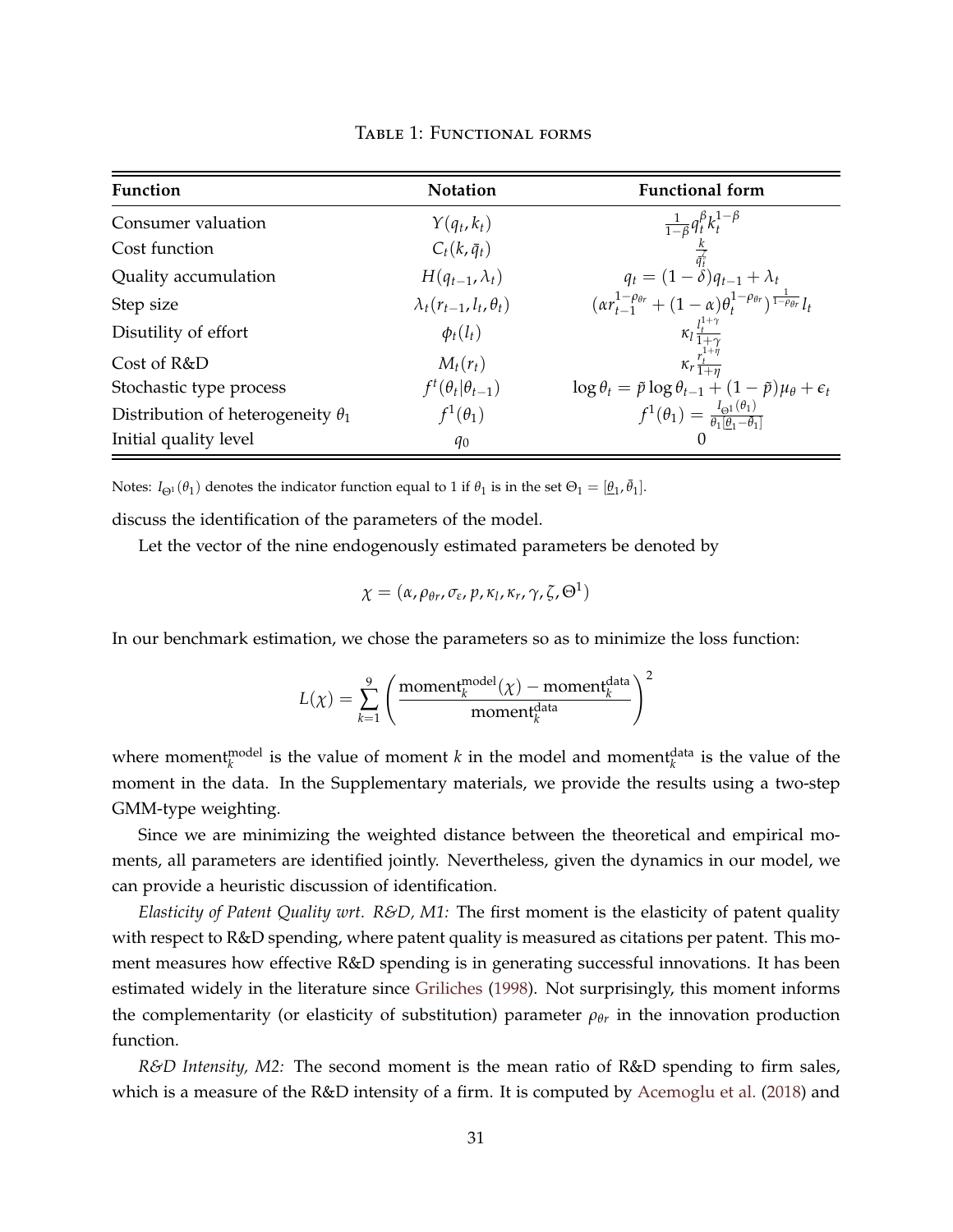Table 1: Functional forms

| Function | Notation | Functional form |
|---|---|---|
| Consumer valuation | $Y(q_t, k_t)$ | $\frac{1}{1-\beta} q_t^{\beta} k_t^{1-\beta}$ |
| Cost function | $C_t(k, \bar{q}_t)$ | $\frac{k}{\bar{q}_t^{\zeta}}$ |
| Quality accumulation | $H(q_{t-1}, \lambda_t)$ | $q_t = (1-\delta) q_{t-1} + \lambda_t$ |
| Step size | $\lambda_t(r_{t-1}, l_t, \theta_t)$ | $(\alpha r_{t-1}^{1-\rho_{\theta r}} + (1-\alpha)\theta_t^{1-\rho_{\theta r}})^{\frac{1}{1-\rho_{\theta r}}} l_t$ |
| Disutility of effort | $\phi_t(l_t)$ | $\kappa_l \frac{l_t^{1+\gamma}}{1+\gamma}$ |
| Cost of R&D | $M_t(r_t)$ | $\kappa_r \frac{r_t^{1+\eta}}{1+\eta}$ |
| Stochastic type process | $f^t(\theta_t \mid \theta_{t-1})$ | $\log \theta_t = \tilde{p} \log \theta_{t-1} + (1-\tilde{p})\mu_\theta + \epsilon_t$ |
| Distribution of heterogeneity $\theta_1$ | $f^1(\theta_1)$ | $f^1(\theta_1) = \frac{I_{\Theta^1}(\theta_1)}{\theta_1 [\underline{\theta}_1 - \bar{\theta}_1]}$ |
| Initial quality level | $q_0$ | 0 |

Notes: $I_{\Theta^1}(\theta_1)$ denotes the indicator function equal to 1 if $\theta_1$ is in the set $\Theta_1 = [\underline{\theta}_1, \bar{\theta}_1]$.

discuss the identification of the parameters of the model.

Let the vector of the nine endogenously estimated parameters be denoted by

$$\chi = (\alpha, \rho_{\theta r}, \sigma_\varepsilon, p, \kappa_l, \kappa_r, \gamma, \zeta, \Theta^1)$$

In our benchmark estimation, we chose the parameters so as to minimize the loss function:

$$L(\chi) = \sum_{k=1}^{9} \left( \frac{\text{moment}_k^{\text{model}}(\chi) - \text{moment}_k^{\text{data}}}{\text{moment}_k^{\text{data}}} \right)^2$$

where $\text{moment}_k^{\text{model}}$ is the value of moment $k$ in the model and $\text{moment}_k^{\text{data}}$ is the value of the moment in the data. In the Supplementary materials, we provide the results using a two-step GMM-type weighting.

Since we are minimizing the weighted distance between the theoretical and empirical moments, all parameters are identified jointly. Nevertheless, given the dynamics in our model, we can provide a heuristic discussion of identification.

*Elasticity of Patent Quality wrt. R&D, M1:* The first moment is the elasticity of patent quality with respect to R&D spending, where patent quality is measured as citations per patent. This moment measures how effective R&D spending is in generating successful innovations. It has been estimated widely in the literature since Griliches (1998). Not surprisingly, this moment informs the complementarity (or elasticity of substitution) parameter $\rho_{\theta r}$ in the innovation production function.

*R&D Intensity, M2:* The second moment is the mean ratio of R&D spending to firm sales, which is a measure of the R&D intensity of a firm. It is computed by Acemoglu et al. (2018) and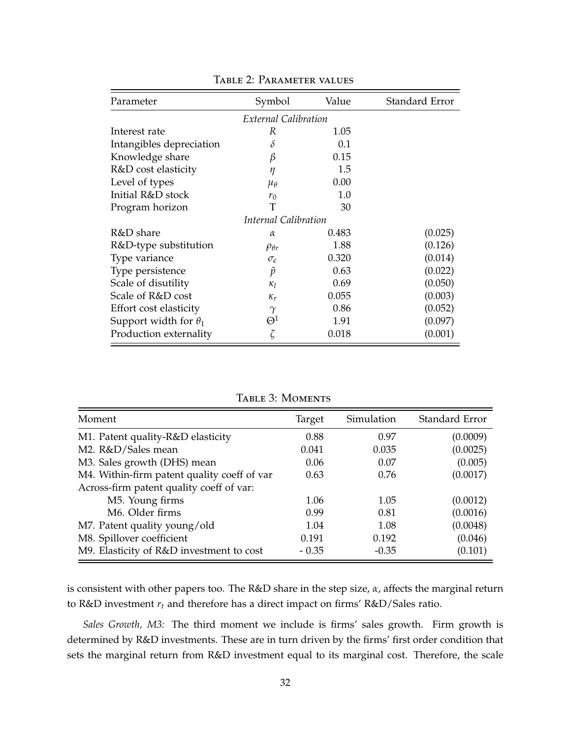Table 2: Parameter values

| Parameter | Symbol | Value | Standard Error |
|---|---|---|---|
| *External Calibration* | | | |
| Interest rate | $R$ | 1.05 | |
| Intangibles depreciation | $\delta$ | 0.1 | |
| Knowledge share | $\beta$ | 0.15 | |
| R&D cost elasticity | $\eta$ | 1.5 | |
| Level of types | $\mu_\theta$ | 0.00 | |
| Initial R&D stock | $r_0$ | 1.0 | |
| Program horizon | T | 30 | |
| *Internal Calibration* | | | |
| R&D share | $\alpha$ | 0.483 | (0.025) |
| R&D-type substitution | $\rho_{\theta r}$ | 1.88 | (0.126) |
| Type variance | $\sigma_\epsilon$ | 0.320 | (0.014) |
| Type persistence | $\tilde{p}$ | 0.63 | (0.022) |
| Scale of disutility | $\kappa_l$ | 0.69 | (0.050) |
| Scale of R&D cost | $\kappa_r$ | 0.055 | (0.003) |
| Effort cost elasticity | $\gamma$ | 0.86 | (0.052) |
| Support width for $\theta_1$ | $\Theta^1$ | 1.91 | (0.097) |
| Production externality | $\zeta$ | 0.018 | (0.001) |

Table 3: Moments

| Moment | Target | Simulation | Standard Error |
|---|---|---|---|
| M1. Patent quality-R&D elasticity | 0.88 | 0.97 | (0.0009) |
| M2. R&D/Sales mean | 0.041 | 0.035 | (0.0025) |
| M3. Sales growth (DHS) mean | 0.06 | 0.07 | (0.005) |
| M4. Within-firm patent quality coeff of var | 0.63 | 0.76 | (0.0017) |
| Across-firm patent quality coeff of var: | | | |
| M5. Young firms | 1.06 | 1.05 | (0.0012) |
| M6. Older firms | 0.99 | 0.81 | (0.0016) |
| M7. Patent quality young/old | 1.04 | 1.08 | (0.0048) |
| M8. Spillover coefficient | 0.191 | 0.192 | (0.046) |
| M9. Elasticity of R&D investment to cost | - 0.35 | -0.35 | (0.101) |

is consistent with other papers too. The R&D share in the step size, $\alpha$, affects the marginal return to R&D investment $r_t$ and therefore has a direct impact on firms' R&D/Sales ratio.

*Sales Growth, M3:* The third moment we include is firms' sales growth. Firm growth is determined by R&D investments. These are in turn driven by the firms' first order condition that sets the marginal return from R&D investment equal to its marginal cost. Therefore, the scale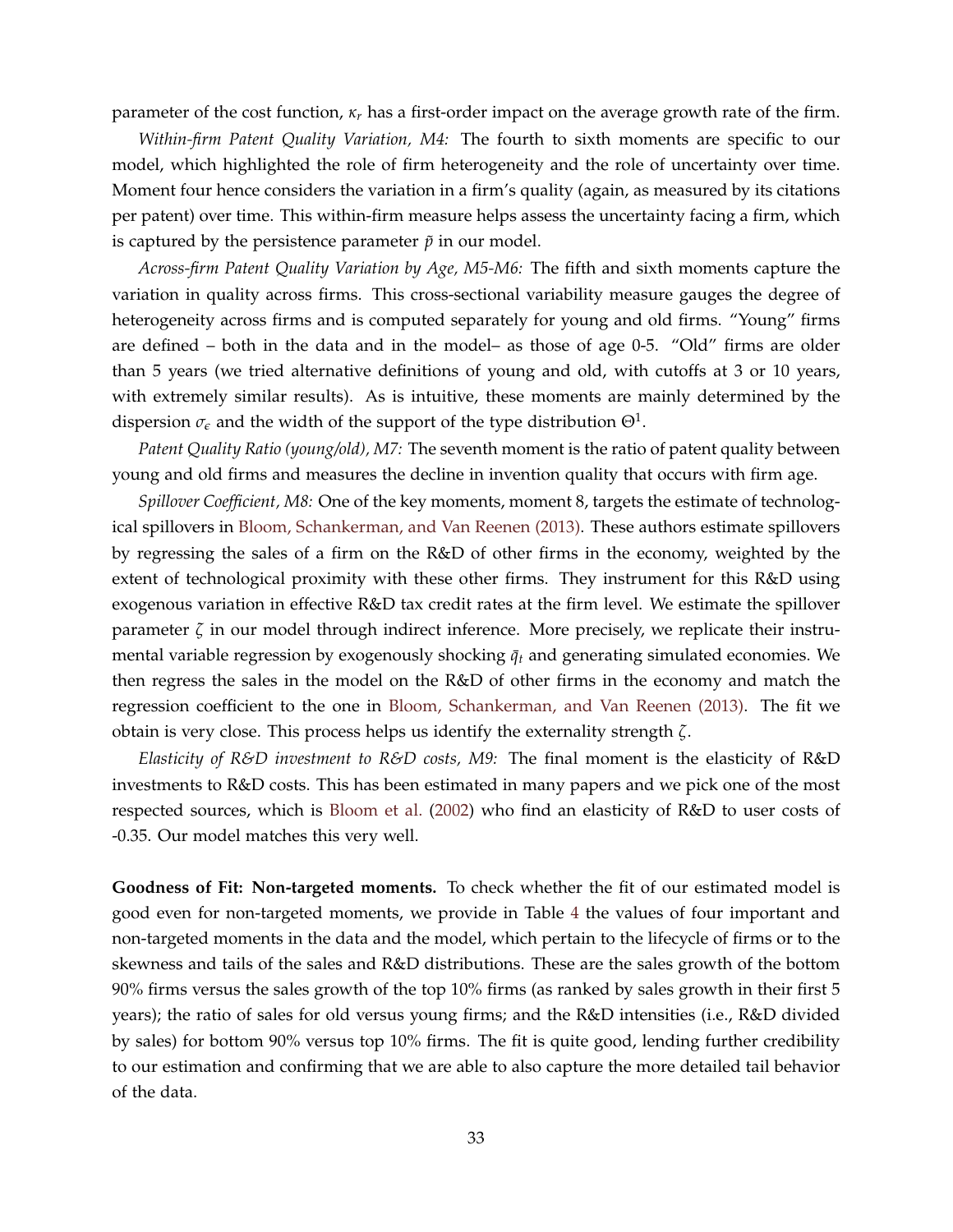parameter of the cost function, $\kappa_r$ has a first-order impact on the average growth rate of the firm.

*Within-firm Patent Quality Variation, M4:* The fourth to sixth moments are specific to our model, which highlighted the role of firm heterogeneity and the role of uncertainty over time. Moment four hence considers the variation in a firm's quality (again, as measured by its citations per patent) over time. This within-firm measure helps assess the uncertainty facing a firm, which is captured by the persistence parameter $\tilde{p}$ in our model.

*Across-firm Patent Quality Variation by Age, M5-M6:* The fifth and sixth moments capture the variation in quality across firms. This cross-sectional variability measure gauges the degree of heterogeneity across firms and is computed separately for young and old firms. "Young" firms are defined – both in the data and in the model– as those of age 0-5. "Old" firms are older than 5 years (we tried alternative definitions of young and old, with cutoffs at 3 or 10 years, with extremely similar results). As is intuitive, these moments are mainly determined by the dispersion $\sigma_\epsilon$ and the width of the support of the type distribution $\Theta^1$.

*Patent Quality Ratio (young/old), M7:* The seventh moment is the ratio of patent quality between young and old firms and measures the decline in invention quality that occurs with firm age.

*Spillover Coefficient, M8:* One of the key moments, moment 8, targets the estimate of technological spillovers in Bloom, Schankerman, and Van Reenen (2013). These authors estimate spillovers by regressing the sales of a firm on the R&D of other firms in the economy, weighted by the extent of technological proximity with these other firms. They instrument for this R&D using exogenous variation in effective R&D tax credit rates at the firm level. We estimate the spillover parameter $\zeta$ in our model through indirect inference. More precisely, we replicate their instrumental variable regression by exogenously shocking $\bar{q}_t$ and generating simulated economies. We then regress the sales in the model on the R&D of other firms in the economy and match the regression coefficient to the one in Bloom, Schankerman, and Van Reenen (2013). The fit we obtain is very close. This process helps us identify the externality strength $\zeta$.

*Elasticity of R&D investment to R&D costs, M9:* The final moment is the elasticity of R&D investments to R&D costs. This has been estimated in many papers and we pick one of the most respected sources, which is Bloom et al. (2002) who find an elasticity of R&D to user costs of -0.35. Our model matches this very well.

**Goodness of Fit: Non-targeted moments.** To check whether the fit of our estimated model is good even for non-targeted moments, we provide in Table 4 the values of four important and non-targeted moments in the data and the model, which pertain to the lifecycle of firms or to the skewness and tails of the sales and R&D distributions. These are the sales growth of the bottom 90% firms versus the sales growth of the top 10% firms (as ranked by sales growth in their first 5 years); the ratio of sales for old versus young firms; and the R&D intensities (i.e., R&D divided by sales) for bottom 90% versus top 10% firms. The fit is quite good, lending further credibility to our estimation and confirming that we are able to also capture the more detailed tail behavior of the data.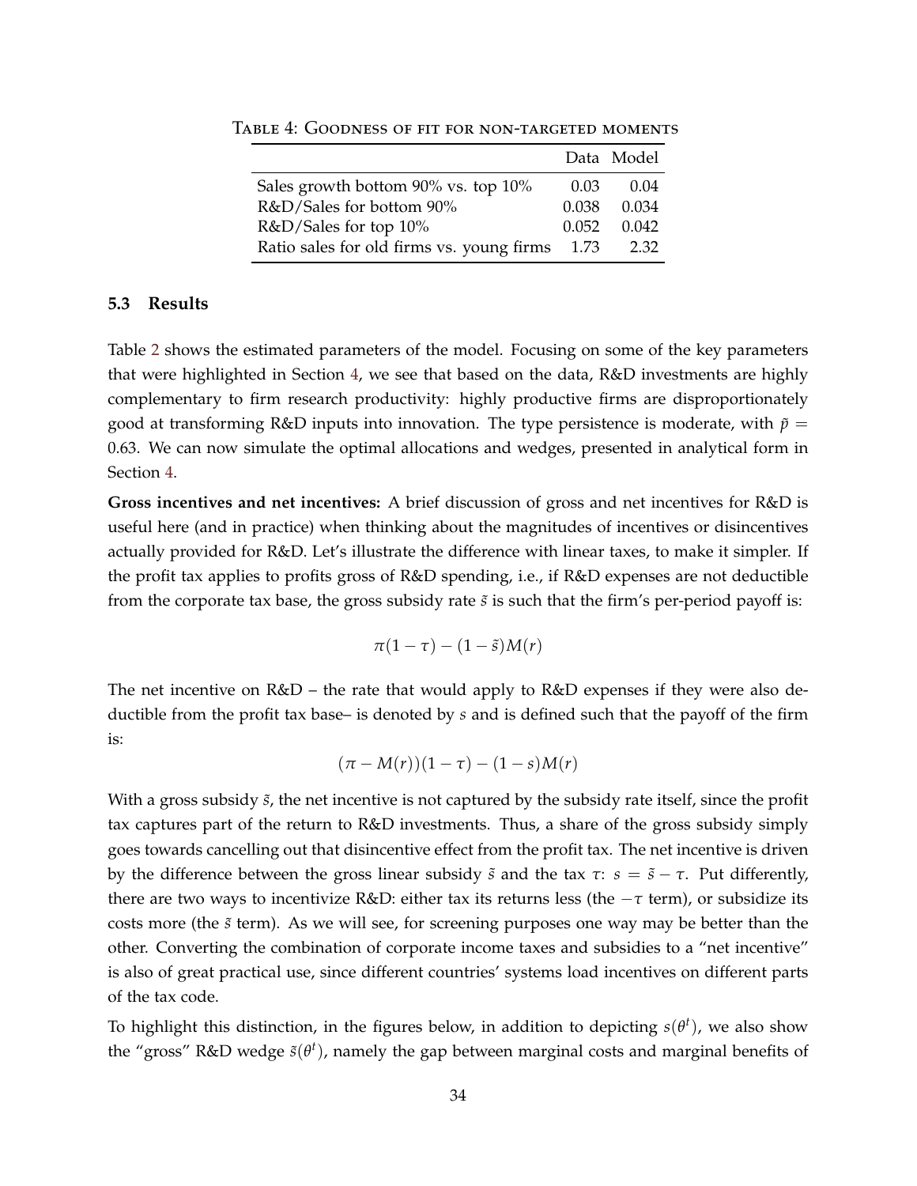Table 4: Goodness of fit for non-targeted moments

| | Data | Model |
|---|---|---|
| Sales growth bottom 90% vs. top 10% | 0.03 | 0.04 |
| R&D/Sales for bottom 90% | 0.038 | 0.034 |
| R&D/Sales for top 10% | 0.052 | 0.042 |
| Ratio sales for old firms vs. young firms | 1.73 | 2.32 |

### 5.3 Results

Table 2 shows the estimated parameters of the model. Focusing on some of the key parameters that were highlighted in Section 4, we see that based on the data, R&D investments are highly complementary to firm research productivity: highly productive firms are disproportionately good at transforming R&D inputs into innovation. The type persistence is moderate, with $\tilde{p} = 0.63$. We can now simulate the optimal allocations and wedges, presented in analytical form in Section 4.

**Gross incentives and net incentives:** A brief discussion of gross and net incentives for R&D is useful here (and in practice) when thinking about the magnitudes of incentives or disincentives actually provided for R&D. Let's illustrate the difference with linear taxes, to make it simpler. If the profit tax applies to profits gross of R&D spending, i.e., if R&D expenses are not deductible from the corporate tax base, the gross subsidy rate $\tilde{s}$ is such that the firm's per-period payoff is:

$$\pi(1 - \tau) - (1 - \tilde{s})M(r)$$

The net incentive on R&D – the rate that would apply to R&D expenses if they were also deductible from the profit tax base– is denoted by $s$ and is defined such that the payoff of the firm is:

$$(\pi - M(r))(1 - \tau) - (1 - s)M(r)$$

With a gross subsidy $\tilde{s}$, the net incentive is not captured by the subsidy rate itself, since the profit tax captures part of the return to R&D investments. Thus, a share of the gross subsidy simply goes towards cancelling out that disincentive effect from the profit tax. The net incentive is driven by the difference between the gross linear subsidy $\tilde{s}$ and the tax $\tau$: $s = \tilde{s} - \tau$. Put differently, there are two ways to incentivize R&D: either tax its returns less (the $-\tau$ term), or subsidize its costs more (the $\tilde{s}$ term). As we will see, for screening purposes one way may be better than the other. Converting the combination of corporate income taxes and subsidies to a "net incentive" is also of great practical use, since different countries' systems load incentives on different parts of the tax code.

To highlight this distinction, in the figures below, in addition to depicting $s(\theta^t)$, we also show the "gross" R&D wedge $\tilde{s}(\theta^t)$, namely the gap between marginal costs and marginal benefits of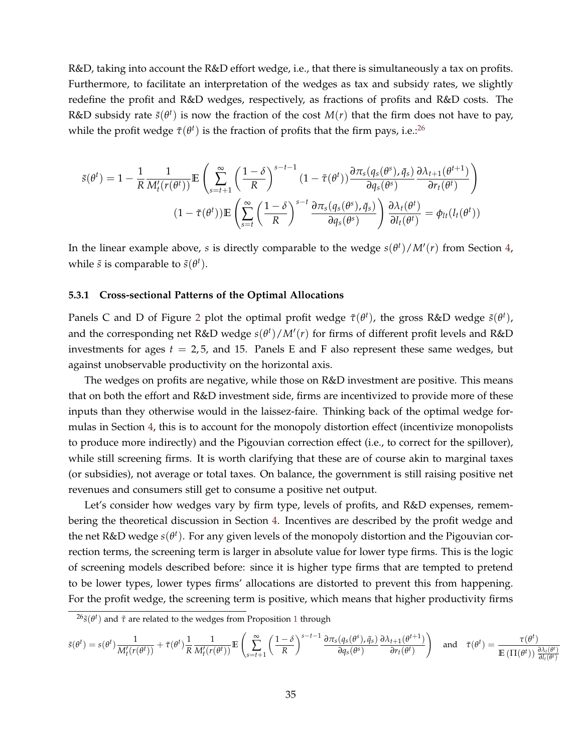R&D, taking into account the R&D effort wedge, i.e., that there is simultaneously a tax on profits. Furthermore, to facilitate an interpretation of the wedges as tax and subsidy rates, we slightly redefine the profit and R&D wedges, respectively, as fractions of profits and R&D costs. The R&D subsidy rate $\tilde{s}(\theta^t)$ is now the fraction of the cost $M(r)$ that the firm does not have to pay, while the profit wedge $\tilde{\tau}(\theta^t)$ is the fraction of profits that the firm pays, i.e.:[26]

$$\tilde{s}(\theta^t) = 1 - \frac{1}{R}\frac{1}{M_t'(r(\theta^t))}\mathbb{E}\left(\sum_{s=t+1}^{\infty}\left(\frac{1-\delta}{R}\right)^{s-t-1}(1-\tilde{\tau}(\theta^t))\frac{\partial \pi_s(q_s(\theta^s),\bar{q}_s)}{\partial q_s(\theta^s)}\frac{\partial \lambda_{t+1}(\theta^{t+1})}{\partial r_t(\theta^t)}\right)$$

$$(1-\tilde{\tau}(\theta^t))\mathbb{E}\left(\sum_{s=t}^{\infty}\left(\frac{1-\delta}{R}\right)^{s-t}\frac{\partial \pi_s(q_s(\theta^s),\bar{q}_s)}{\partial q_s(\theta^s)}\right)\frac{\partial \lambda_t(\theta^t)}{\partial l_t(\theta^t)} = \phi_{lt}(l_t(\theta^t))$$

In the linear example above, $s$ is directly comparable to the wedge $s(\theta^t)/M'(r)$ from Section 4, while $\tilde{s}$ is comparable to $\tilde{s}(\theta^t)$.

### 5.3.1 Cross-sectional Patterns of the Optimal Allocations

Panels C and D of Figure 2 plot the optimal profit wedge $\tilde{\tau}(\theta^t)$, the gross R&D wedge $\tilde{s}(\theta^t)$, and the corresponding net R&D wedge $s(\theta^t)/M'(r)$ for firms of different profit levels and R&D investments for ages $t = 2, 5$, and 15. Panels E and F also represent these same wedges, but against unobservable productivity on the horizontal axis.

The wedges on profits are negative, while those on R&D investment are positive. This means that on both the effort and R&D investment side, firms are incentivized to provide more of these inputs than they otherwise would in the laissez-faire. Thinking back of the optimal wedge formulas in Section 4, this is to account for the monopoly distortion effect (incentivize monopolists to produce more indirectly) and the Pigouvian correction effect (i.e., to correct for the spillover), while still screening firms. It is worth clarifying that these are of course akin to marginal taxes (or subsidies), not average or total taxes. On balance, the government is still raising positive net revenues and consumers still get to consume a positive net output.

Let's consider how wedges vary by firm type, levels of profits, and R&D expenses, remembering the theoretical discussion in Section 4. Incentives are described by the profit wedge and the net R&D wedge $s(\theta^t)$. For any given levels of the monopoly distortion and the Pigouvian correction terms, the screening term is larger in absolute value for lower type firms. This is the logic of screening models described before: since it is higher type firms that are tempted to pretend to be lower types, lower types firms' allocations are distorted to prevent this from happening. For the profit wedge, the screening term is positive, which means that higher productivity firms

[26] $\tilde{s}(\theta^t)$ and $\tilde{\tau}$ are related to the wedges from Proposition 1 through

$$\tilde{s}(\theta^t) = s(\theta^t)\frac{1}{M_t'(r(\theta^t))} + \tilde{\tau}(\theta^t)\frac{1}{R}\frac{1}{M_t'(r(\theta^t))}\mathbb{E}\left(\sum_{s=t+1}^{\infty}\left(\frac{1-\delta}{R}\right)^{s-t-1}\frac{\partial \pi_s(q_s(\theta^s),\bar{q}_s)}{\partial q_s(\theta^s)}\frac{\partial \lambda_{t+1}(\theta^{t+1})}{\partial r_t(\theta^t)}\right) \quad \text{and} \quad \tilde{\tau}(\theta^t) = \frac{\tau(\theta^t)}{\mathbb{E}\left(\Pi(\theta^t)\right)\frac{\partial \lambda_t(\theta^t)}{\partial l_t(\theta^t)}}$$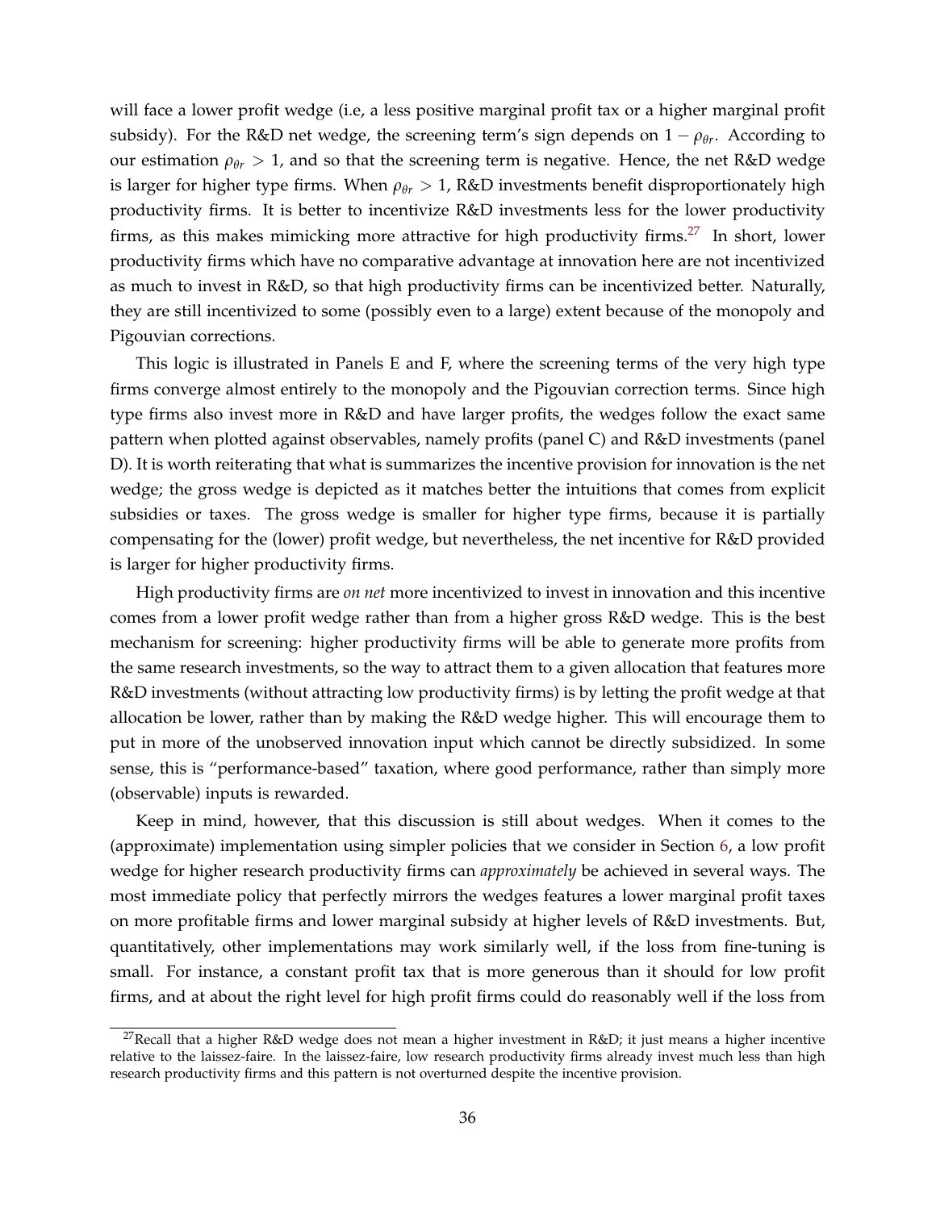will face a lower profit wedge (i.e, a less positive marginal profit tax or a higher marginal profit subsidy). For the R&D net wedge, the screening term's sign depends on $1 - \rho_{\theta r}$. According to our estimation $\rho_{\theta r} > 1$, and so that the screening term is negative. Hence, the net R&D wedge is larger for higher type firms. When $\rho_{\theta r} > 1$, R&D investments benefit disproportionately high productivity firms. It is better to incentivize R&D investments less for the lower productivity firms, as this makes mimicking more attractive for high productivity firms.[27] In short, lower productivity firms which have no comparative advantage at innovation here are not incentivized as much to invest in R&D, so that high productivity firms can be incentivized better. Naturally, they are still incentivized to some (possibly even to a large) extent because of the monopoly and Pigouvian corrections.

This logic is illustrated in Panels E and F, where the screening terms of the very high type firms converge almost entirely to the monopoly and the Pigouvian correction terms. Since high type firms also invest more in R&D and have larger profits, the wedges follow the exact same pattern when plotted against observables, namely profits (panel C) and R&D investments (panel D). It is worth reiterating that what is summarizes the incentive provision for innovation is the net wedge; the gross wedge is depicted as it matches better the intuitions that comes from explicit subsidies or taxes. The gross wedge is smaller for higher type firms, because it is partially compensating for the (lower) profit wedge, but nevertheless, the net incentive for R&D provided is larger for higher productivity firms.

High productivity firms are *on net* more incentivized to invest in innovation and this incentive comes from a lower profit wedge rather than from a higher gross R&D wedge. This is the best mechanism for screening: higher productivity firms will be able to generate more profits from the same research investments, so the way to attract them to a given allocation that features more R&D investments (without attracting low productivity firms) is by letting the profit wedge at that allocation be lower, rather than by making the R&D wedge higher. This will encourage them to put in more of the unobserved innovation input which cannot be directly subsidized. In some sense, this is "performance-based" taxation, where good performance, rather than simply more (observable) inputs is rewarded.

Keep in mind, however, that this discussion is still about wedges. When it comes to the (approximate) implementation using simpler policies that we consider in Section 6, a low profit wedge for higher research productivity firms can *approximately* be achieved in several ways. The most immediate policy that perfectly mirrors the wedges features a lower marginal profit taxes on more profitable firms and lower marginal subsidy at higher levels of R&D investments. But, quantitatively, other implementations may work similarly well, if the loss from fine-tuning is small. For instance, a constant profit tax that is more generous than it should for low profit firms, and at about the right level for high profit firms could do reasonably well if the loss from

[27] Recall that a higher R&D wedge does not mean a higher investment in R&D; it just means a higher incentive relative to the laissez-faire. In the laissez-faire, low research productivity firms already invest much less than high research productivity firms and this pattern is not overturned despite the incentive provision.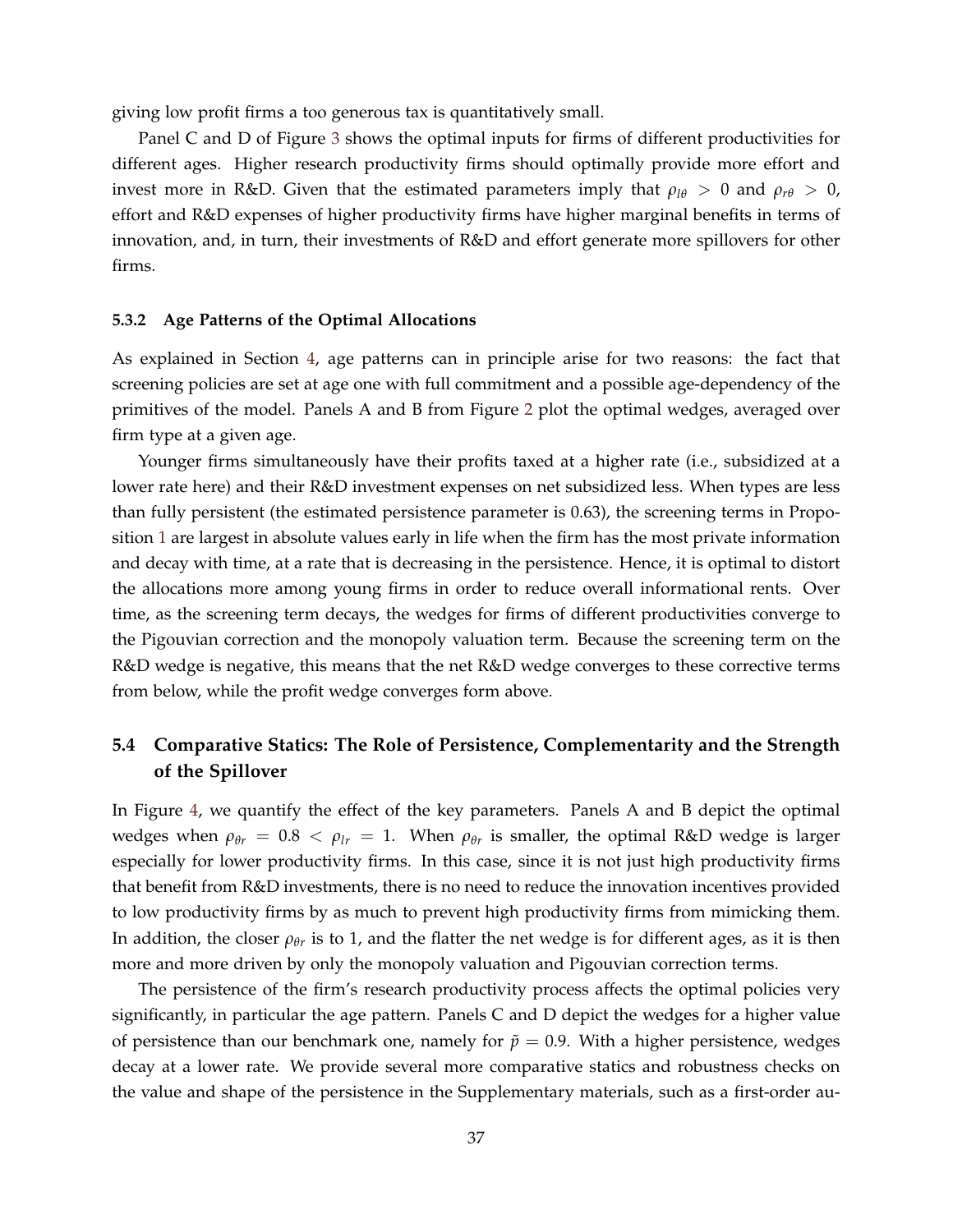giving low profit firms a too generous tax is quantitatively small.

Panel C and D of Figure 3 shows the optimal inputs for firms of different productivities for different ages. Higher research productivity firms should optimally provide more effort and invest more in R&D. Given that the estimated parameters imply that $\rho_{l\theta} > 0$ and $\rho_{r\theta} > 0$, effort and R&D expenses of higher productivity firms have higher marginal benefits in terms of innovation, and, in turn, their investments of R&D and effort generate more spillovers for other firms.

#### 5.3.2 Age Patterns of the Optimal Allocations

As explained in Section 4, age patterns can in principle arise for two reasons: the fact that screening policies are set at age one with full commitment and a possible age-dependency of the primitives of the model. Panels A and B from Figure 2 plot the optimal wedges, averaged over firm type at a given age.

Younger firms simultaneously have their profits taxed at a higher rate (i.e., subsidized at a lower rate here) and their R&D investment expenses on net subsidized less. When types are less than fully persistent (the estimated persistence parameter is 0.63), the screening terms in Proposition 1 are largest in absolute values early in life when the firm has the most private information and decay with time, at a rate that is decreasing in the persistence. Hence, it is optimal to distort the allocations more among young firms in order to reduce overall informational rents. Over time, as the screening term decays, the wedges for firms of different productivities converge to the Pigouvian correction and the monopoly valuation term. Because the screening term on the R&D wedge is negative, this means that the net R&D wedge converges to these corrective terms from below, while the profit wedge converges form above.

### 5.4 Comparative Statics: The Role of Persistence, Complementarity and the Strength of the Spillover

In Figure 4, we quantify the effect of the key parameters. Panels A and B depict the optimal wedges when $\rho_{\theta r} = 0.8 < \rho_{lr} = 1$. When $\rho_{\theta r}$ is smaller, the optimal R&D wedge is larger especially for lower productivity firms. In this case, since it is not just high productivity firms that benefit from R&D investments, there is no need to reduce the innovation incentives provided to low productivity firms by as much to prevent high productivity firms from mimicking them. In addition, the closer $\rho_{\theta r}$ is to 1, and the flatter the net wedge is for different ages, as it is then more and more driven by only the monopoly valuation and Pigouvian correction terms.

The persistence of the firm's research productivity process affects the optimal policies very significantly, in particular the age pattern. Panels C and D depict the wedges for a higher value of persistence than our benchmark one, namely for $\tilde{p} = 0.9$. With a higher persistence, wedges decay at a lower rate. We provide several more comparative statics and robustness checks on the value and shape of the persistence in the Supplementary materials, such as a first-order au-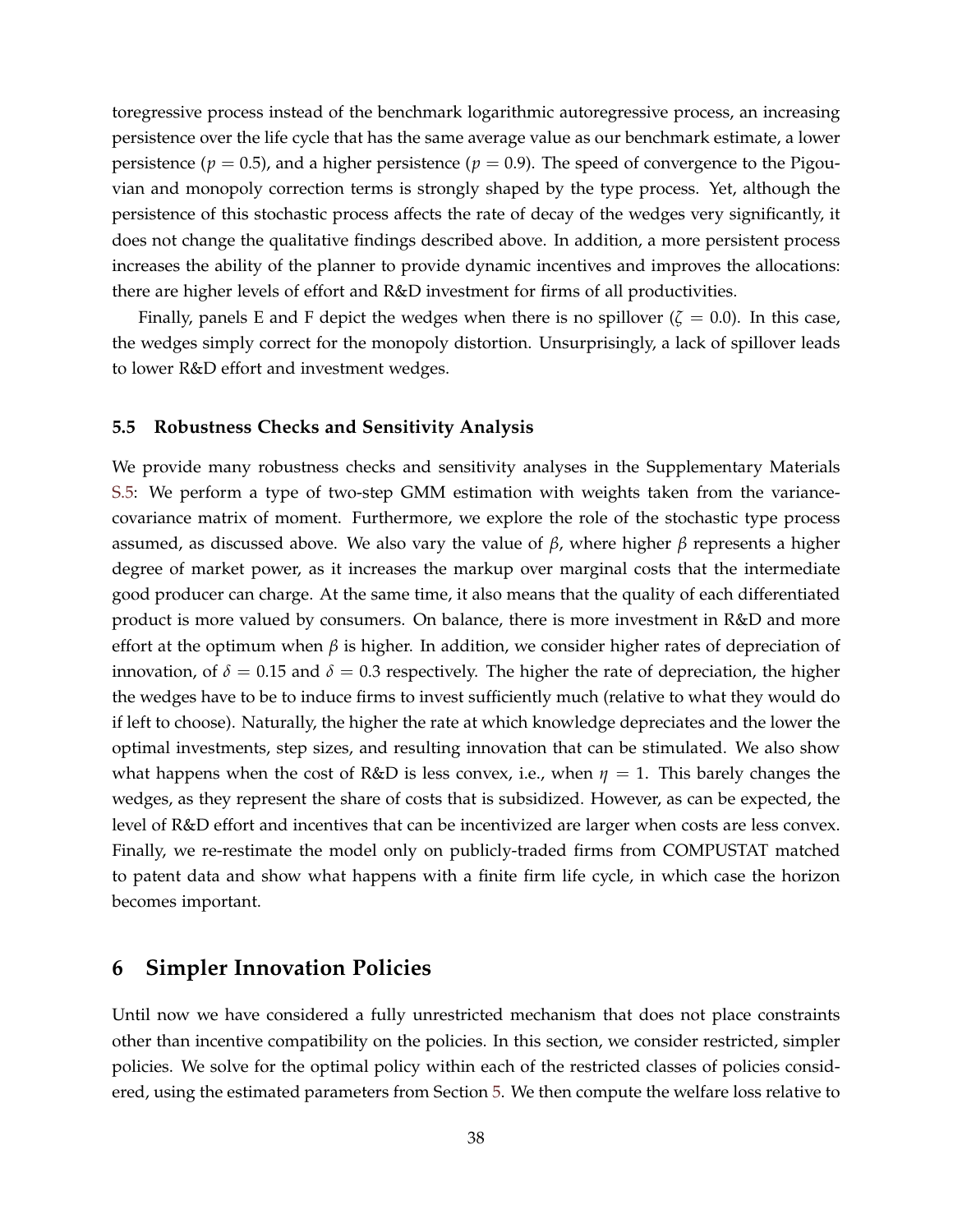toregressive process instead of the benchmark logarithmic autoregressive process, an increasing persistence over the life cycle that has the same average value as our benchmark estimate, a lower persistence ($p = 0.5$), and a higher persistence ($p = 0.9$). The speed of convergence to the Pigouvian and monopoly correction terms is strongly shaped by the type process. Yet, although the persistence of this stochastic process affects the rate of decay of the wedges very significantly, it does not change the qualitative findings described above. In addition, a more persistent process increases the ability of the planner to provide dynamic incentives and improves the allocations: there are higher levels of effort and R&D investment for firms of all productivities.

Finally, panels E and F depict the wedges when there is no spillover ($\zeta = 0.0$). In this case, the wedges simply correct for the monopoly distortion. Unsurprisingly, a lack of spillover leads to lower R&D effort and investment wedges.

### 5.5 Robustness Checks and Sensitivity Analysis

We provide many robustness checks and sensitivity analyses in the Supplementary Materials S.5: We perform a type of two-step GMM estimation with weights taken from the variance-covariance matrix of moment. Furthermore, we explore the role of the stochastic type process assumed, as discussed above. We also vary the value of $\beta$, where higher $\beta$ represents a higher degree of market power, as it increases the markup over marginal costs that the intermediate good producer can charge. At the same time, it also means that the quality of each differentiated product is more valued by consumers. On balance, there is more investment in R&D and more effort at the optimum when $\beta$ is higher. In addition, we consider higher rates of depreciation of innovation, of $\delta = 0.15$ and $\delta = 0.3$ respectively. The higher the rate of depreciation, the higher the wedges have to be to induce firms to invest sufficiently much (relative to what they would do if left to choose). Naturally, the higher the rate at which knowledge depreciates and the lower the optimal investments, step sizes, and resulting innovation that can be stimulated. We also show what happens when the cost of R&D is less convex, i.e., when $\eta = 1$. This barely changes the wedges, as they represent the share of costs that is subsidized. However, as can be expected, the level of R&D effort and incentives that can be incentivized are larger when costs are less convex. Finally, we re-restimate the model only on publicly-traded firms from COMPUSTAT matched to patent data and show what happens with a finite firm life cycle, in which case the horizon becomes important.

## 6 Simpler Innovation Policies

Until now we have considered a fully unrestricted mechanism that does not place constraints other than incentive compatibility on the policies. In this section, we consider restricted, simpler policies. We solve for the optimal policy within each of the restricted classes of policies considered, using the estimated parameters from Section 5. We then compute the welfare loss relative to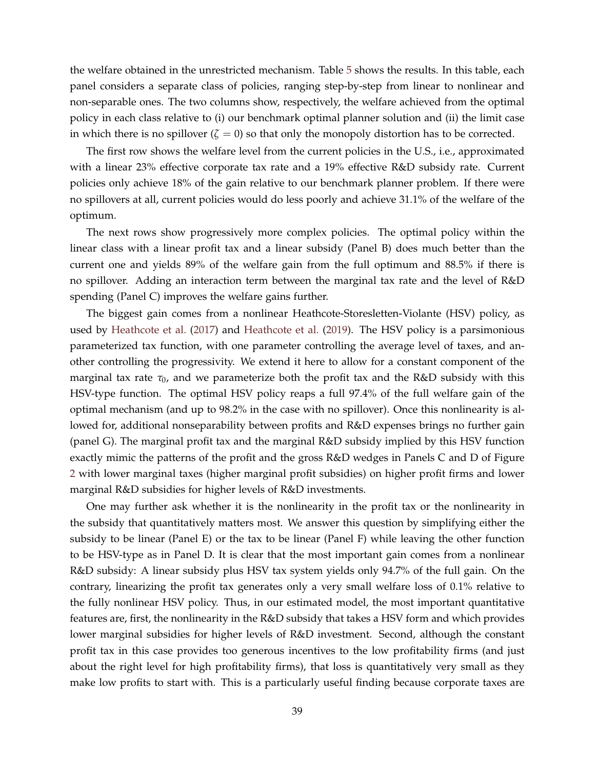the welfare obtained in the unrestricted mechanism. Table 5 shows the results. In this table, each panel considers a separate class of policies, ranging step-by-step from linear to nonlinear and non-separable ones. The two columns show, respectively, the welfare achieved from the optimal policy in each class relative to (i) our benchmark optimal planner solution and (ii) the limit case in which there is no spillover ($\zeta = 0$) so that only the monopoly distortion has to be corrected.

The first row shows the welfare level from the current policies in the U.S., i.e., approximated with a linear 23% effective corporate tax rate and a 19% effective R&D subsidy rate. Current policies only achieve 18% of the gain relative to our benchmark planner problem. If there were no spillovers at all, current policies would do less poorly and achieve 31.1% of the welfare of the optimum.

The next rows show progressively more complex policies. The optimal policy within the linear class with a linear profit tax and a linear subsidy (Panel B) does much better than the current one and yields 89% of the welfare gain from the full optimum and 88.5% if there is no spillover. Adding an interaction term between the marginal tax rate and the level of R&D spending (Panel C) improves the welfare gains further.

The biggest gain comes from a nonlinear Heathcote-Storesletten-Violante (HSV) policy, as used by Heathcote et al. (2017) and Heathcote et al. (2019). The HSV policy is a parsimonious parameterized tax function, with one parameter controlling the average level of taxes, and another controlling the progressivity. We extend it here to allow for a constant component of the marginal tax rate $\tau_0$, and we parameterize both the profit tax and the R&D subsidy with this HSV-type function. The optimal HSV policy reaps a full 97.4% of the full welfare gain of the optimal mechanism (and up to 98.2% in the case with no spillover). Once this nonlinearity is allowed for, additional nonseparability between profits and R&D expenses brings no further gain (panel G). The marginal profit tax and the marginal R&D subsidy implied by this HSV function exactly mimic the patterns of the profit and the gross R&D wedges in Panels C and D of Figure 2 with lower marginal taxes (higher marginal profit subsidies) on higher profit firms and lower marginal R&D subsidies for higher levels of R&D investments.

One may further ask whether it is the nonlinearity in the profit tax or the nonlinearity in the subsidy that quantitatively matters most. We answer this question by simplifying either the subsidy to be linear (Panel E) or the tax to be linear (Panel F) while leaving the other function to be HSV-type as in Panel D. It is clear that the most important gain comes from a nonlinear R&D subsidy: A linear subsidy plus HSV tax system yields only 94.7% of the full gain. On the contrary, linearizing the profit tax generates only a very small welfare loss of 0.1% relative to the fully nonlinear HSV policy. Thus, in our estimated model, the most important quantitative features are, first, the nonlinearity in the R&D subsidy that takes a HSV form and which provides lower marginal subsidies for higher levels of R&D investment. Second, although the constant profit tax in this case provides too generous incentives to the low profitability firms (and just about the right level for high profitability firms), that loss is quantitatively very small as they make low profits to start with. This is a particularly useful finding because corporate taxes are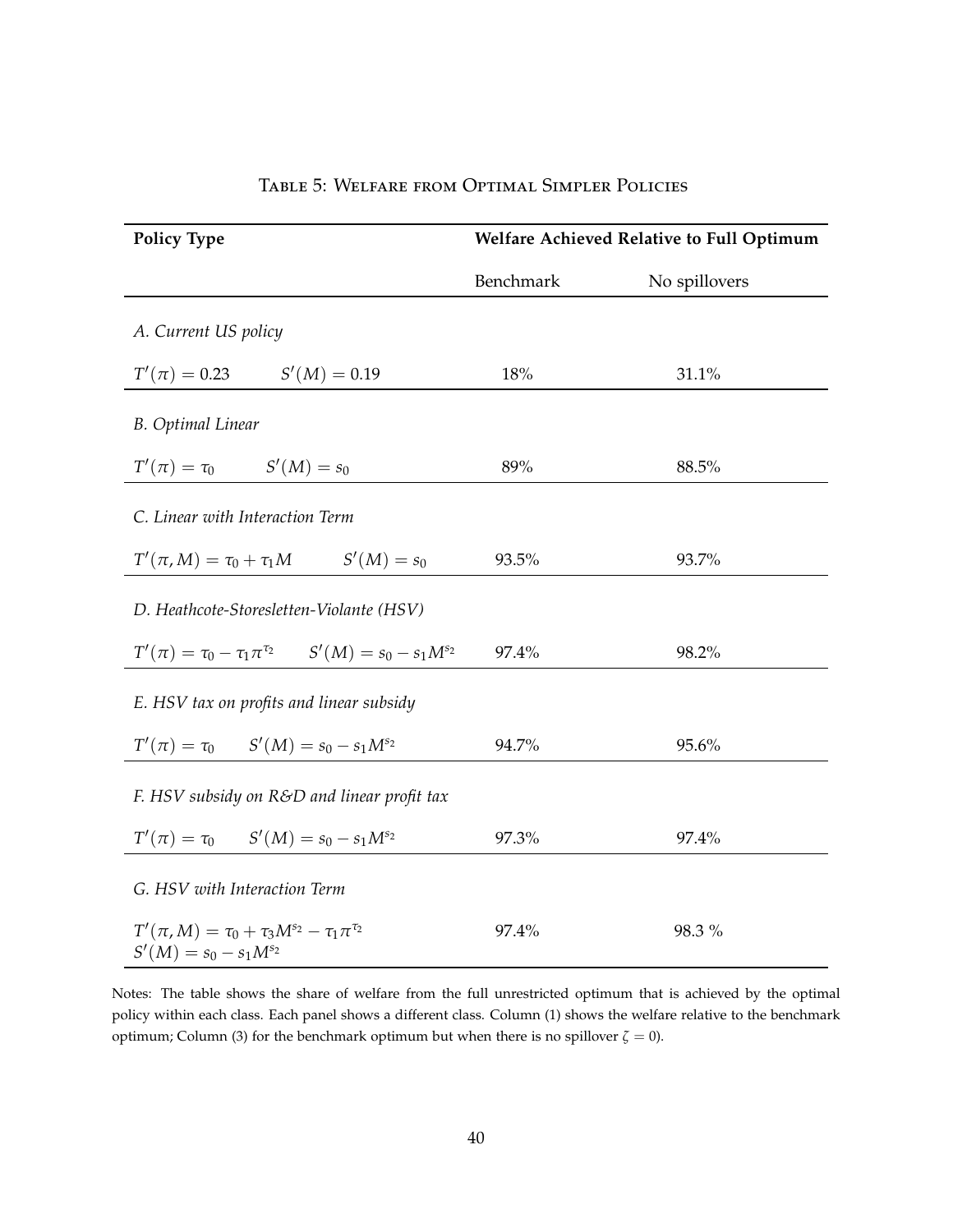Table 5: Welfare from Optimal Simpler Policies

| **Policy Type** | **Welfare Achieved Relative to Full Optimum** | |
|---|---|---|
| | Benchmark | No spillovers |
| *A. Current US policy* | | |
| $T'(\pi) = 0.23 \qquad S'(M) = 0.19$ | 18% | 31.1% |
| *B. Optimal Linear* | | |
| $T'(\pi) = \tau_0 \qquad S'(M) = s_0$ | 89% | 88.5% |
| *C. Linear with Interaction Term* | | |
| $T'(\pi, M) = \tau_0 + \tau_1 M \qquad S'(M) = s_0$ | 93.5% | 93.7% |
| *D. Heathcote-Storesletten-Violante (HSV)* | | |
| $T'(\pi) = \tau_0 - \tau_1 \pi^{\tau_2} \qquad S'(M) = s_0 - s_1 M^{s_2}$ | 97.4% | 98.2% |
| *E. HSV tax on profits and linear subsidy* | | |
| $T'(\pi) = \tau_0 \qquad S'(M) = s_0 - s_1 M^{s_2}$ | 94.7% | 95.6% |
| *F. HSV subsidy on R&D and linear profit tax* | | |
| $T'(\pi) = \tau_0 \qquad S'(M) = s_0 - s_1 M^{s_2}$ | 97.3% | 97.4% |
| *G. HSV with Interaction Term* | | |
| $T'(\pi, M) = \tau_0 + \tau_3 M^{s_2} - \tau_1 \pi^{\tau_2}$ $S'(M) = s_0 - s_1 M^{s_2}$ | 97.4% | 98.3 % |

Notes: The table shows the share of welfare from the full unrestricted optimum that is achieved by the optimal policy within each class. Each panel shows a different class. Column (1) shows the welfare relative to the benchmark optimum; Column (3) for the benchmark optimum but when there is no spillover $\zeta = 0$).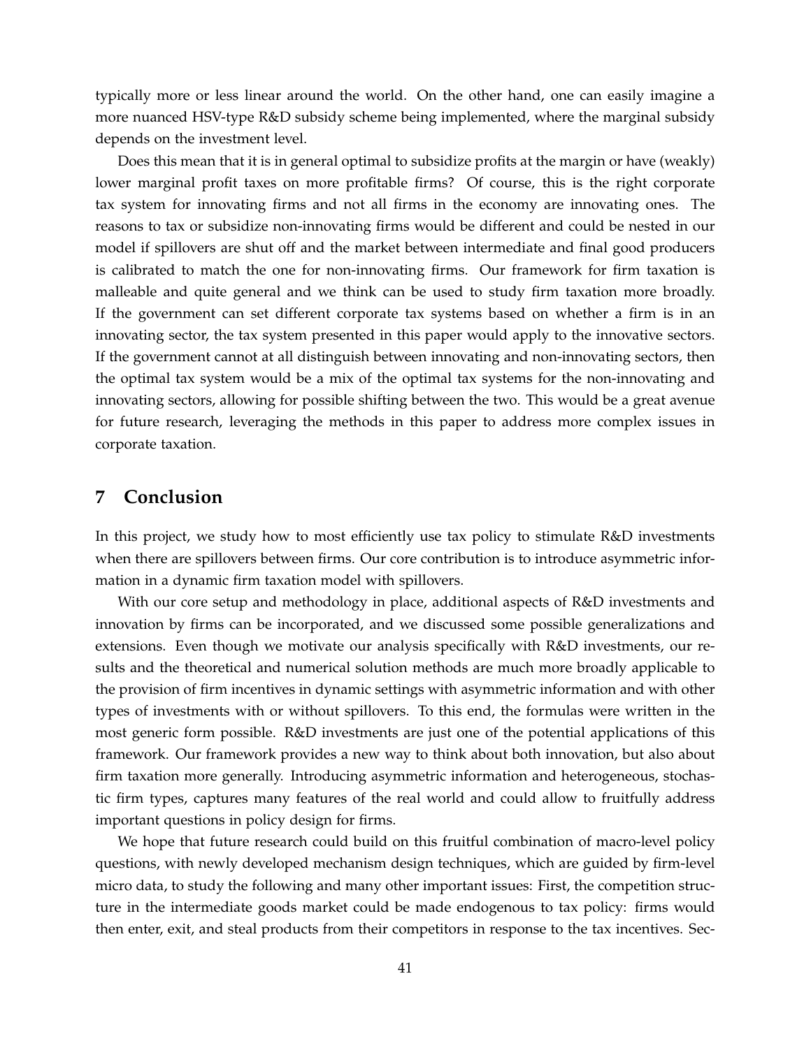typically more or less linear around the world. On the other hand, one can easily imagine a more nuanced HSV-type R&D subsidy scheme being implemented, where the marginal subsidy depends on the investment level.

Does this mean that it is in general optimal to subsidize profits at the margin or have (weakly) lower marginal profit taxes on more profitable firms? Of course, this is the right corporate tax system for innovating firms and not all firms in the economy are innovating ones. The reasons to tax or subsidize non-innovating firms would be different and could be nested in our model if spillovers are shut off and the market between intermediate and final good producers is calibrated to match the one for non-innovating firms. Our framework for firm taxation is malleable and quite general and we think can be used to study firm taxation more broadly. If the government can set different corporate tax systems based on whether a firm is in an innovating sector, the tax system presented in this paper would apply to the innovative sectors. If the government cannot at all distinguish between innovating and non-innovating sectors, then the optimal tax system would be a mix of the optimal tax systems for the non-innovating and innovating sectors, allowing for possible shifting between the two. This would be a great avenue for future research, leveraging the methods in this paper to address more complex issues in corporate taxation.

## 7 Conclusion

In this project, we study how to most efficiently use tax policy to stimulate R&D investments when there are spillovers between firms. Our core contribution is to introduce asymmetric information in a dynamic firm taxation model with spillovers.

With our core setup and methodology in place, additional aspects of R&D investments and innovation by firms can be incorporated, and we discussed some possible generalizations and extensions. Even though we motivate our analysis specifically with R&D investments, our results and the theoretical and numerical solution methods are much more broadly applicable to the provision of firm incentives in dynamic settings with asymmetric information and with other types of investments with or without spillovers. To this end, the formulas were written in the most generic form possible. R&D investments are just one of the potential applications of this framework. Our framework provides a new way to think about both innovation, but also about firm taxation more generally. Introducing asymmetric information and heterogeneous, stochastic firm types, captures many features of the real world and could allow to fruitfully address important questions in policy design for firms.

We hope that future research could build on this fruitful combination of macro-level policy questions, with newly developed mechanism design techniques, which are guided by firm-level micro data, to study the following and many other important issues: First, the competition structure in the intermediate goods market could be made endogenous to tax policy: firms would then enter, exit, and steal products from their competitors in response to the tax incentives. Sec-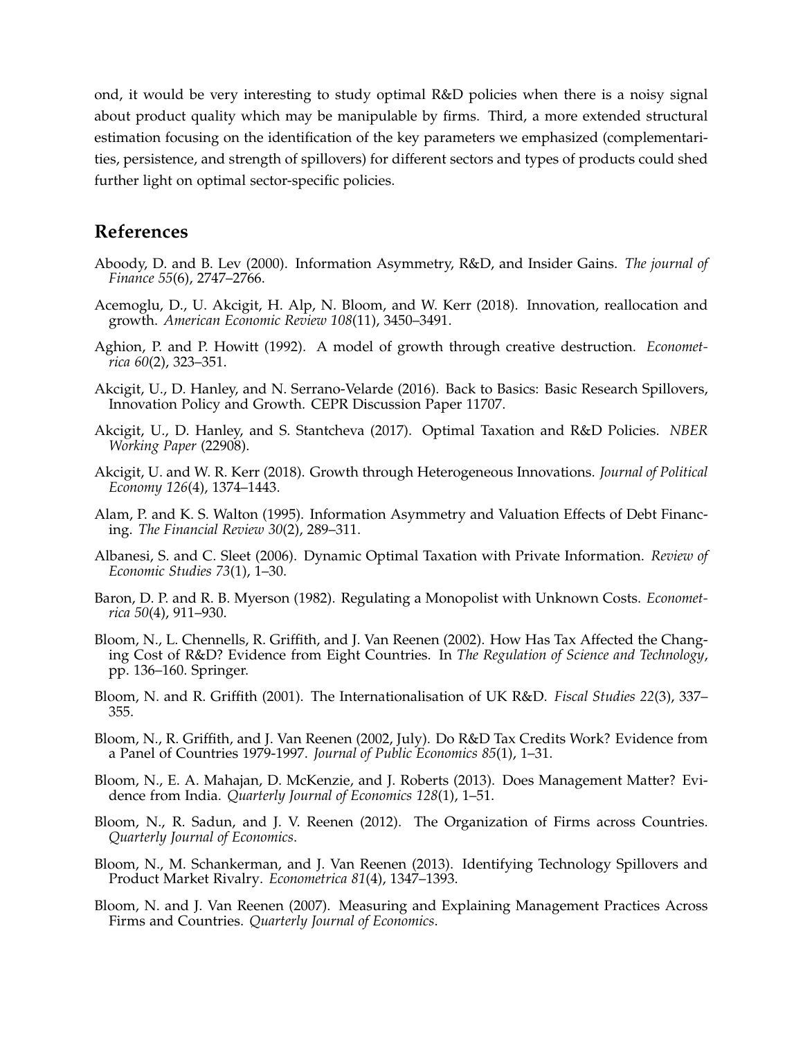ond, it would be very interesting to study optimal R&D policies when there is a noisy signal about product quality which may be manipulable by firms. Third, a more extended structural estimation focusing on the identification of the key parameters we emphasized (complementarities, persistence, and strength of spillovers) for different sectors and types of products could shed further light on optimal sector-specific policies.

## References

Aboody, D. and B. Lev (2000). Information Asymmetry, R&D, and Insider Gains. *The journal of Finance 55*(6), 2747–2766.

Acemoglu, D., U. Akcigit, H. Alp, N. Bloom, and W. Kerr (2018). Innovation, reallocation and growth. *American Economic Review 108*(11), 3450–3491.

Aghion, P. and P. Howitt (1992). A model of growth through creative destruction. *Econometrica 60*(2), 323–351.

Akcigit, U., D. Hanley, and N. Serrano-Velarde (2016). Back to Basics: Basic Research Spillovers, Innovation Policy and Growth. CEPR Discussion Paper 11707.

Akcigit, U., D. Hanley, and S. Stantcheva (2017). Optimal Taxation and R&D Policies. *NBER Working Paper* (22908).

Akcigit, U. and W. R. Kerr (2018). Growth through Heterogeneous Innovations. *Journal of Political Economy 126*(4), 1374–1443.

Alam, P. and K. S. Walton (1995). Information Asymmetry and Valuation Effects of Debt Financing. *The Financial Review 30*(2), 289–311.

Albanesi, S. and C. Sleet (2006). Dynamic Optimal Taxation with Private Information. *Review of Economic Studies 73*(1), 1–30.

Baron, D. P. and R. B. Myerson (1982). Regulating a Monopolist with Unknown Costs. *Econometrica 50*(4), 911–930.

Bloom, N., L. Chennells, R. Griffith, and J. Van Reenen (2002). How Has Tax Affected the Changing Cost of R&D? Evidence from Eight Countries. In *The Regulation of Science and Technology*, pp. 136–160. Springer.

Bloom, N. and R. Griffith (2001). The Internationalisation of UK R&D. *Fiscal Studies 22*(3), 337–355.

Bloom, N., R. Griffith, and J. Van Reenen (2002, July). Do R&D Tax Credits Work? Evidence from a Panel of Countries 1979-1997. *Journal of Public Economics 85*(1), 1–31.

Bloom, N., E. A. Mahajan, D. McKenzie, and J. Roberts (2013). Does Management Matter? Evidence from India. *Quarterly Journal of Economics 128*(1), 1–51.

Bloom, N., R. Sadun, and J. V. Reenen (2012). The Organization of Firms across Countries. *Quarterly Journal of Economics*.

Bloom, N., M. Schankerman, and J. Van Reenen (2013). Identifying Technology Spillovers and Product Market Rivalry. *Econometrica 81*(4), 1347–1393.

Bloom, N. and J. Van Reenen (2007). Measuring and Explaining Management Practices Across Firms and Countries. *Quarterly Journal of Economics*.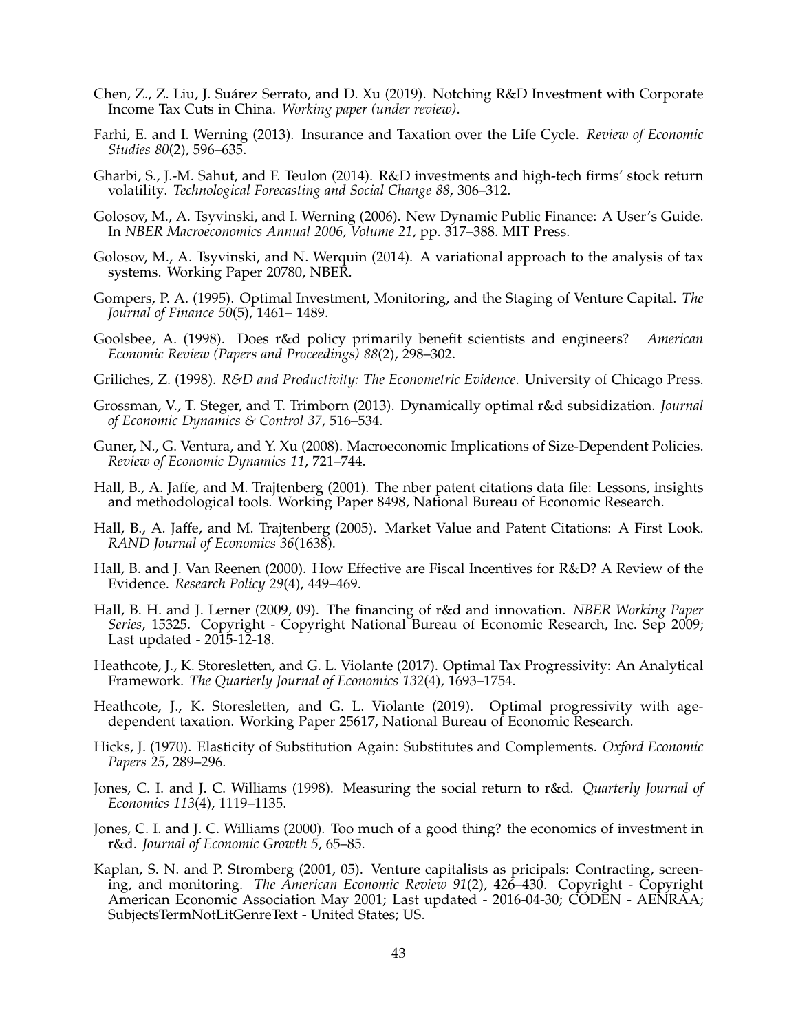Chen, Z., Z. Liu, J. Suárez Serrato, and D. Xu (2019). Notching R&D Investment with Corporate Income Tax Cuts in China. *Working paper (under review)*.

Farhi, E. and I. Werning (2013). Insurance and Taxation over the Life Cycle. *Review of Economic Studies 80*(2), 596–635.

Gharbi, S., J.-M. Sahut, and F. Teulon (2014). R&D investments and high-tech firms' stock return volatility. *Technological Forecasting and Social Change 88*, 306–312.

Golosov, M., A. Tsyvinski, and I. Werning (2006). New Dynamic Public Finance: A User's Guide. In *NBER Macroeconomics Annual 2006, Volume 21*, pp. 317–388. MIT Press.

Golosov, M., A. Tsyvinski, and N. Werquin (2014). A variational approach to the analysis of tax systems. Working Paper 20780, NBER.

Gompers, P. A. (1995). Optimal Investment, Monitoring, and the Staging of Venture Capital. *The Journal of Finance 50*(5), 1461– 1489.

Goolsbee, A. (1998). Does r&d policy primarily benefit scientists and engineers? *American Economic Review (Papers and Proceedings) 88*(2), 298–302.

Griliches, Z. (1998). *R&D and Productivity: The Econometric Evidence*. University of Chicago Press.

Grossman, V., T. Steger, and T. Trimborn (2013). Dynamically optimal r&d subsidization. *Journal of Economic Dynamics & Control 37*, 516–534.

Guner, N., G. Ventura, and Y. Xu (2008). Macroeconomic Implications of Size-Dependent Policies. *Review of Economic Dynamics 11*, 721–744.

Hall, B., A. Jaffe, and M. Trajtenberg (2001). The nber patent citations data file: Lessons, insights and methodological tools. Working Paper 8498, National Bureau of Economic Research.

Hall, B., A. Jaffe, and M. Trajtenberg (2005). Market Value and Patent Citations: A First Look. *RAND Journal of Economics 36*(1638).

Hall, B. and J. Van Reenen (2000). How Effective are Fiscal Incentives for R&D? A Review of the Evidence. *Research Policy 29*(4), 449–469.

Hall, B. H. and J. Lerner (2009, 09). The financing of r&d and innovation. *NBER Working Paper Series*, 15325. Copyright - Copyright National Bureau of Economic Research, Inc. Sep 2009; Last updated - 2015-12-18.

Heathcote, J., K. Storesletten, and G. L. Violante (2017). Optimal Tax Progressivity: An Analytical Framework. *The Quarterly Journal of Economics 132*(4), 1693–1754.

Heathcote, J., K. Storesletten, and G. L. Violante (2019). Optimal progressivity with age-dependent taxation. Working Paper 25617, National Bureau of Economic Research.

Hicks, J. (1970). Elasticity of Substitution Again: Substitutes and Complements. *Oxford Economic Papers 25*, 289–296.

Jones, C. I. and J. C. Williams (1998). Measuring the social return to r&d. *Quarterly Journal of Economics 113*(4), 1119–1135.

Jones, C. I. and J. C. Williams (2000). Too much of a good thing? the economics of investment in r&d. *Journal of Economic Growth 5*, 65–85.

Kaplan, S. N. and P. Stromberg (2001, 05). Venture capitalists as pricipals: Contracting, screening, and monitoring. *The American Economic Review 91*(2), 426–430. Copyright - Copyright American Economic Association May 2001; Last updated - 2016-04-30; CODEN - AENRAA; SubjectsTermNotLitGenreText - United States; US.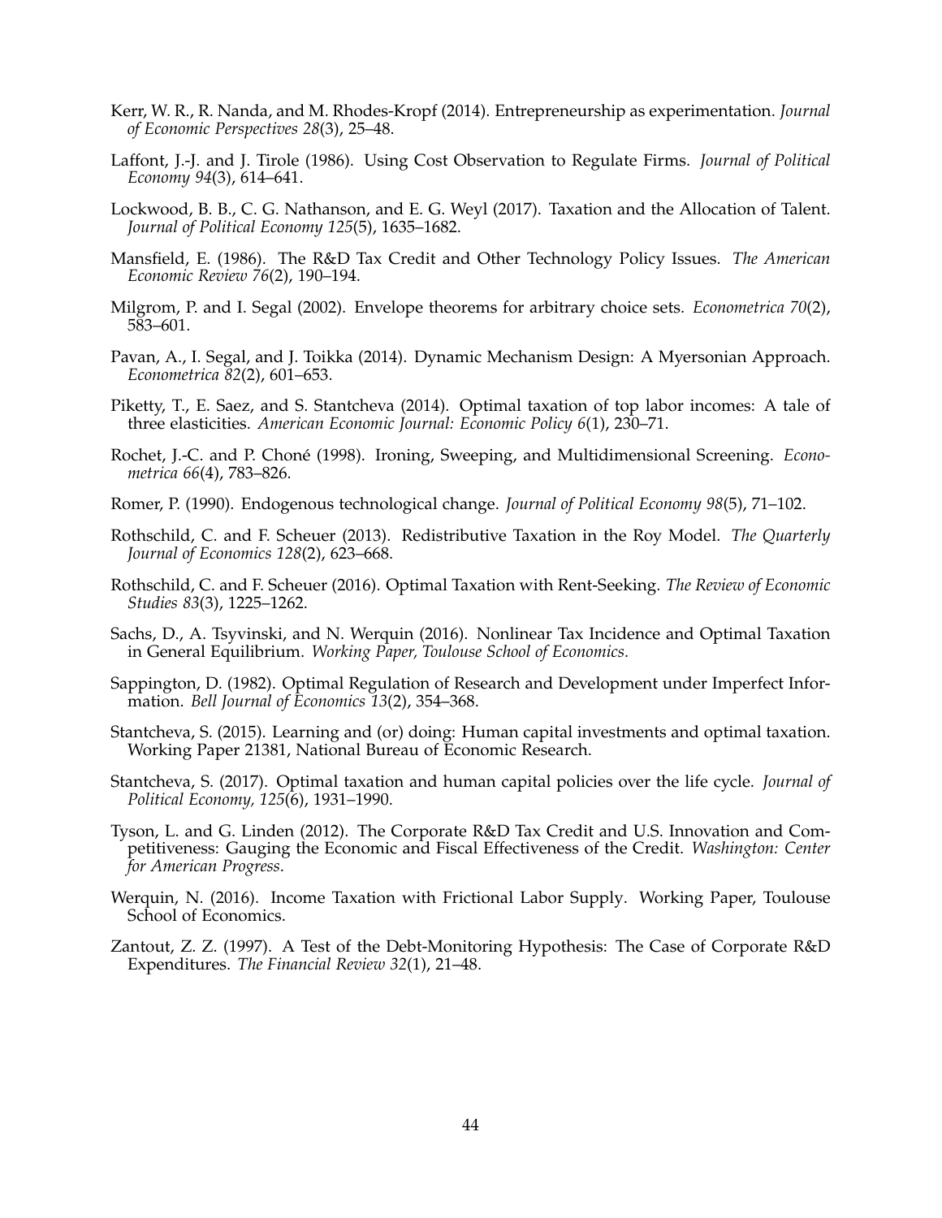Kerr, W. R., R. Nanda, and M. Rhodes-Kropf (2014). Entrepreneurship as experimentation. *Journal of Economic Perspectives 28*(3), 25–48.

Laffont, J.-J. and J. Tirole (1986). Using Cost Observation to Regulate Firms. *Journal of Political Economy 94*(3), 614–641.

Lockwood, B. B., C. G. Nathanson, and E. G. Weyl (2017). Taxation and the Allocation of Talent. *Journal of Political Economy 125*(5), 1635–1682.

Mansfield, E. (1986). The R&D Tax Credit and Other Technology Policy Issues. *The American Economic Review 76*(2), 190–194.

Milgrom, P. and I. Segal (2002). Envelope theorems for arbitrary choice sets. *Econometrica 70*(2), 583–601.

Pavan, A., I. Segal, and J. Toikka (2014). Dynamic Mechanism Design: A Myersonian Approach. *Econometrica 82*(2), 601–653.

Piketty, T., E. Saez, and S. Stantcheva (2014). Optimal taxation of top labor incomes: A tale of three elasticities. *American Economic Journal: Economic Policy 6*(1), 230–71.

Rochet, J.-C. and P. Choné (1998). Ironing, Sweeping, and Multidimensional Screening. *Econometrica 66*(4), 783–826.

Romer, P. (1990). Endogenous technological change. *Journal of Political Economy 98*(5), 71–102.

Rothschild, C. and F. Scheuer (2013). Redistributive Taxation in the Roy Model. *The Quarterly Journal of Economics 128*(2), 623–668.

Rothschild, C. and F. Scheuer (2016). Optimal Taxation with Rent-Seeking. *The Review of Economic Studies 83*(3), 1225–1262.

Sachs, D., A. Tsyvinski, and N. Werquin (2016). Nonlinear Tax Incidence and Optimal Taxation in General Equilibrium. *Working Paper, Toulouse School of Economics*.

Sappington, D. (1982). Optimal Regulation of Research and Development under Imperfect Information. *Bell Journal of Economics 13*(2), 354–368.

Stantcheva, S. (2015). Learning and (or) doing: Human capital investments and optimal taxation. Working Paper 21381, National Bureau of Economic Research.

Stantcheva, S. (2017). Optimal taxation and human capital policies over the life cycle. *Journal of Political Economy, 125*(6), 1931–1990.

Tyson, L. and G. Linden (2012). The Corporate R&D Tax Credit and U.S. Innovation and Competitiveness: Gauging the Economic and Fiscal Effectiveness of the Credit. *Washington: Center for American Progress*.

Werquin, N. (2016). Income Taxation with Frictional Labor Supply. Working Paper, Toulouse School of Economics.

Zantout, Z. Z. (1997). A Test of the Debt-Monitoring Hypothesis: The Case of Corporate R&D Expenditures. *The Financial Review 32*(1), 21–48.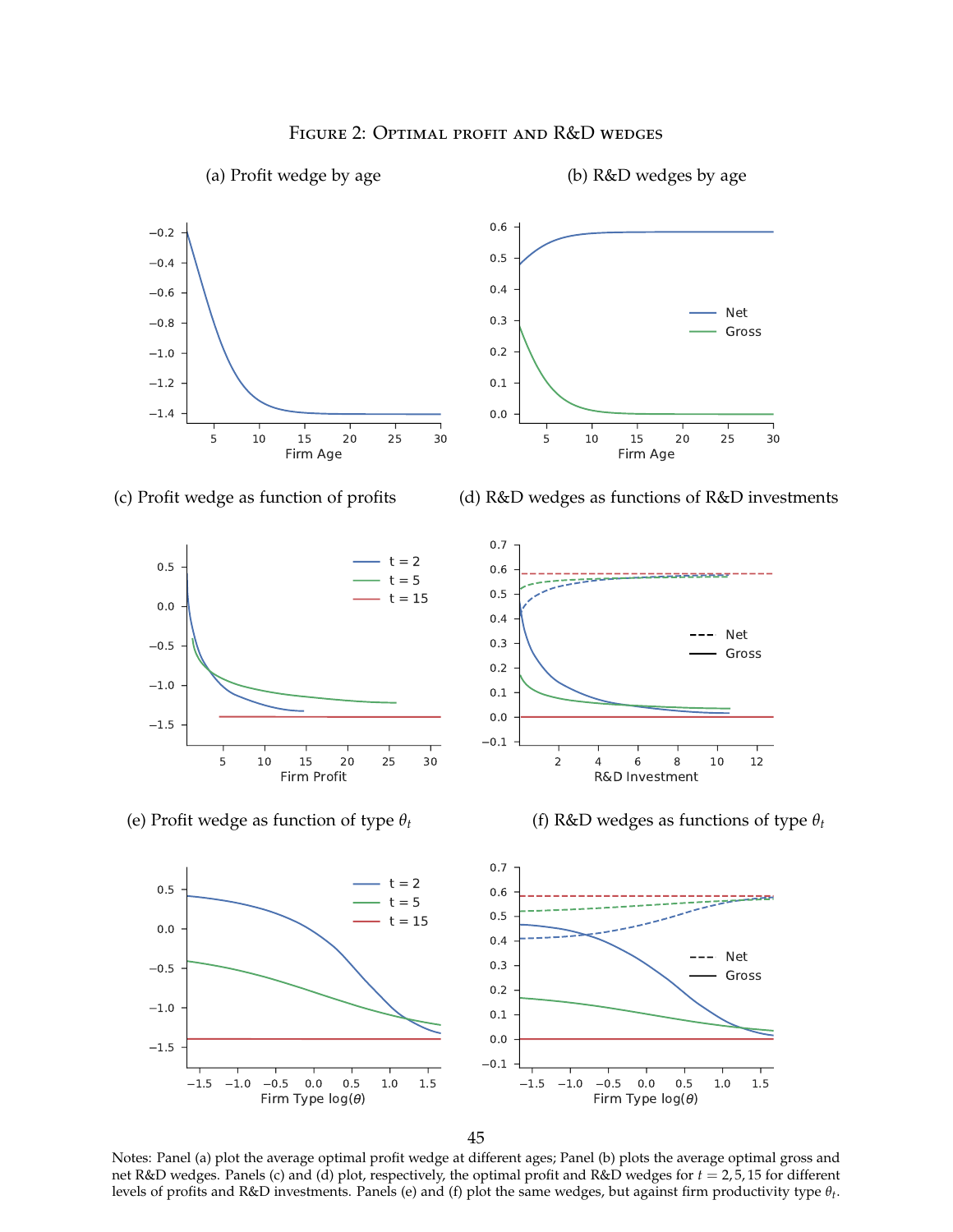Figure 2: Optimal profit and R&D wedges

(a) Profit wedge by age

(b) R&D wedges by age

(c) Profit wedge as function of profits

(d) R&D wedges as functions of R&D investments

(e) Profit wedge as function of type $\theta_t$

(f) R&D wedges as functions of type $\theta_t$

Notes: Panel (a) plot the average optimal profit wedge at different ages; Panel (b) plots the average optimal gross and net R&D wedges. Panels (c) and (d) plot, respectively, the optimal profit and R&D wedges for $t = 2, 5, 15$ for different levels of profits and R&D investments. Panels (e) and (f) plot the same wedges, but against firm productivity type $\theta_t$.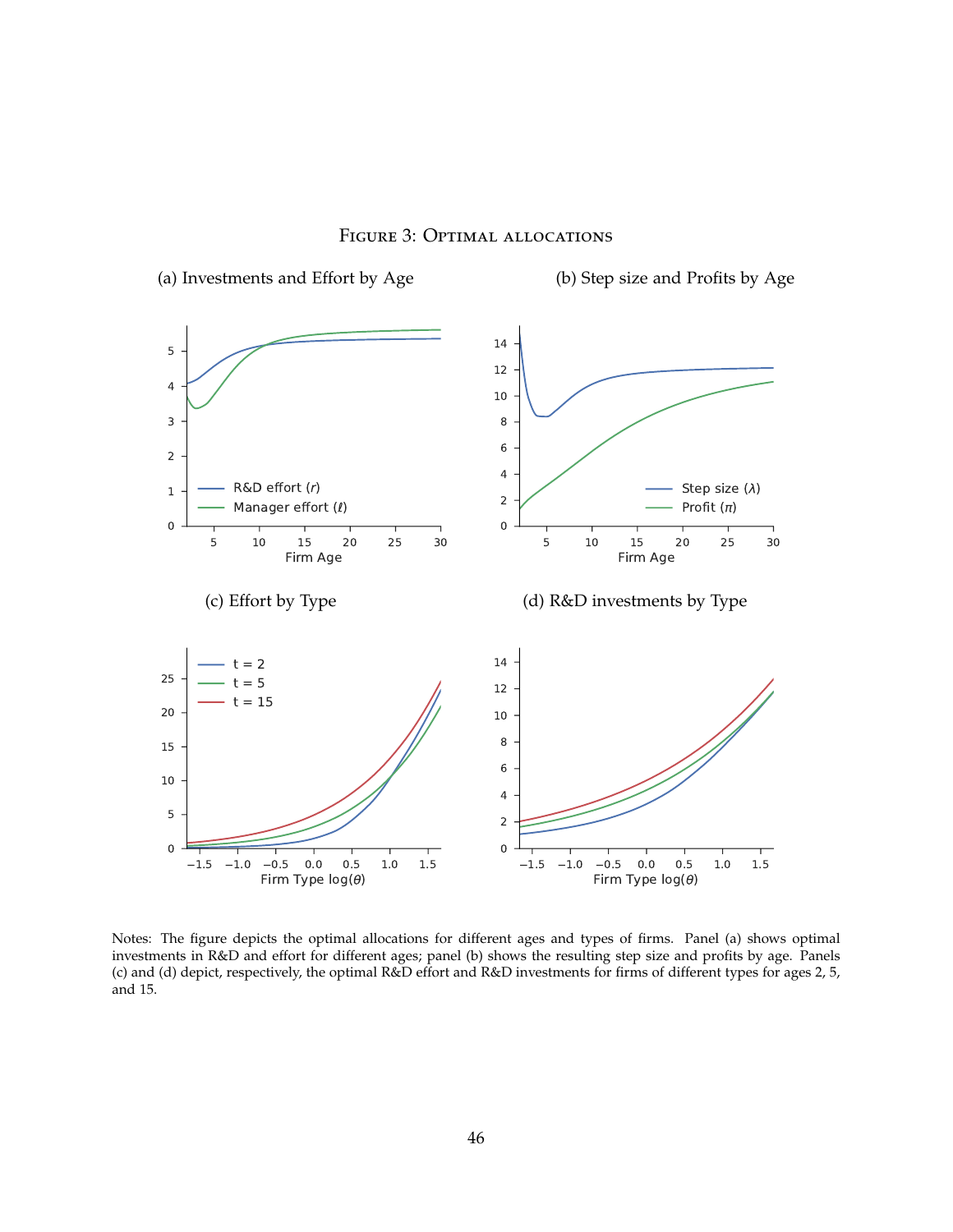Figure 3: Optimal allocations

(a) Investments and Effort by Age

(b) Step size and Profits by Age

(c) Effort by Type

(d) R&D investments by Type

Notes: The figure depicts the optimal allocations for different ages and types of firms. Panel (a) shows optimal investments in R&D and effort for different ages; panel (b) shows the resulting step size and profits by age. Panels (c) and (d) depict, respectively, the optimal R&D effort and R&D investments for firms of different types for ages 2, 5, and 15.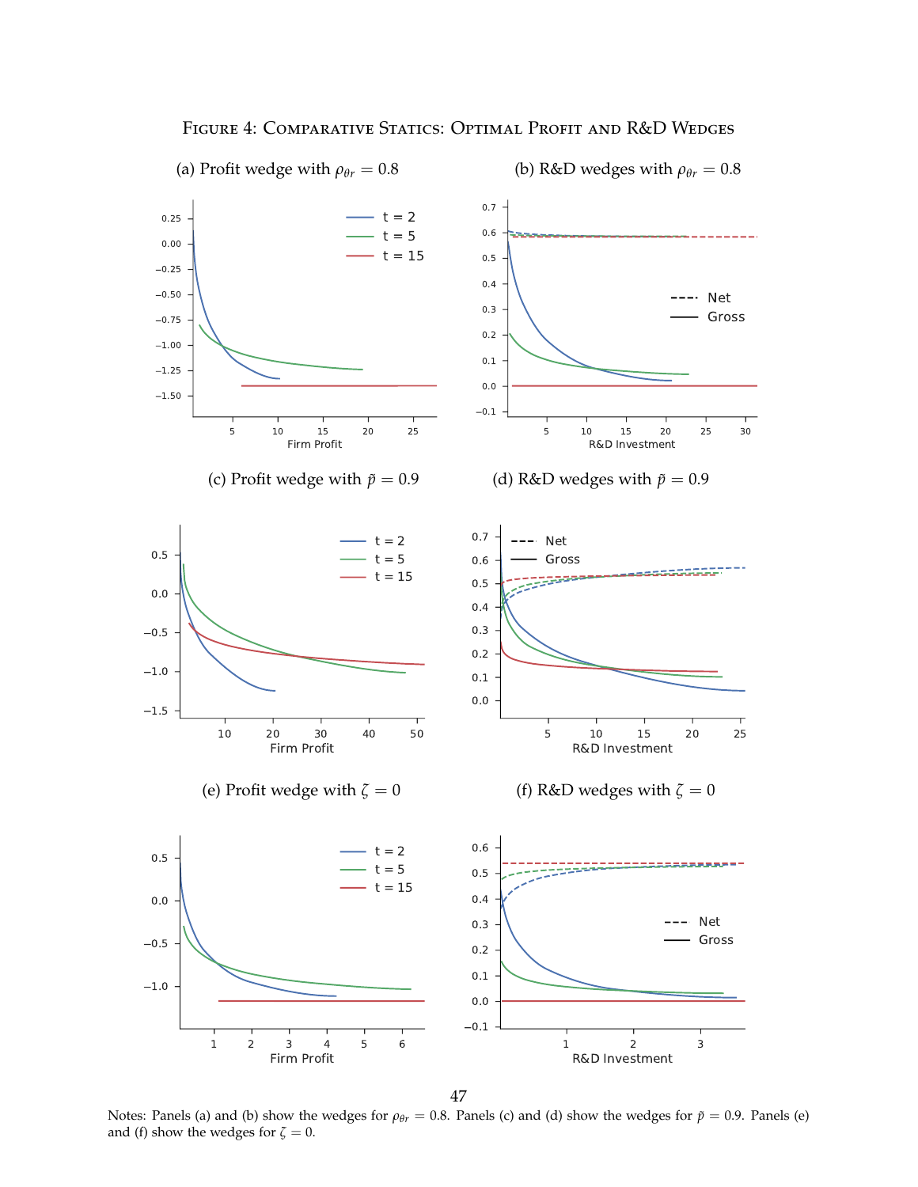# Figure 4: Comparative Statics: Optimal Profit and R&D Wedges

(a) Profit wedge with $\rho_{\theta r} = 0.8$

(b) R&D wedges with $\rho_{\theta r} = 0.8$

(c) Profit wedge with $\tilde{p} = 0.9$

(d) R&D wedges with $\tilde{p} = 0.9$

(e) Profit wedge with $\zeta = 0$

(f) R&D wedges with $\zeta = 0$

Notes: Panels (a) and (b) show the wedges for $\rho_{\theta r} = 0.8$. Panels (c) and (d) show the wedges for $\tilde{p} = 0.9$. Panels (e) and (f) show the wedges for $\zeta = 0$.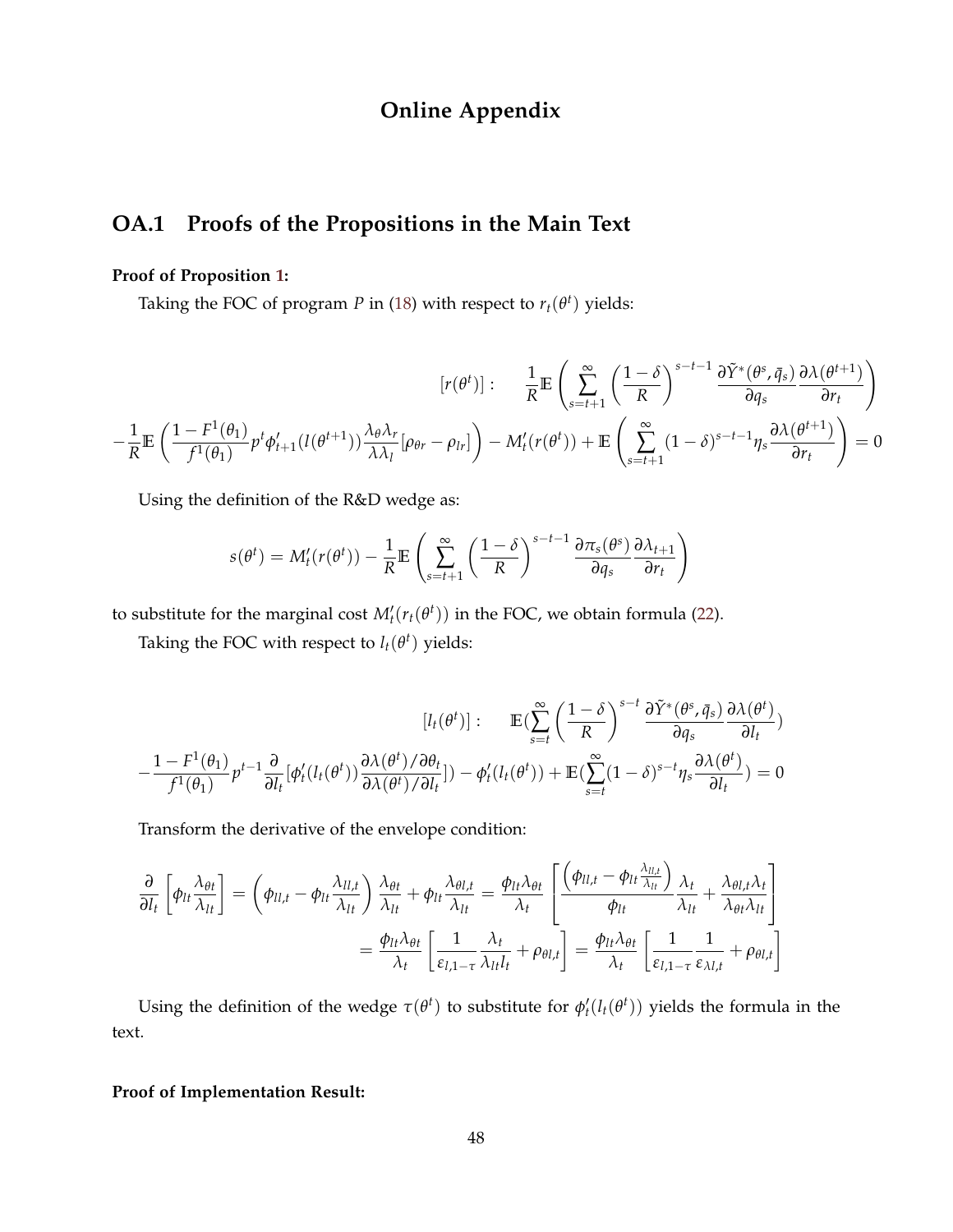# Online Appendix

## OA.1 Proofs of the Propositions in the Main Text

**Proof of Proposition 1:**

Taking the FOC of program $P$ in (18) with respect to $r_t(\theta^t)$ yields:

$$
\begin{aligned}
[r(\theta^t)]: \quad & \frac{1}{R}\mathbb{E}\left(\sum_{s=t+1}^{\infty}\left(\frac{1-\delta}{R}\right)^{s-t-1}\frac{\partial \tilde{Y}^*(\theta^s,\bar{q}_s)}{\partial q_s}\frac{\partial \lambda(\theta^{t+1})}{\partial r_t}\right) \\
-\frac{1}{R}\mathbb{E}\left(\frac{1-F^1(\theta_1)}{f^1(\theta_1)}p^t\phi'_{t+1}(l(\theta^{t+1}))\frac{\lambda_\theta\lambda_r}{\lambda\lambda_l}[\rho_{\theta r}-\rho_{lr}]\right) & - M'_t(r(\theta^t)) + \mathbb{E}\left(\sum_{s=t+1}^{\infty}(1-\delta)^{s-t-1}\eta_s\frac{\partial \lambda(\theta^{t+1})}{\partial r_t}\right) = 0
\end{aligned}
$$

Using the definition of the R&D wedge as:

$$
s(\theta^t) = M'_t(r(\theta^t)) - \frac{1}{R}\mathbb{E}\left(\sum_{s=t+1}^{\infty}\left(\frac{1-\delta}{R}\right)^{s-t-1}\frac{\partial \pi_s(\theta^s)}{\partial q_s}\frac{\partial \lambda_{t+1}}{\partial r_t}\right)
$$

to substitute for the marginal cost $M'_t(r_t(\theta^t))$ in the FOC, we obtain formula (22).

Taking the FOC with respect to $l_t(\theta^t)$ yields:

$$
\begin{aligned}
[l_t(\theta^t)]: \quad & \mathbb{E}\left(\sum_{s=t}^{\infty}\left(\frac{1-\delta}{R}\right)^{s-t}\frac{\partial \tilde{Y}^*(\theta^s,\bar{q}_s)}{\partial q_s}\frac{\partial \lambda(\theta^t)}{\partial l_t}\right) \\
-\frac{1-F^1(\theta_1)}{f^1(\theta_1)}p^{t-1}\frac{\partial}{\partial l_t}\left[\phi'_t(l_t(\theta^t))\frac{\partial \lambda(\theta^t)/\partial \theta_t}{\partial \lambda(\theta^t)/\partial l_t}\right] & - \phi'_t(l_t(\theta^t)) + \mathbb{E}\left(\sum_{s=t}^{\infty}(1-\delta)^{s-t}\eta_s\frac{\partial \lambda(\theta^t)}{\partial l_t}\right) = 0
\end{aligned}
$$

Transform the derivative of the envelope condition:

$$
\begin{aligned}
\frac{\partial}{\partial l_t}\left[\phi_{lt}\frac{\lambda_{\theta t}}{\lambda_{lt}}\right] &= \left(\phi_{ll,t} - \phi_{lt}\frac{\lambda_{ll,t}}{\lambda_{lt}}\right)\frac{\lambda_{\theta t}}{\lambda_{lt}} + \phi_{lt}\frac{\lambda_{\theta l,t}}{\lambda_{lt}} = \frac{\phi_{lt}\lambda_{\theta t}}{\lambda_t}\left[\frac{\left(\phi_{ll,t} - \phi_{lt}\frac{\lambda_{ll,t}}{\lambda_{lt}}\right)}{\phi_{lt}}\frac{\lambda_t}{\lambda_{lt}} + \frac{\lambda_{\theta l,t}\lambda_t}{\lambda_{\theta t}\lambda_{lt}}\right] \\
&= \frac{\phi_{lt}\lambda_{\theta t}}{\lambda_t}\left[\frac{1}{\varepsilon_{l,1-\tau}}\frac{\lambda_t}{\lambda_{lt}l_t} + \rho_{\theta l,t}\right] = \frac{\phi_{lt}\lambda_{\theta t}}{\lambda_t}\left[\frac{1}{\varepsilon_{l,1-\tau}}\frac{1}{\varepsilon_{\lambda l,t}} + \rho_{\theta l,t}\right]
\end{aligned}
$$

Using the definition of the wedge $\tau(\theta^t)$ to substitute for $\phi'_t(l_t(\theta^t))$ yields the formula in the text.

**Proof of Implementation Result:**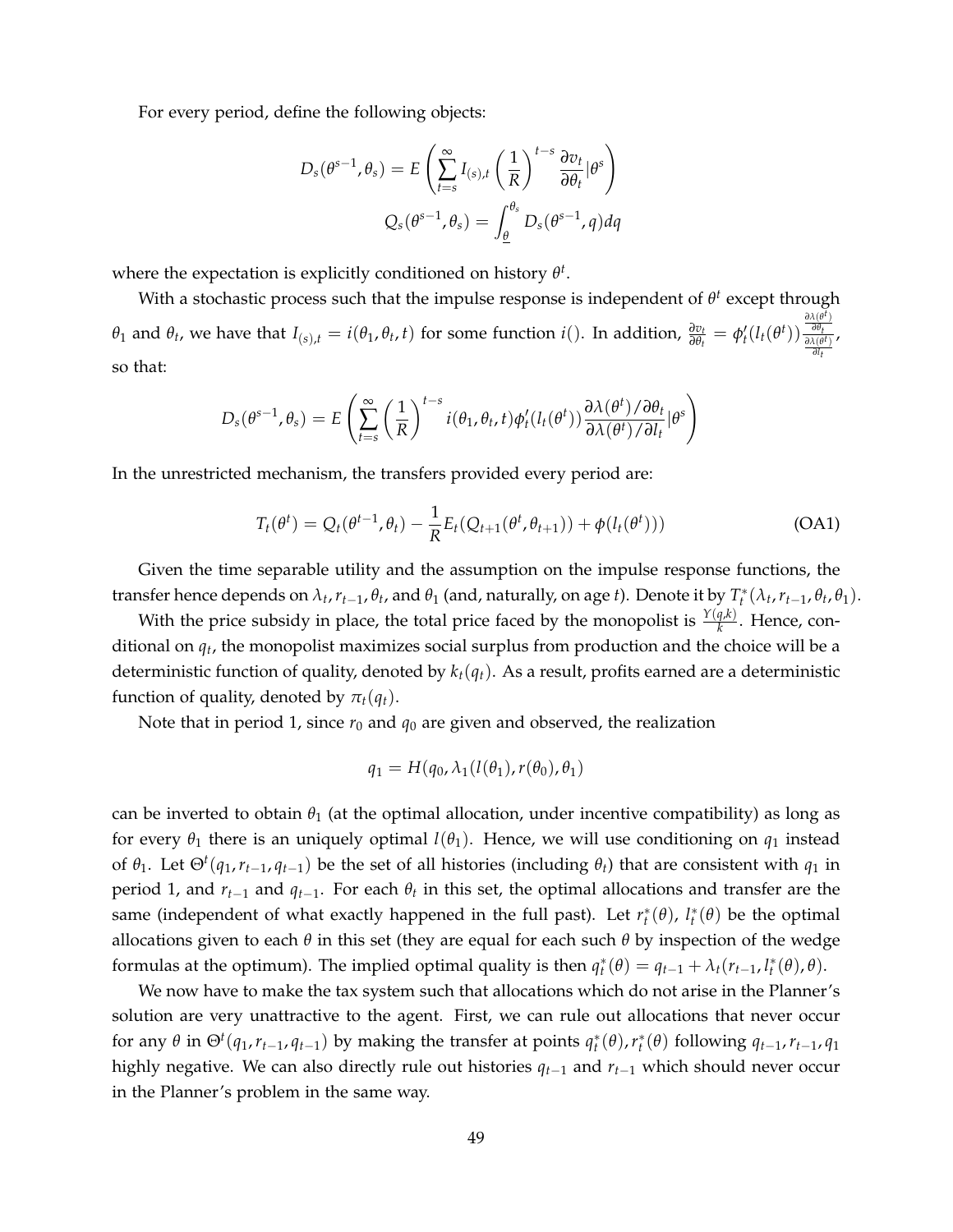For every period, define the following objects:

$$D_s(\theta^{s-1}, \theta_s) = E\left(\sum_{t=s}^{\infty} I_{(s),t}\left(\frac{1}{R}\right)^{t-s}\frac{\partial v_t}{\partial \theta_t}|\theta^s\right)$$

$$Q_s(\theta^{s-1}, \theta_s) = \int_{\underline{\theta}}^{\theta_s} D_s(\theta^{s-1}, q)dq$$

where the expectation is explicitly conditioned on history $\theta^t$.

With a stochastic process such that the impulse response is independent of $\theta^t$ except through $\theta_1$ and $\theta_t$, we have that $I_{(s),t} = i(\theta_1, \theta_t, t)$ for some function $i()$. In addition, $\frac{\partial v_t}{\partial \theta_t} = \phi_t'(l_t(\theta^t))\frac{\frac{\partial \lambda(\theta^t)}{\partial \theta_t}}{\frac{\partial \lambda(\theta^t)}{\partial l_t}}$, so that:

$$D_s(\theta^{s-1}, \theta_s) = E\left(\sum_{t=s}^{\infty}\left(\frac{1}{R}\right)^{t-s} i(\theta_1, \theta_t, t)\phi_t'(l_t(\theta^t))\frac{\partial \lambda(\theta^t)/\partial \theta_t}{\partial \lambda(\theta^t)/\partial l_t}|\theta^s\right)$$

In the unrestricted mechanism, the transfers provided every period are:

$$T_t(\theta^t) = Q_t(\theta^{t-1}, \theta_t) - \frac{1}{R}E_t(Q_{t+1}(\theta^t, \theta_{t+1})) + \phi(l_t(\theta^t))) \tag{OA1}$$

Given the time separable utility and the assumption on the impulse response functions, the transfer hence depends on $\lambda_t, r_{t-1}, \theta_t$, and $\theta_1$ (and, naturally, on age $t$). Denote it by $T_t^*(\lambda_t, r_{t-1}, \theta_t, \theta_1)$.

With the price subsidy in place, the total price faced by the monopolist is $\frac{Y(q,k)}{k}$. Hence, conditional on $q_t$, the monopolist maximizes social surplus from production and the choice will be a deterministic function of quality, denoted by $k_t(q_t)$. As a result, profits earned are a deterministic function of quality, denoted by $\pi_t(q_t)$.

Note that in period 1, since $r_0$ and $q_0$ are given and observed, the realization

$$q_1 = H(q_0, \lambda_1(l(\theta_1), r(\theta_0), \theta_1)$$

can be inverted to obtain $\theta_1$ (at the optimal allocation, under incentive compatibility) as long as for every $\theta_1$ there is an uniquely optimal $l(\theta_1)$. Hence, we will use conditioning on $q_1$ instead of $\theta_1$. Let $\Theta^t(q_1, r_{t-1}, q_{t-1})$ be the set of all histories (including $\theta_t$) that are consistent with $q_1$ in period 1, and $r_{t-1}$ and $q_{t-1}$. For each $\theta_t$ in this set, the optimal allocations and transfer are the same (independent of what exactly happened in the full past). Let $r_t^*(\theta)$, $l_t^*(\theta)$ be the optimal allocations given to each $\theta$ in this set (they are equal for each such $\theta$ by inspection of the wedge formulas at the optimum). The implied optimal quality is then $q_t^*(\theta) = q_{t-1} + \lambda_t(r_{t-1}, l_t^*(\theta), \theta)$.

We now have to make the tax system such that allocations which do not arise in the Planner's solution are very unattractive to the agent. First, we can rule out allocations that never occur for any $\theta$ in $\Theta^t(q_1, r_{t-1}, q_{t-1})$ by making the transfer at points $q_t^*(\theta), r_t^*(\theta)$ following $q_{t-1}, r_{t-1}, q_1$ highly negative. We can also directly rule out histories $q_{t-1}$ and $r_{t-1}$ which should never occur in the Planner's problem in the same way.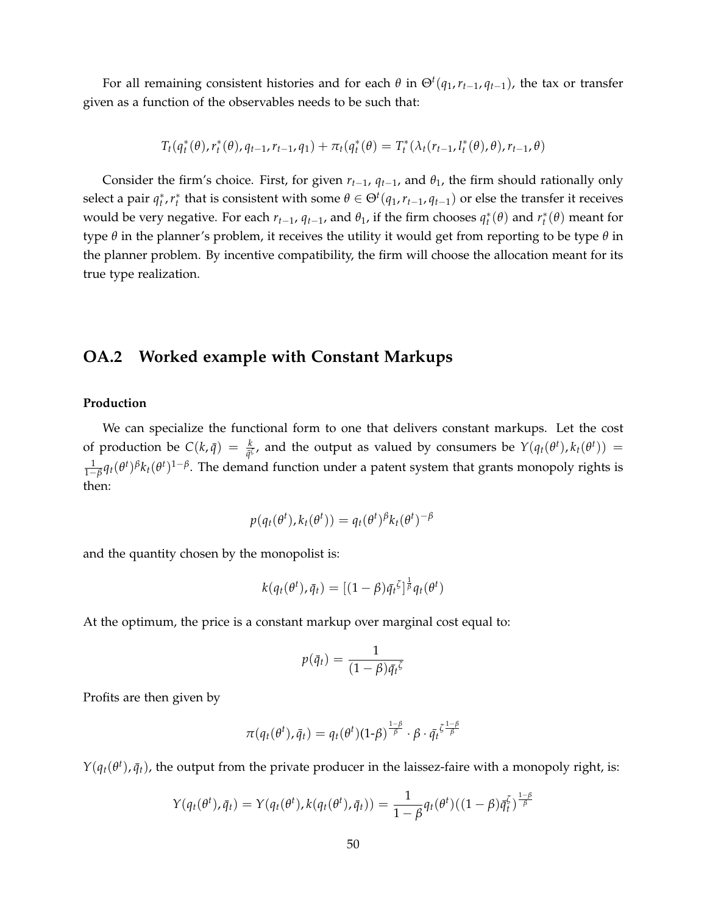For all remaining consistent histories and for each $\theta$ in $\Theta^t(q_1, r_{t-1}, q_{t-1})$, the tax or transfer given as a function of the observables needs to be such that:

$$T_t(q_t^*(\theta), r_t^*(\theta), q_{t-1}, r_{t-1}, q_1) + \pi_t(q_t^*(\theta) = T_t^*(\lambda_t(r_{t-1}, l_t^*(\theta), \theta), r_{t-1}, \theta)$$

Consider the firm's choice. First, for given $r_{t-1}$, $q_{t-1}$, and $\theta_1$, the firm should rationally only select a pair $q_t^*, r_t^*$ that is consistent with some $\theta \in \Theta^t(q_1, r_{t-1}, q_{t-1})$ or else the transfer it receives would be very negative. For each $r_{t-1}$, $q_{t-1}$, and $\theta_1$, if the firm chooses $q_t^*(\theta)$ and $r_t^*(\theta)$ meant for type $\theta$ in the planner's problem, it receives the utility it would get from reporting to be type $\theta$ in the planner problem. By incentive compatibility, the firm will choose the allocation meant for its true type realization.

## OA.2 Worked example with Constant Markups

**Production**

We can specialize the functional form to one that delivers constant markups. Let the cost of production be $C(k, \bar{q}) = \frac{k}{\bar{q}^\zeta}$, and the output as valued by consumers be $Y(q_t(\theta^t), k_t(\theta^t)) = \frac{1}{1-\beta} q_t(\theta^t)^\beta k_t(\theta^t)^{1-\beta}$. The demand function under a patent system that grants monopoly rights is then:

$$p(q_t(\theta^t), k_t(\theta^t)) = q_t(\theta^t)^\beta k_t(\theta^t)^{-\beta}$$

and the quantity chosen by the monopolist is:

$$k(q_t(\theta^t), \bar{q}_t) = [(1-\beta)\bar{q}_t^{\zeta}]^{\frac{1}{\beta}} q_t(\theta^t)$$

At the optimum, the price is a constant markup over marginal cost equal to:

$$p(\bar{q}_t) = \frac{1}{(1-\beta)\bar{q}_t^{\zeta}}$$

Profits are then given by

$$\pi(q_t(\theta^t), \bar{q}_t) = q_t(\theta^t)(1\text{-}\beta)^{\frac{1-\beta}{\beta}} \cdot \beta \cdot \bar{q}_t^{\zeta \frac{1-\beta}{\beta}}$$

$Y(q_t(\theta^t), \bar{q}_t)$, the output from the private producer in the laissez-faire with a monopoly right, is:

$$Y(q_t(\theta^t), \bar{q}_t) = Y(q_t(\theta^t), k(q_t(\theta^t), \bar{q}_t)) = \frac{1}{1-\beta} q_t(\theta^t)((1-\beta)\bar{q}_t^{\zeta})^{\frac{1-\beta}{\beta}}$$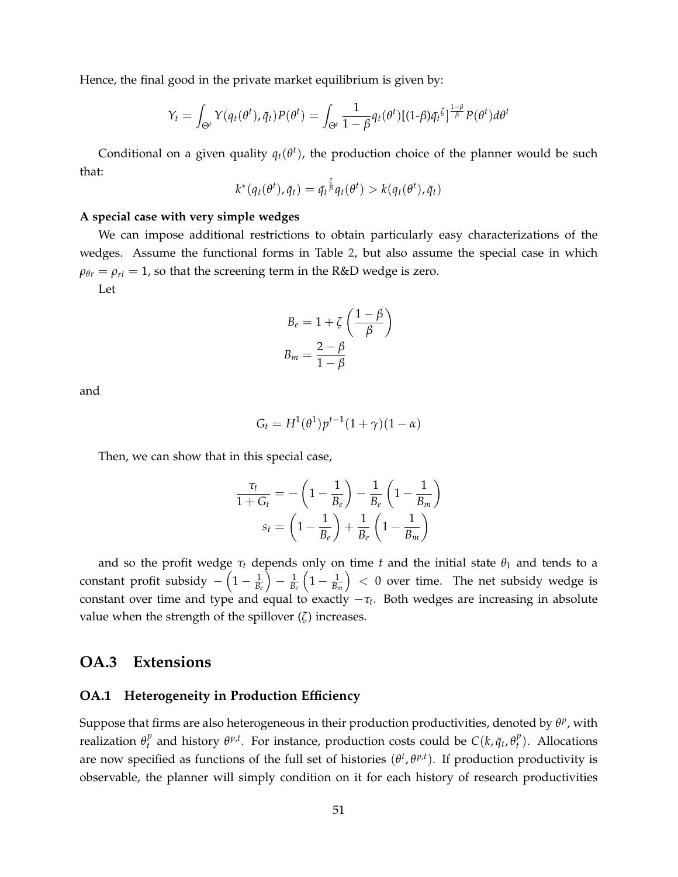Hence, the final good in the private market equilibrium is given by:

$$Y_t = \int_{\Theta^t} Y(q_t(\theta^t), \bar{q}_t) P(\theta^t) = \int_{\Theta^t} \frac{1}{1-\beta} q_t(\theta^t) [(1\text{-}\beta)\bar{q}_t^{\zeta}]^{\frac{1-\beta}{\beta}} P(\theta^t) d\theta^t$$

Conditional on a given quality $q_t(\theta^t)$, the production choice of the planner would be such that:

$$k^*(q_t(\theta^t), \bar{q}_t) = \bar{q}_t^{\frac{\zeta}{\beta}} q_t(\theta^t) > k(q_t(\theta^t), \bar{q}_t)$$

**A special case with very simple wedges**

We can impose additional restrictions to obtain particularly easy characterizations of the wedges. Assume the functional forms in Table 2, but also assume the special case in which $\rho_{\theta r} = \rho_{rl} = 1$, so that the screening term in the R&D wedge is zero.

Let

$$B_e = 1 + \zeta \left( \frac{1-\beta}{\beta} \right)$$
$$B_m = \frac{2-\beta}{1-\beta}$$

and

$$G_t = H^1(\theta^1) p^{t-1} (1+\gamma)(1-\alpha)$$

Then, we can show that in this special case,

$$\frac{\tau_t}{1+G_t} = -\left(1 - \frac{1}{B_e}\right) - \frac{1}{B_e}\left(1 - \frac{1}{B_m}\right)$$
$$s_t = \left(1 - \frac{1}{B_e}\right) + \frac{1}{B_e}\left(1 - \frac{1}{B_m}\right)$$

and so the profit wedge $\tau_t$ depends only on time $t$ and the initial state $\theta_1$ and tends to a constant profit subsidy $-\left(1 - \frac{1}{B_e}\right) - \frac{1}{B_e}\left(1 - \frac{1}{B_m}\right) < 0$ over time. The net subsidy wedge is constant over time and type and equal to exactly $-\tau_t$. Both wedges are increasing in absolute value when the strength of the spillover ($\zeta$) increases.

## OA.3 Extensions

### OA.1 Heterogeneity in Production Efficiency

Suppose that firms are also heterogeneous in their production productivities, denoted by $\theta^p$, with realization $\theta_t^p$ and history $\theta^{p,t}$. For instance, production costs could be $C(k, \bar{q}_t, \theta_t^p)$. Allocations are now specified as functions of the full set of histories $(\theta^t, \theta^{p,t})$. If production productivity is observable, the planner will simply condition on it for each history of research productivities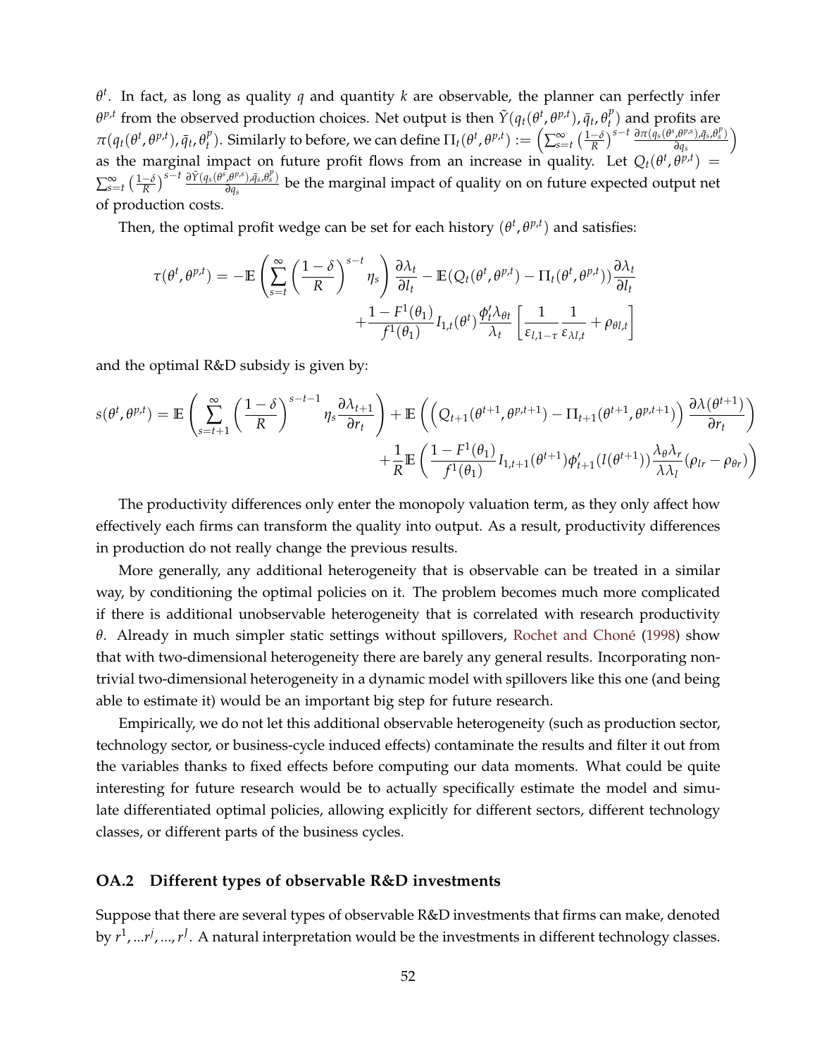$\theta^t$. In fact, as long as quality $q$ and quantity $k$ are observable, the planner can perfectly infer $\theta^{p,t}$ from the observed production choices. Net output is then $\tilde{Y}(q_t(\theta^t, \theta^{p,t}), \bar{q}_t, \theta_t^p)$ and profits are $\pi(q_t(\theta^t, \theta^{p,t}), \bar{q}_t, \theta_t^p)$. Similarly to before, we can define $\Pi_t(\theta^t, \theta^{p,t}) := \left(\sum_{s=t}^{\infty} \left(\frac{1-\delta}{R}\right)^{s-t} \frac{\partial \pi(q_s(\theta^s, \theta^{p,s}), \bar{q}_s, \theta_s^p)}{\partial q_s}\right)$ as the marginal impact on future profit flows from an increase in quality. Let $Q_t(\theta^t, \theta^{p,t}) = \sum_{s=t}^{\infty} \left(\frac{1-\delta}{R}\right)^{s-t} \frac{\partial \tilde{Y}(q_s(\theta^s, \theta^{p,s}), \bar{q}_s, \theta_s^p)}{\partial q_s}$ be the marginal impact of quality on on future expected output net of production costs.

Then, the optimal profit wedge can be set for each history $(\theta^t, \theta^{p,t})$ and satisfies:

$$\tau(\theta^t, \theta^{p,t}) = -\mathbb{E}\left(\sum_{s=t}^{\infty} \left(\frac{1-\delta}{R}\right)^{s-t} \eta_s\right) \frac{\partial \lambda_t}{\partial l_t} - \mathbb{E}(Q_t(\theta^t, \theta^{p,t}) - \Pi_t(\theta^t, \theta^{p,t})) \frac{\partial \lambda_t}{\partial l_t} + \frac{1 - F^1(\theta_1)}{f^1(\theta_1)} I_{1,t}(\theta^t) \frac{\phi_t' \lambda_{\theta t}}{\lambda_t} \left[\frac{1}{\varepsilon_{l,1-\tau}} \frac{1}{\varepsilon_{\lambda l,t}} + \rho_{\theta l,t}\right]$$

and the optimal R&D subsidy is given by:

$$s(\theta^t, \theta^{p,t}) = \mathbb{E}\left(\sum_{s=t+1}^{\infty} \left(\frac{1-\delta}{R}\right)^{s-t-1} \eta_s \frac{\partial \lambda_{t+1}}{\partial r_t}\right) + \mathbb{E}\left(\left(Q_{t+1}(\theta^{t+1}, \theta^{p,t+1}) - \Pi_{t+1}(\theta^{t+1}, \theta^{p,t+1})\right) \frac{\partial \lambda(\theta^{t+1})}{\partial r_t}\right) + \frac{1}{R} \mathbb{E}\left(\frac{1 - F^1(\theta_1)}{f^1(\theta_1)} I_{1,t+1}(\theta^{t+1}) \phi_{t+1}'(l(\theta^{t+1})) \frac{\lambda_\theta \lambda_r}{\lambda \lambda_l} (\rho_{lr} - \rho_{\theta r})\right)$$

The productivity differences only enter the monopoly valuation term, as they only affect how effectively each firms can transform the quality into output. As a result, productivity differences in production do not really change the previous results.

More generally, any additional heterogeneity that is observable can be treated in a similar way, by conditioning the optimal policies on it. The problem becomes much more complicated if there is additional unobservable heterogeneity that is correlated with research productivity $\theta$. Already in much simpler static settings without spillovers, Rochet and Choné (1998) show that with two-dimensional heterogeneity there are barely any general results. Incorporating non-trivial two-dimensional heterogeneity in a dynamic model with spillovers like this one (and being able to estimate it) would be an important big step for future research.

Empirically, we do not let this additional observable heterogeneity (such as production sector, technology sector, or business-cycle induced effects) contaminate the results and filter it out from the variables thanks to fixed effects before computing our data moments. What could be quite interesting for future research would be to actually specifically estimate the model and simulate differentiated optimal policies, allowing explicitly for different sectors, different technology classes, or different parts of the business cycles.

## OA.2 Different types of observable R&D investments

Suppose that there are several types of observable R&D investments that firms can make, denoted by $r^1, ...r^j, ..., r^J$. A natural interpretation would be the investments in different technology classes.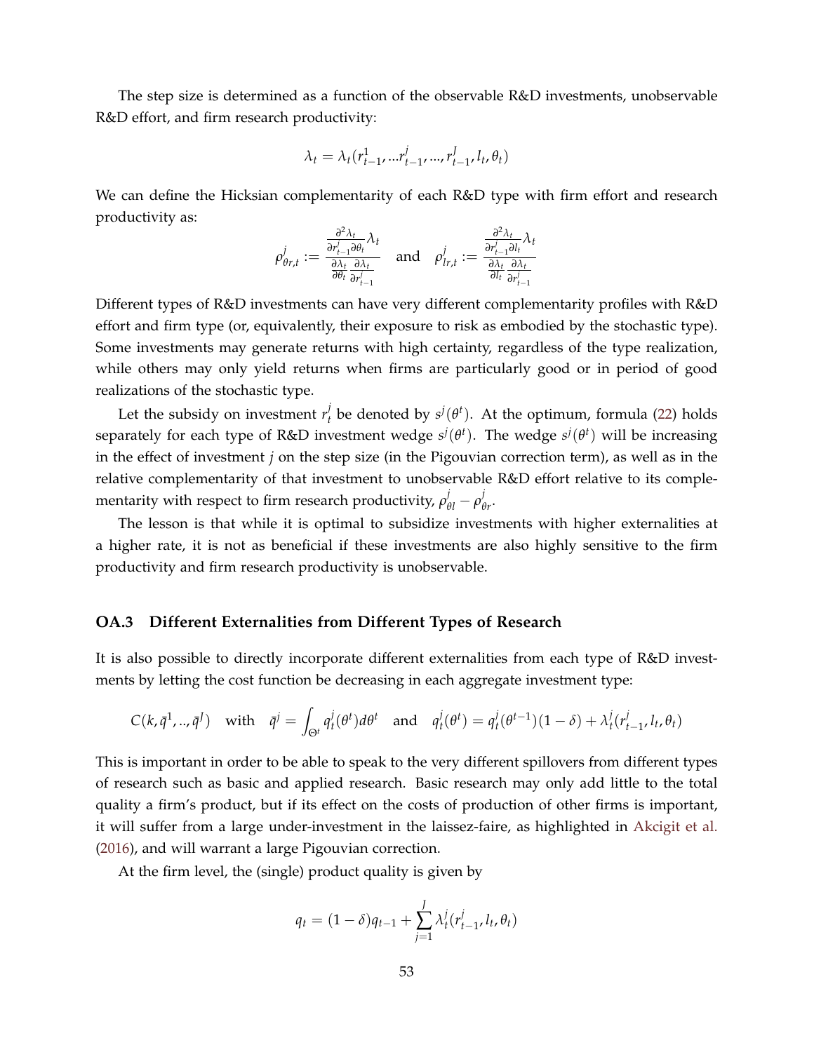The step size is determined as a function of the observable R&D investments, unobservable R&D effort, and firm research productivity:

$$\lambda_t = \lambda_t(r^1_{t-1}, ...r^j_{t-1}, ..., r^J_{t-1}, l_t, \theta_t)$$

We can define the Hicksian complementarity of each R&D type with firm effort and research productivity as:

$$\rho^j_{\theta r,t} := \frac{\frac{\partial^2 \lambda_t}{\partial r^j_{t-1} \partial \theta_t} \lambda_t}{\frac{\partial \lambda_t}{\partial \theta_t} \frac{\partial \lambda_t}{\partial r^j_{t-1}}} \quad \text{and} \quad \rho^j_{lr,t} := \frac{\frac{\partial^2 \lambda_t}{\partial r^j_{t-1} \partial l_t} \lambda_t}{\frac{\partial \lambda_t}{\partial l_t} \frac{\partial \lambda_t}{\partial r^j_{t-1}}}$$

Different types of R&D investments can have very different complementarity profiles with R&D effort and firm type (or, equivalently, their exposure to risk as embodied by the stochastic type). Some investments may generate returns with high certainty, regardless of the type realization, while others may only yield returns when firms are particularly good or in period of good realizations of the stochastic type.

Let the subsidy on investment $r^j_t$ be denoted by $s^j(\theta^t)$. At the optimum, formula (22) holds separately for each type of R&D investment wedge $s^j(\theta^t)$. The wedge $s^j(\theta^t)$ will be increasing in the effect of investment $j$ on the step size (in the Pigouvian correction term), as well as in the relative complementarity of that investment to unobservable R&D effort relative to its complementarity with respect to firm research productivity, $\rho^j_{\theta l} - \rho^j_{\theta r}$.

The lesson is that while it is optimal to subsidize investments with higher externalities at a higher rate, it is not as beneficial if these investments are also highly sensitive to the firm productivity and firm research productivity is unobservable.

### OA.3 Different Externalities from Different Types of Research

It is also possible to directly incorporate different externalities from each type of R&D investments by letting the cost function be decreasing in each aggregate investment type:

$$C(k, \bar{q}^1, .., \bar{q}^J) \quad \text{with} \quad \bar{q}^j = \int_{\Theta^t} q^j_t(\theta^t) d\theta^t \quad \text{and} \quad q^j_t(\theta^t) = q^j_t(\theta^{t-1})(1-\delta) + \lambda^j_t(r^j_{t-1}, l_t, \theta_t)$$

This is important in order to be able to speak to the very different spillovers from different types of research such as basic and applied research. Basic research may only add little to the total quality a firm's product, but if its effect on the costs of production of other firms is important, it will suffer from a large under-investment in the laissez-faire, as highlighted in Akcigit et al. (2016), and will warrant a large Pigouvian correction.

At the firm level, the (single) product quality is given by

$$q_t = (1-\delta)q_{t-1} + \sum_{j=1}^{J} \lambda^j_t(r^j_{t-1}, l_t, \theta_t)$$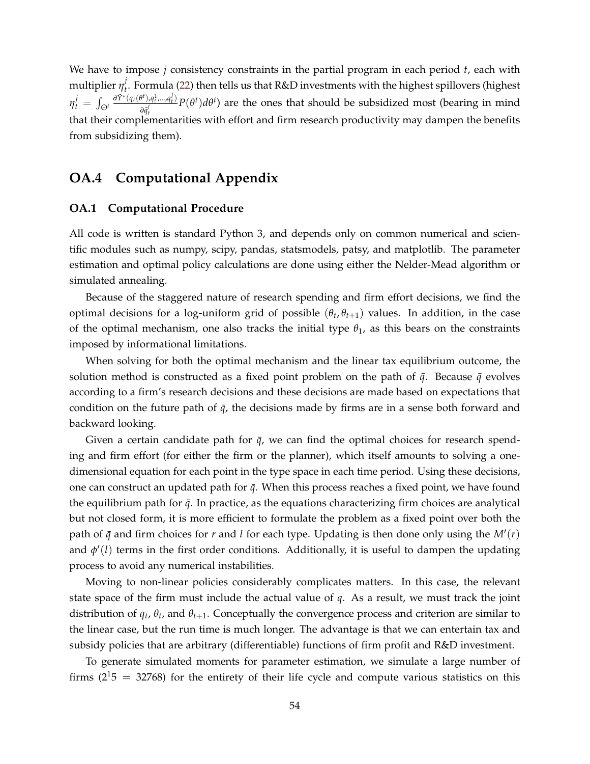We have to impose $j$ consistency constraints in the partial program in each period $t$, each with multiplier $\eta_t^j$. Formula (22) then tells us that R&D investments with the highest spillovers (highest $\eta_t^j = \int_{\Theta^t} \frac{\partial \tilde{Y}^*(q_t(\theta^t), \bar{q}_t^1, ..., \bar{q}_t^J)}{\partial \bar{q}_t^j} P(\theta^t) d\theta^t$) are the ones that should be subsidized most (bearing in mind that their complementarities with effort and firm research productivity may dampen the benefits from subsidizing them).

## OA.4 Computational Appendix

### OA.1 Computational Procedure

All code is written is standard Python 3, and depends only on common numerical and scientific modules such as numpy, scipy, pandas, statsmodels, patsy, and matplotlib. The parameter estimation and optimal policy calculations are done using either the Nelder-Mead algorithm or simulated annealing.

Because of the staggered nature of research spending and firm effort decisions, we find the optimal decisions for a log-uniform grid of possible $(\theta_t, \theta_{t+1})$ values. In addition, in the case of the optimal mechanism, one also tracks the initial type $\theta_1$, as this bears on the constraints imposed by informational limitations.

When solving for both the optimal mechanism and the linear tax equilibrium outcome, the solution method is constructed as a fixed point problem on the path of $\bar{q}$. Because $\bar{q}$ evolves according to a firm's research decisions and these decisions are made based on expectations that condition on the future path of $\bar{q}$, the decisions made by firms are in a sense both forward and backward looking.

Given a certain candidate path for $\bar{q}$, we can find the optimal choices for research spending and firm effort (for either the firm or the planner), which itself amounts to solving a one-dimensional equation for each point in the type space in each time period. Using these decisions, one can construct an updated path for $\bar{q}$. When this process reaches a fixed point, we have found the equilibrium path for $\bar{q}$. In practice, as the equations characterizing firm choices are analytical but not closed form, it is more efficient to formulate the problem as a fixed point over both the path of $\bar{q}$ and firm choices for $r$ and $l$ for each type. Updating is then done only using the $M'(r)$ and $\phi'(l)$ terms in the first order conditions. Additionally, it is useful to dampen the updating process to avoid any numerical instabilities.

Moving to non-linear policies considerably complicates matters. In this case, the relevant state space of the firm must include the actual value of $q$. As a result, we must track the joint distribution of $q_t$, $\theta_t$, and $\theta_{t+1}$. Conceptually the convergence process and criterion are similar to the linear case, but the run time is much longer. The advantage is that we can entertain tax and subsidy policies that are arbitrary (differentiable) functions of firm profit and R&D investment.

To generate simulated moments for parameter estimation, we simulate a large number of firms ($2^15 = 32768$) for the entirety of their life cycle and compute various statistics on this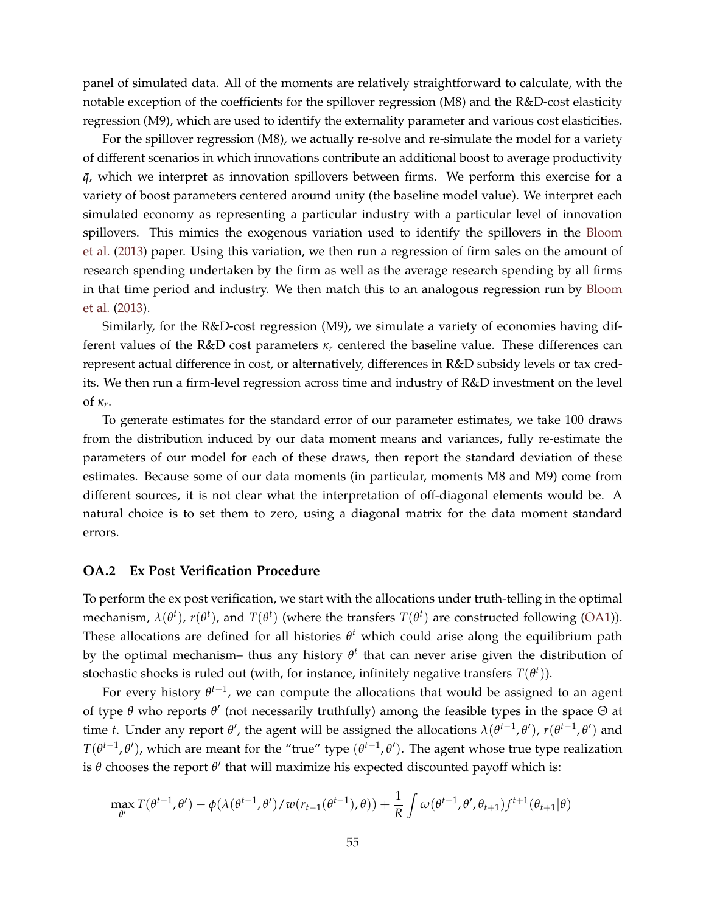panel of simulated data. All of the moments are relatively straightforward to calculate, with the notable exception of the coefficients for the spillover regression (M8) and the R&D-cost elasticity regression (M9), which are used to identify the externality parameter and various cost elasticities.

For the spillover regression (M8), we actually re-solve and re-simulate the model for a variety of different scenarios in which innovations contribute an additional boost to average productivity $\bar{q}$, which we interpret as innovation spillovers between firms. We perform this exercise for a variety of boost parameters centered around unity (the baseline model value). We interpret each simulated economy as representing a particular industry with a particular level of innovation spillovers. This mimics the exogenous variation used to identify the spillovers in the Bloom et al. (2013) paper. Using this variation, we then run a regression of firm sales on the amount of research spending undertaken by the firm as well as the average research spending by all firms in that time period and industry. We then match this to an analogous regression run by Bloom et al. (2013).

Similarly, for the R&D-cost regression (M9), we simulate a variety of economies having different values of the R&D cost parameters $\kappa_r$ centered the baseline value. These differences can represent actual difference in cost, or alternatively, differences in R&D subsidy levels or tax credits. We then run a firm-level regression across time and industry of R&D investment on the level of $\kappa_r$.

To generate estimates for the standard error of our parameter estimates, we take 100 draws from the distribution induced by our data moment means and variances, fully re-estimate the parameters of our model for each of these draws, then report the standard deviation of these estimates. Because some of our data moments (in particular, moments M8 and M9) come from different sources, it is not clear what the interpretation of off-diagonal elements would be. A natural choice is to set them to zero, using a diagonal matrix for the data moment standard errors.

## OA.2 Ex Post Verification Procedure

To perform the ex post verification, we start with the allocations under truth-telling in the optimal mechanism, $\lambda(\theta^t)$, $r(\theta^t)$, and $T(\theta^t)$ (where the transfers $T(\theta^t)$ are constructed following (OA1)). These allocations are defined for all histories $\theta^t$ which could arise along the equilibrium path by the optimal mechanism– thus any history $\theta^t$ that can never arise given the distribution of stochastic shocks is ruled out (with, for instance, infinitely negative transfers $T(\theta^t)$).

For every history $\theta^{t-1}$, we can compute the allocations that would be assigned to an agent of type $\theta$ who reports $\theta'$ (not necessarily truthfully) among the feasible types in the space $\Theta$ at time $t$. Under any report $\theta'$, the agent will be assigned the allocations $\lambda(\theta^{t-1}, \theta')$, $r(\theta^{t-1}, \theta')$ and $T(\theta^{t-1}, \theta')$, which are meant for the "true" type $(\theta^{t-1}, \theta')$. The agent whose true type realization is $\theta$ chooses the report $\theta'$ that will maximize his expected discounted payoff which is:

$$\max_{\theta'} T(\theta^{t-1}, \theta') - \phi(\lambda(\theta^{t-1}, \theta')/w(r_{t-1}(\theta^{t-1}), \theta)) + \frac{1}{R} \int \omega(\theta^{t-1}, \theta', \theta_{t+1}) f^{t+1}(\theta_{t+1}|\theta)$$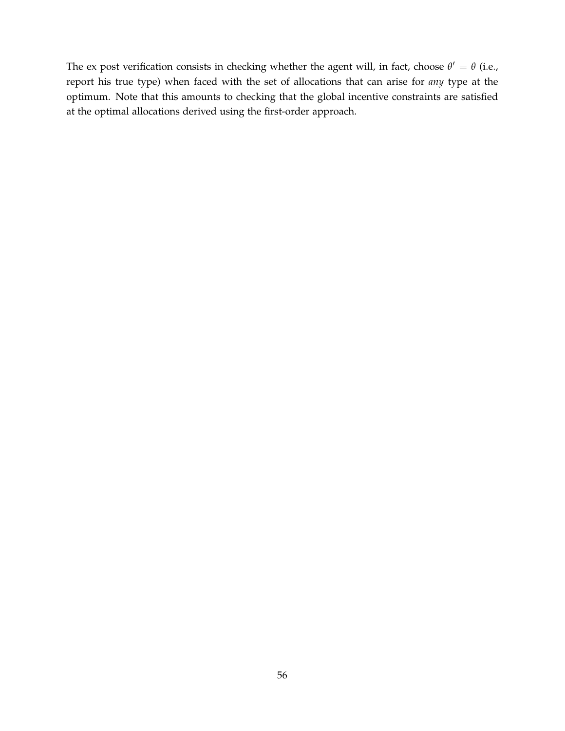The ex post verification consists in checking whether the agent will, in fact, choose $\theta' = \theta$ (i.e., report his true type) when faced with the set of allocations that can arise for *any* type at the optimum. Note that this amounts to checking that the global incentive constraints are satisfied at the optimal allocations derived using the first-order approach.